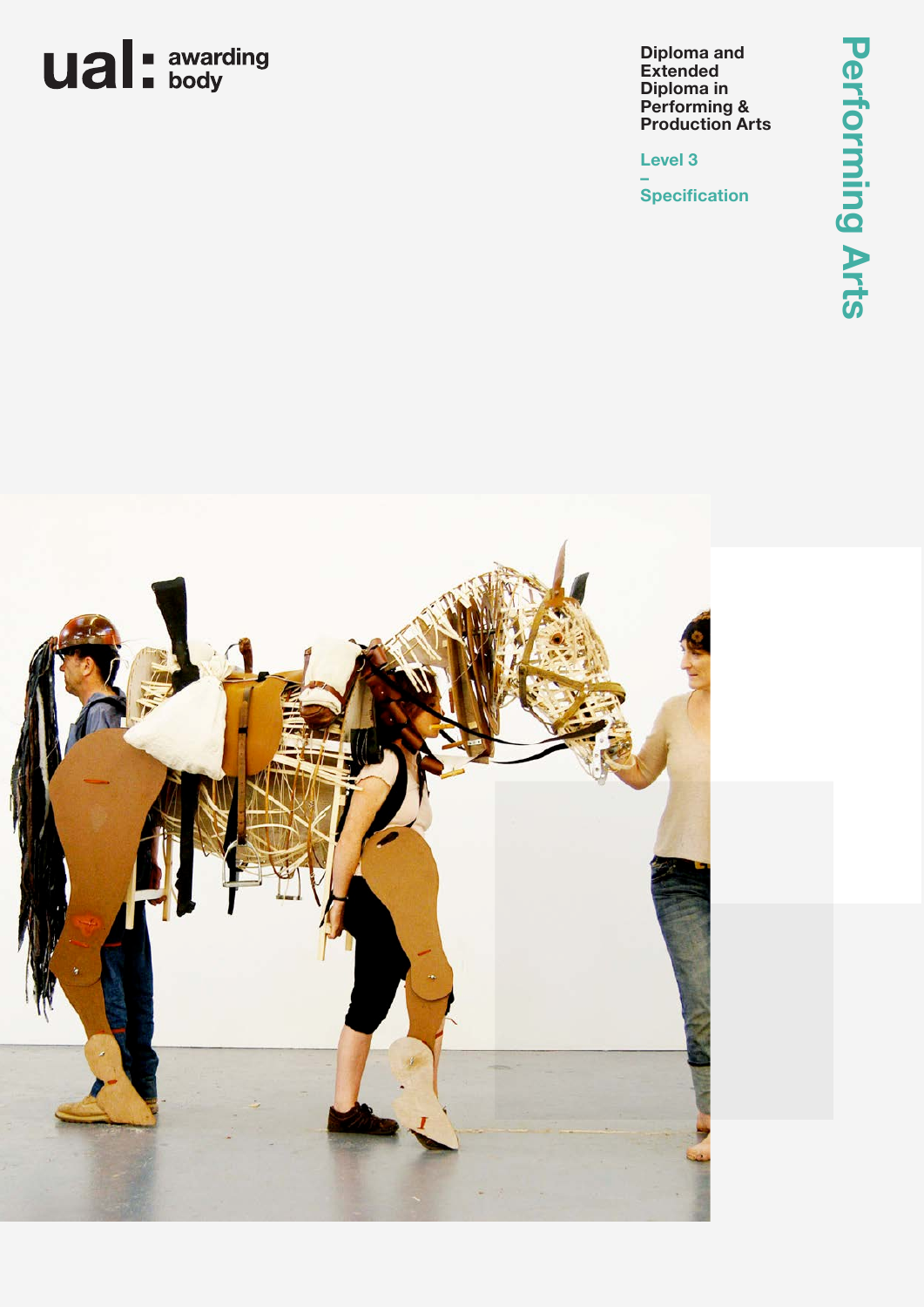ual: awarding body

# Diploma and Extended Diploma in Performing & Production Arts

**Level 3**

**–**

**Specification**

**Performing Arts**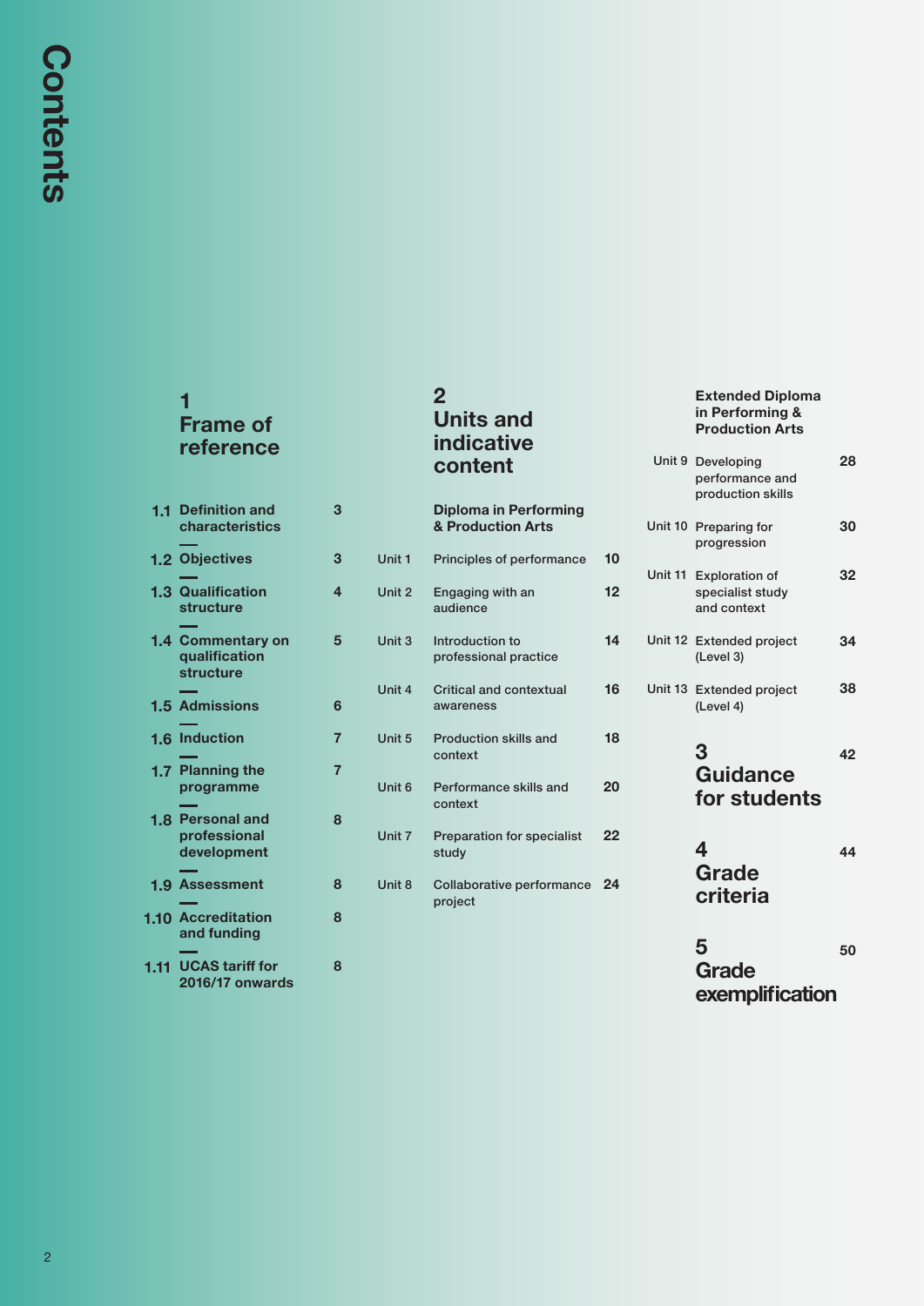# Contents

## 1 Frame of reference

| | | |
|---|---|---|
| 1.1 | Definition and characteristics | 3 |
| 1.2 | Objectives | 3 |
| 1.3 | Qualification structure | 4 |
| 1.4 | Commentary on qualification structure | 5 |
| 1.5 | Admissions | 6 |
| 1.6 | Induction | 7 |
| 1.7 | Planning the programme | 7 |
| 1.8 | Personal and professional development | 8 |
| 1.9 | Assessment | 8 |
| 1.10 | Accreditation and funding | 8 |
| 1.11 | UCAS tariff for 2016/17 onwards | 8 |

## 2 Units and indicative content

### Diploma in Performing & Production Arts

| | | |
|---|---|---|
| Unit 1 | Principles of performance | 10 |
| Unit 2 | Engaging with an audience | 12 |
| Unit 3 | Introduction to professional practice | 14 |
| Unit 4 | Critical and contextual awareness | 16 |
| Unit 5 | Production skills and context | 18 |
| Unit 6 | Performance skills and context | 20 |
| Unit 7 | Preparation for specialist study | 22 |
| Unit 8 | Collaborative performance project | 24 |

### Extended Diploma in Performing & Production Arts

| | | |
|---|---|---|
| Unit 9 | Developing performance and production skills | 28 |
| Unit 10 | Preparing for progression | 30 |
| Unit 11 | Exploration of specialist study and context | 32 |
| Unit 12 | Extended project (Level 3) | 34 |
| Unit 13 | Extended project (Level 4) | 38 |

## 3 Guidance for students — 42

## 4 Grade criteria — 44

## 5 Grade exemplification — 50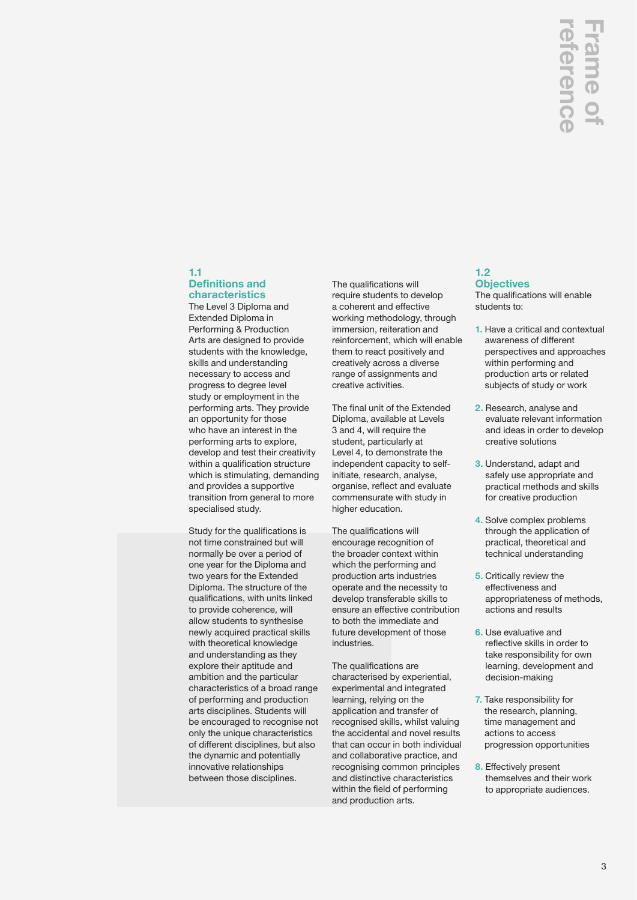# Frame of reference

## 1.1 Definitions and characteristics

The Level 3 Diploma and Extended Diploma in Performing & Production Arts are designed to provide students with the knowledge, skills and understanding necessary to access and progress to degree level study or employment in the performing arts. They provide an opportunity for those who have an interest in the performing arts to explore, develop and test their creativity within a qualification structure which is stimulating, demanding and provides a supportive transition from general to more specialised study.

Study for the qualifications is not time constrained but will normally be over a period of one year for the Diploma and two years for the Extended Diploma. The structure of the qualifications, with units linked to provide coherence, will allow students to synthesise newly acquired practical skills with theoretical knowledge and understanding as they explore their aptitude and ambition and the particular characteristics of a broad range of performing and production arts disciplines. Students will be encouraged to recognise not only the unique characteristics of different disciplines, but also the dynamic and potentially innovative relationships between those disciplines.

The qualifications will require students to develop a coherent and effective working methodology, through immersion, reiteration and reinforcement, which will enable them to react positively and creatively across a diverse range of assignments and creative activities.

The final unit of the Extended Diploma, available at Levels 3 and 4, will require the student, particularly at Level 4, to demonstrate the independent capacity to self-initiate, research, analyse, organise, reflect and evaluate commensurate with study in higher education.

The qualifications will encourage recognition of the broader context within which the performing and production arts industries operate and the necessity to develop transferable skills to ensure an effective contribution to both the immediate and future development of those industries.

The qualifications are characterised by experiential, experimental and integrated learning, relying on the application and transfer of recognised skills, whilst valuing the accidental and novel results that can occur in both individual and collaborative practice, and recognising common principles and distinctive characteristics within the field of performing and production arts.

## 1.2 Objectives

The qualifications will enable students to:

1. Have a critical and contextual awareness of different perspectives and approaches within performing and production arts or related subjects of study or work
2. Research, analyse and evaluate relevant information and ideas in order to develop creative solutions
3. Understand, adapt and safely use appropriate and practical methods and skills for creative production
4. Solve complex problems through the application of practical, theoretical and technical understanding
5. Critically review the effectiveness and appropriateness of methods, actions and results
6. Use evaluative and reflective skills in order to take responsibility for own learning, development and decision-making
7. Take responsibility for the research, planning, time management and actions to access progression opportunities
8. Effectively present themselves and their work to appropriate audiences.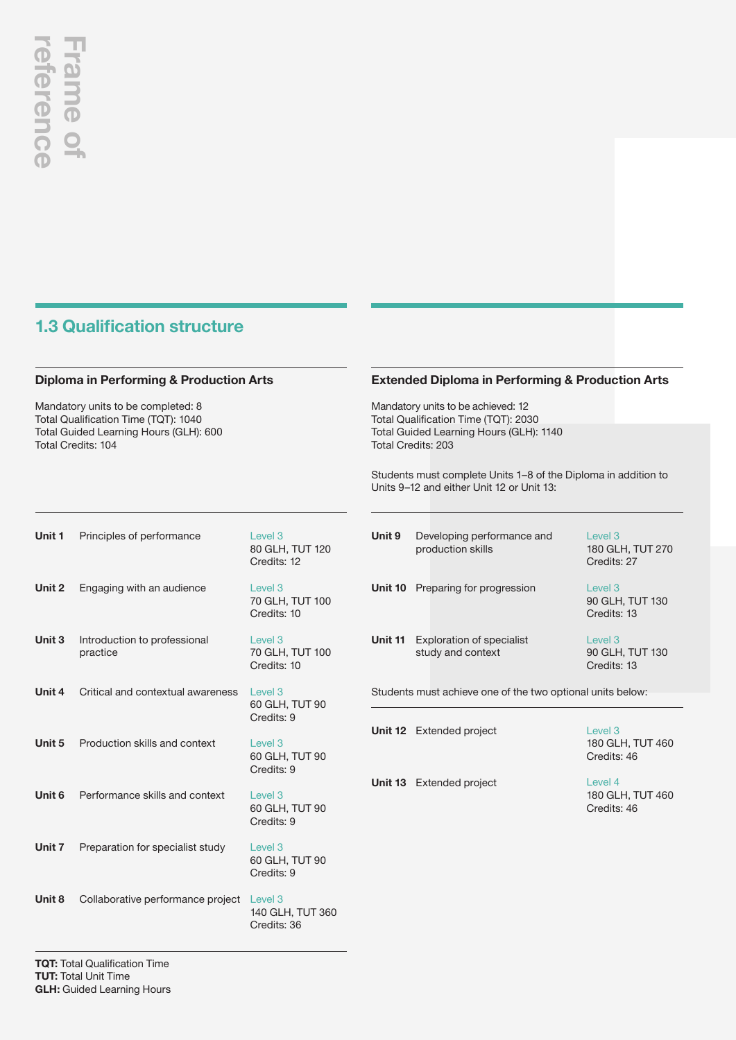Frame of reference

## 1.3 Qualification structure

### Diploma in Performing & Production Arts

Mandatory units to be completed: 8
Total Qualification Time (TQT): 1040
Total Guided Learning Hours (GLH): 600
Total Credits: 104

| Unit | Title | Details |
| --- | --- | --- |
| **Unit 1** | Principles of performance | Level 3<br>80 GLH, TUT 120<br>Credits: 12 |
| **Unit 2** | Engaging with an audience | Level 3<br>70 GLH, TUT 100<br>Credits: 10 |
| **Unit 3** | Introduction to professional practice | Level 3<br>70 GLH, TUT 100<br>Credits: 10 |
| **Unit 4** | Critical and contextual awareness | Level 3<br>60 GLH, TUT 90<br>Credits: 9 |
| **Unit 5** | Production skills and context | Level 3<br>60 GLH, TUT 90<br>Credits: 9 |
| **Unit 6** | Performance skills and context | Level 3<br>60 GLH, TUT 90<br>Credits: 9 |
| **Unit 7** | Preparation for specialist study | Level 3<br>60 GLH, TUT 90<br>Credits: 9 |
| **Unit 8** | Collaborative performance project | Level 3<br>140 GLH, TUT 360<br>Credits: 36 |

**TQT:** Total Qualification Time
**TUT:** Total Unit Time
**GLH:** Guided Learning Hours

### Extended Diploma in Performing & Production Arts

Mandatory units to be achieved: 12
Total Qualification Time (TQT): 2030
Total Guided Learning Hours (GLH): 1140
Total Credits: 203

Students must complete Units 1–8 of the Diploma in addition to Units 9–12 and either Unit 12 or Unit 13:

| Unit | Title | Details |
| --- | --- | --- |
| **Unit 9** | Developing performance and production skills | Level 3<br>180 GLH, TUT 270<br>Credits: 27 |
| **Unit 10** | Preparing for progression | Level 3<br>90 GLH, TUT 130<br>Credits: 13 |
| **Unit 11** | Exploration of specialist study and context | Level 3<br>90 GLH, TUT 130<br>Credits: 13 |

Students must achieve one of the two optional units below:

| Unit | Title | Details |
| --- | --- | --- |
| **Unit 12** | Extended project | Level 3<br>180 GLH, TUT 460<br>Credits: 46 |
| **Unit 13** | Extended project | Level 4<br>180 GLH, TUT 460<br>Credits: 46 |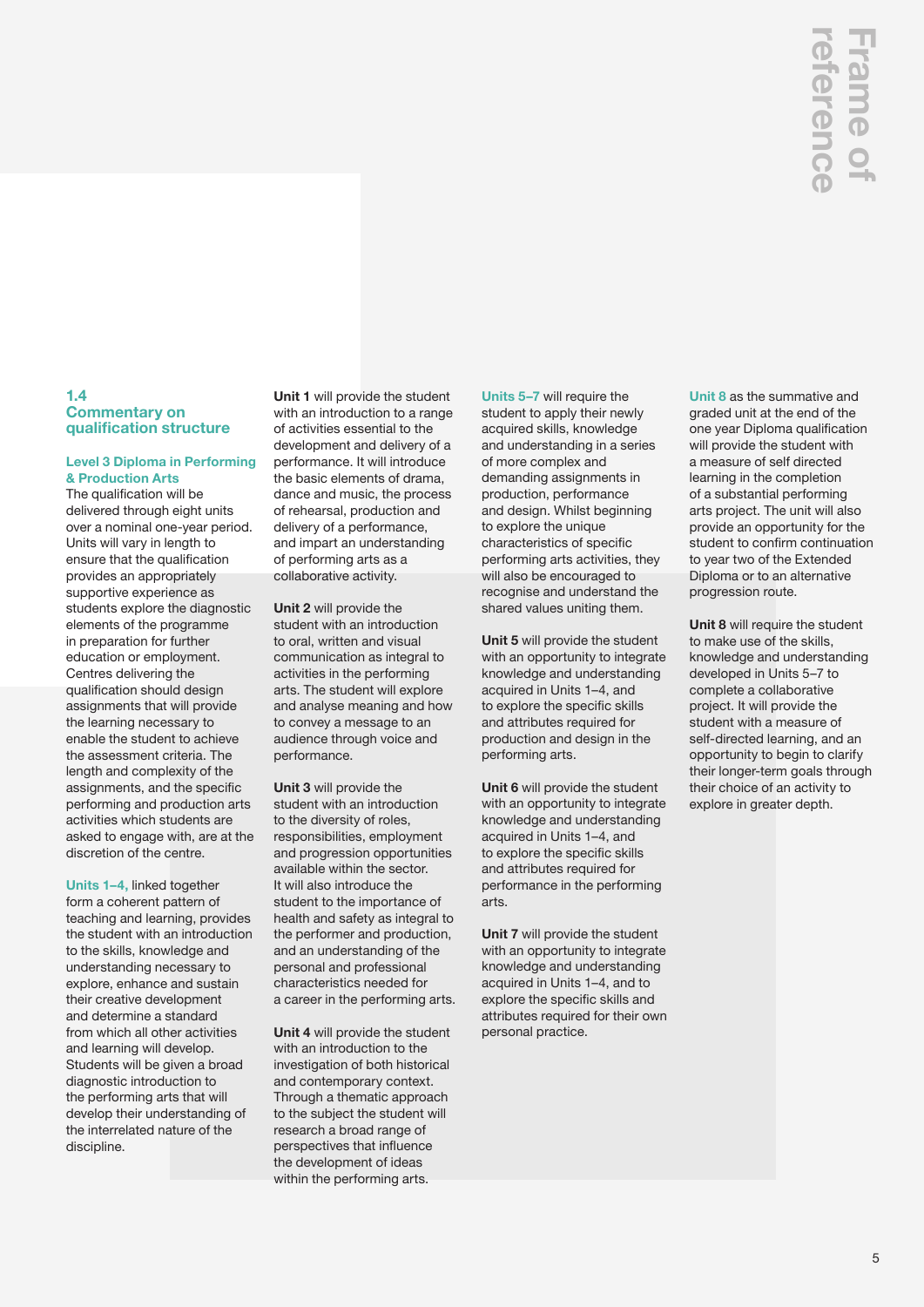## 1.4 Commentary on qualification structure

### Level 3 Diploma in Performing & Production Arts

The qualification will be delivered through eight units over a nominal one-year period. Units will vary in length to ensure that the qualification provides an appropriately supportive experience as students explore the diagnostic elements of the programme in preparation for further education or employment. Centres delivering the qualification should design assignments that will provide the learning necessary to enable the student to achieve the assessment criteria. The length and complexity of the assignments, and the specific performing and production arts activities which students are asked to engage with, are at the discretion of the centre.

**Units 1–4,** linked together form a coherent pattern of teaching and learning, provides the student with an introduction to the skills, knowledge and understanding necessary to explore, enhance and sustain their creative development and determine a standard from which all other activities and learning will develop. Students will be given a broad diagnostic introduction to the performing arts that will develop their understanding of the interrelated nature of the discipline.

**Unit 1** will provide the student with an introduction to a range of activities essential to the development and delivery of a performance. It will introduce the basic elements of drama, dance and music, the process of rehearsal, production and delivery of a performance, and impart an understanding of performing arts as a collaborative activity.

**Unit 2** will provide the student with an introduction to oral, written and visual communication as integral to activities in the performing arts. The student will explore and analyse meaning and how to convey a message to an audience through voice and performance.

**Unit 3** will provide the student with an introduction to the diversity of roles, responsibilities, employment and progression opportunities available within the sector. It will also introduce the student to the importance of health and safety as integral to the performer and production, and an understanding of the personal and professional characteristics needed for a career in the performing arts.

**Unit 4** will provide the student with an introduction to the investigation of both historical and contemporary context. Through a thematic approach to the subject the student will research a broad range of perspectives that influence the development of ideas within the performing arts.

**Units 5–7** will require the student to apply their newly acquired skills, knowledge and understanding in a series of more complex and demanding assignments in production, performance and design. Whilst beginning to explore the unique characteristics of specific performing arts activities, they will also be encouraged to recognise and understand the shared values uniting them.

**Unit 5** will provide the student with an opportunity to integrate knowledge and understanding acquired in Units 1–4, and to explore the specific skills and attributes required for production and design in the performing arts.

**Unit 6** will provide the student with an opportunity to integrate knowledge and understanding acquired in Units 1–4, and to explore the specific skills and attributes required for performance in the performing arts.

**Unit 7** will provide the student with an opportunity to integrate knowledge and understanding acquired in Units 1–4, and to explore the specific skills and attributes required for their own personal practice.

**Unit 8** as the summative and graded unit at the end of the one year Diploma qualification will provide the student with a measure of self directed learning in the completion of a substantial performing arts project. The unit will also provide an opportunity for the student to confirm continuation to year two of the Extended Diploma or to an alternative progression route.

**Unit 8** will require the student to make use of the skills, knowledge and understanding developed in Units 5–7 to complete a collaborative project. It will provide the student with a measure of self-directed learning, and an opportunity to begin to clarify their longer-term goals through their choice of an activity to explore in greater depth.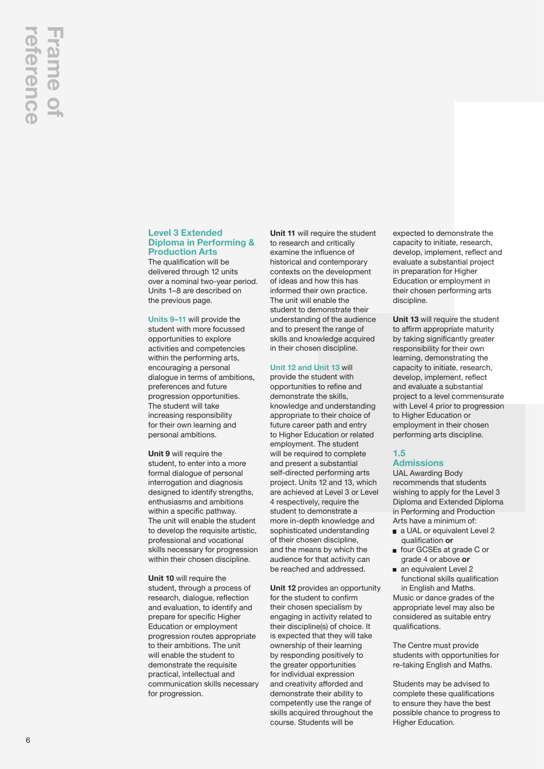### Level 3 Extended Diploma in Performing & Production Arts

The qualification will be delivered through 12 units over a nominal two-year period. Units 1–8 are described on the previous page.

Units 9–11 will provide the student with more focussed opportunities to explore activities and competencies within the performing arts, encouraging a personal dialogue in terms of ambitions, preferences and future progression opportunities. The student will take increasing responsibility for their own learning and personal ambitions.

**Unit 9** will require the student, to enter into a more formal dialogue of personal interrogation and diagnosis designed to identify strengths, enthusiasms and ambitions within a specific pathway. The unit will enable the student to develop the requisite artistic, professional and vocational skills necessary for progression within their chosen discipline.

**Unit 10** will require the student, through a process of research, dialogue, reflection and evaluation, to identify and prepare for specific Higher Education or employment progression routes appropriate to their ambitions. The unit will enable the student to demonstrate the requisite practical, intellectual and communication skills necessary for progression.

**Unit 11** will require the student to research and critically examine the influence of historical and contemporary contexts on the development of ideas and how this has informed their own practice. The unit will enable the student to demonstrate their understanding of the audience and to present the range of skills and knowledge acquired in their chosen discipline.

Unit 12 and Unit 13 will provide the student with opportunities to refine and demonstrate the skills, knowledge and understanding appropriate to their choice of future career path and entry to Higher Education or related employment. The student will be required to complete and present a substantial self-directed performing arts project. Units 12 and 13, which are achieved at Level 3 or Level 4 respectively, require the student to demonstrate a more in-depth knowledge and sophisticated understanding of their chosen discipline, and the means by which the audience for that activity can be reached and addressed.

**Unit 12** provides an opportunity for the student to confirm their chosen specialism by engaging in activity related to their discipline(s) of choice. It is expected that they will take ownership of their learning by responding positively to the greater opportunities for individual expression and creativity afforded and demonstrate their ability to competently use the range of skills acquired throughout the course. Students will be expected to demonstrate the capacity to initiate, research, develop, implement, reflect and evaluate a substantial project in preparation for Higher Education or employment in their chosen performing arts discipline.

**Unit 13** will require the student to affirm appropriate maturity by taking significantly greater responsibility for their own learning, demonstrating the capacity to initiate, research, develop, implement, reflect and evaluate a substantial project to a level commensurate with Level 4 prior to progression to Higher Education or employment in their chosen performing arts discipline.

## 1.5 Admissions

UAL Awarding Body recommends that students wishing to apply for the Level 3 Diploma and Extended Diploma in Performing and Production Arts have a minimum of:

- a UAL or equivalent Level 2 qualification **or**
- four GCSEs at grade C or grade 4 or above **or**
- an equivalent Level 2 functional skills qualification in English and Maths.

Music or dance grades of the appropriate level may also be considered as suitable entry qualifications.

The Centre must provide students with opportunities for re-taking English and Maths.

Students may be advised to complete these qualifications to ensure they have the best possible chance to progress to Higher Education.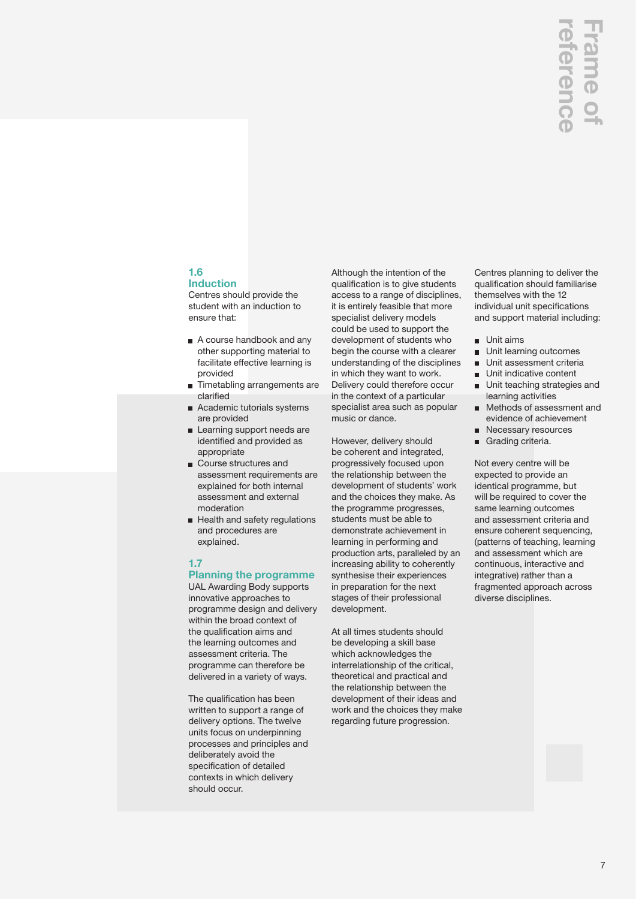## 1.6 Induction

Centres should provide the student with an induction to ensure that:

- A course handbook and any other supporting material to facilitate effective learning is provided
- Timetabling arrangements are clarified
- Academic tutorials systems are provided
- Learning support needs are identified and provided as appropriate
- Course structures and assessment requirements are explained for both internal assessment and external moderation
- Health and safety regulations and procedures are explained.

## 1.7 Planning the programme

UAL Awarding Body supports innovative approaches to programme design and delivery within the broad context of the qualification aims and the learning outcomes and assessment criteria. The programme can therefore be delivered in a variety of ways.

The qualification has been written to support a range of delivery options. The twelve units focus on underpinning processes and principles and deliberately avoid the specification of detailed contexts in which delivery should occur.

Although the intention of the qualification is to give students access to a range of disciplines, it is entirely feasible that more specialist delivery models could be used to support the development of students who begin the course with a clearer understanding of the disciplines in which they want to work. Delivery could therefore occur in the context of a particular specialist area such as popular music or dance.

However, delivery should be coherent and integrated, progressively focused upon the relationship between the development of students' work and the choices they make. As the programme progresses, students must be able to demonstrate achievement in learning in performing and production arts, paralleled by an increasing ability to coherently synthesise their experiences in preparation for the next stages of their professional development.

At all times students should be developing a skill base which acknowledges the interrelationship of the critical, theoretical and practical and the relationship between the development of their ideas and work and the choices they make regarding future progression.

Centres planning to deliver the qualification should familiarise themselves with the 12 individual unit specifications and support material including:

- Unit aims
- Unit learning outcomes
- Unit assessment criteria
- Unit indicative content
- Unit teaching strategies and learning activities
- Methods of assessment and evidence of achievement
- Necessary resources
- Grading criteria.

Not every centre will be expected to provide an identical programme, but will be required to cover the same learning outcomes and assessment criteria and ensure coherent sequencing, (patterns of teaching, learning and assessment which are continuous, interactive and integrative) rather than a fragmented approach across diverse disciplines.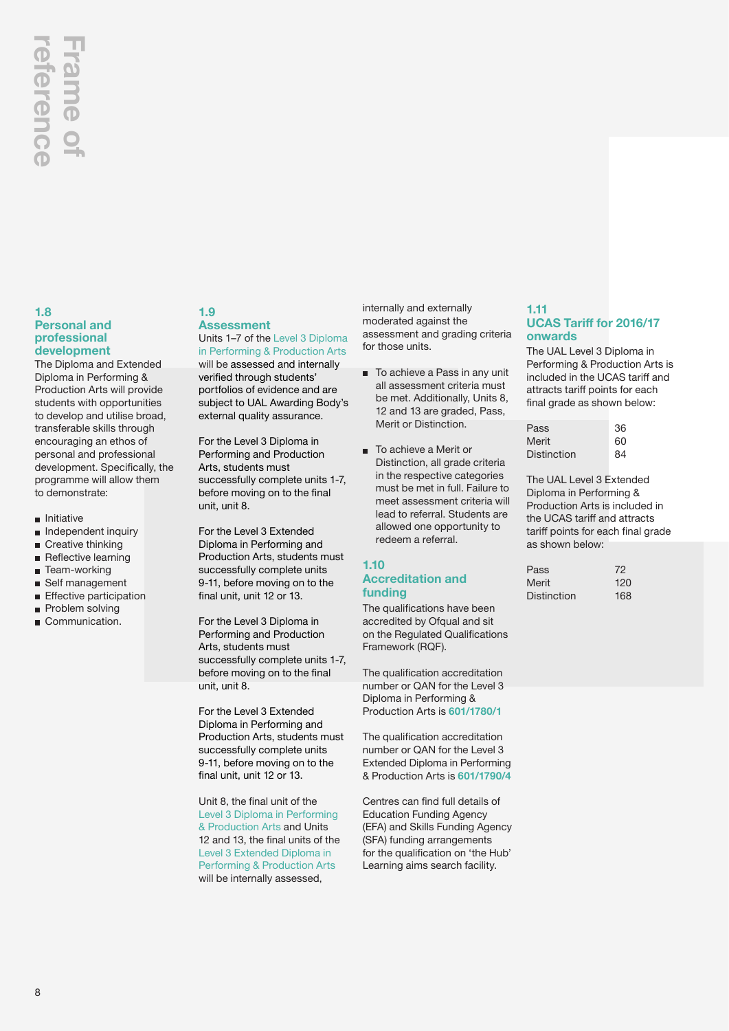## 1.8 Personal and professional development

The Diploma and Extended Diploma in Performing & Production Arts will provide students with opportunities to develop and utilise broad, transferable skills through encouraging an ethos of personal and professional development. Specifically, the programme will allow them to demonstrate:

- Initiative
- Independent inquiry
- Creative thinking
- Reflective learning
- Team-working
- Self management
- Effective participation
- Problem solving
- Communication.

## 1.9 Assessment

Units 1–7 of the Level 3 Diploma in Performing & Production Arts will be assessed and internally verified through students' portfolios of evidence and are subject to UAL Awarding Body's external quality assurance.

For the Level 3 Diploma in Performing and Production Arts, students must successfully complete units 1-7, before moving on to the final unit, unit 8.

For the Level 3 Extended Diploma in Performing and Production Arts, students must successfully complete units 9-11, before moving on to the final unit, unit 12 or 13.

For the Level 3 Diploma in Performing and Production Arts, students must successfully complete units 1-7, before moving on to the final unit, unit 8.

For the Level 3 Extended Diploma in Performing and Production Arts, students must successfully complete units 9-11, before moving on to the final unit, unit 12 or 13.

Unit 8, the final unit of the Level 3 Diploma in Performing & Production Arts and Units 12 and 13, the final units of the Level 3 Extended Diploma in Performing & Production Arts will be internally assessed, internally and externally moderated against the assessment and grading criteria for those units.

- To achieve a Pass in any unit all assessment criteria must be met. Additionally, Units 8, 12 and 13 are graded, Pass, Merit or Distinction.
- To achieve a Merit or Distinction, all grade criteria in the respective categories must be met in full. Failure to meet assessment criteria will lead to referral. Students are allowed one opportunity to redeem a referral.

## 1.10 Accreditation and funding

The qualifications have been accredited by Ofqual and sit on the Regulated Qualifications Framework (RQF).

The qualification accreditation number or QAN for the Level 3 Diploma in Performing & Production Arts is **601/1780/1**

The qualification accreditation number or QAN for the Level 3 Extended Diploma in Performing & Production Arts is **601/1790/4**

Centres can find full details of Education Funding Agency (EFA) and Skills Funding Agency (SFA) funding arrangements for the qualification on 'the Hub' Learning aims search facility.

## 1.11 UCAS Tariff for 2016/17 onwards

The UAL Level 3 Diploma in Performing & Production Arts is included in the UCAS tariff and attracts tariff points for each final grade as shown below:

| Grade | Points |
|---|---|
| Pass | 36 |
| Merit | 60 |
| Distinction | 84 |

The UAL Level 3 Extended Diploma in Performing & Production Arts is included in the UCAS tariff and attracts tariff points for each final grade as shown below:

| Grade | Points |
|---|---|
| Pass | 72 |
| Merit | 120 |
| Distinction | 168 |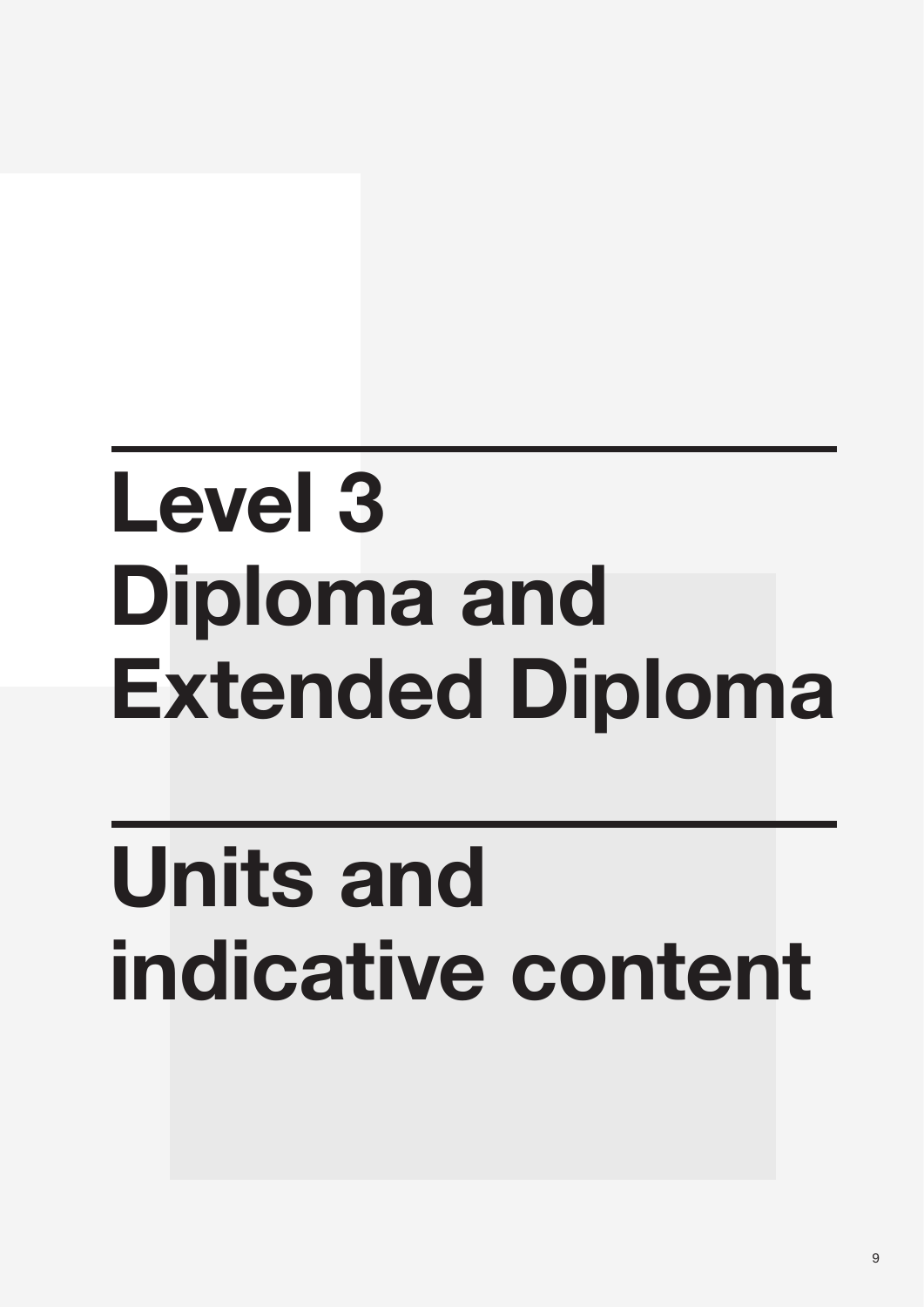# Level 3 Diploma and Extended Diploma

# Units and indicative content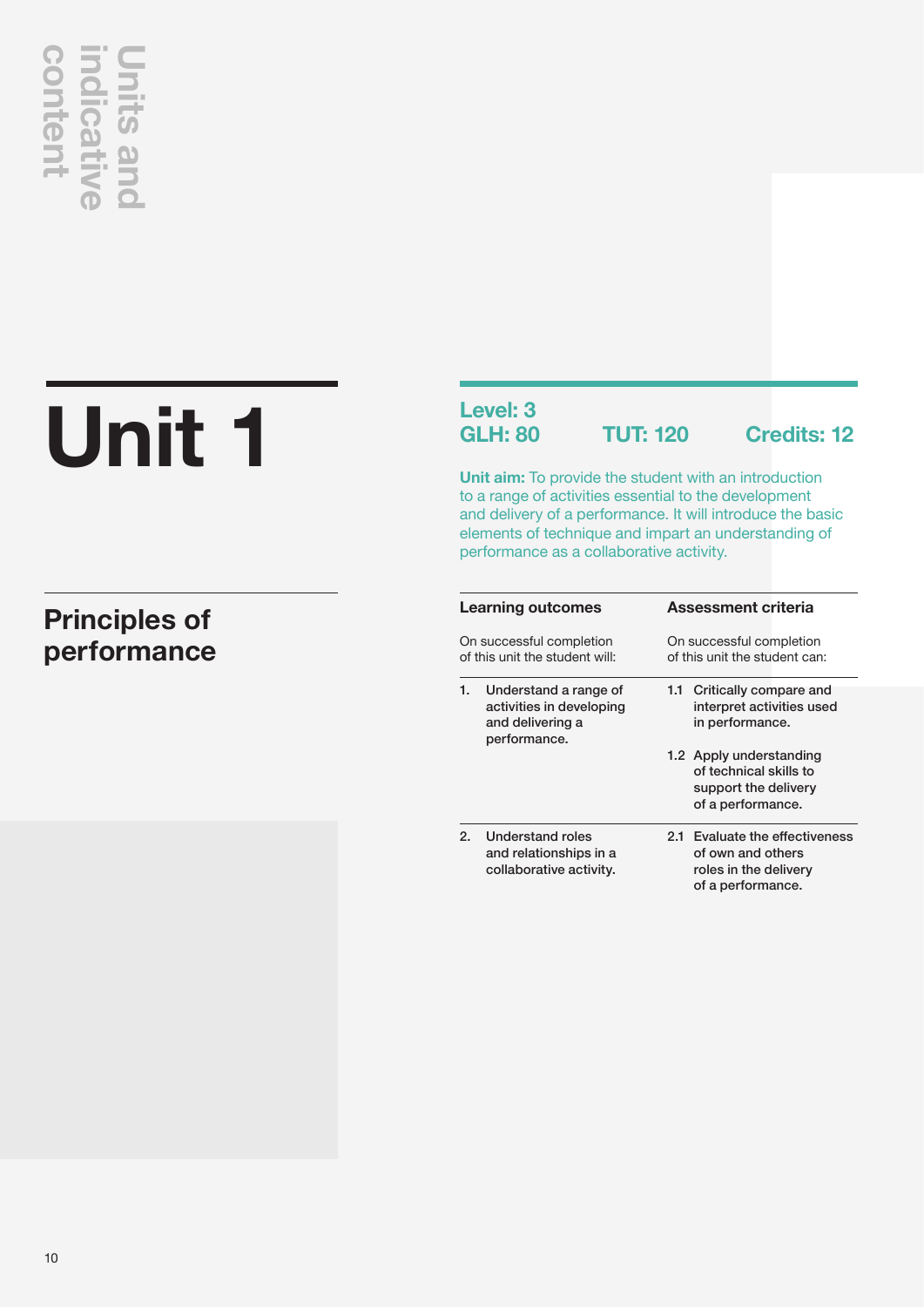# Units and indicative content

# Unit 1

## Principles of performance

**Level: 3**
**GLH: 80** **TUT: 120** **Credits: 12**

**Unit aim:** To provide the student with an introduction to a range of activities essential to the development and delivery of a performance. It will introduce the basic elements of technique and impart an understanding of performance as a collaborative activity.

| Learning outcomes<br>On successful completion of this unit the student will: | Assessment criteria<br>On successful completion of this unit the student can: |
|---|---|
| 1. Understand a range of activities in developing and delivering a performance. | 1.1 Critically compare and interpret activities used in performance. |
| | 1.2 Apply understanding of technical skills to support the delivery of a performance. |
| 2. Understand roles and relationships in a collaborative activity. | 2.1 Evaluate the effectiveness of own and others roles in the delivery of a performance. |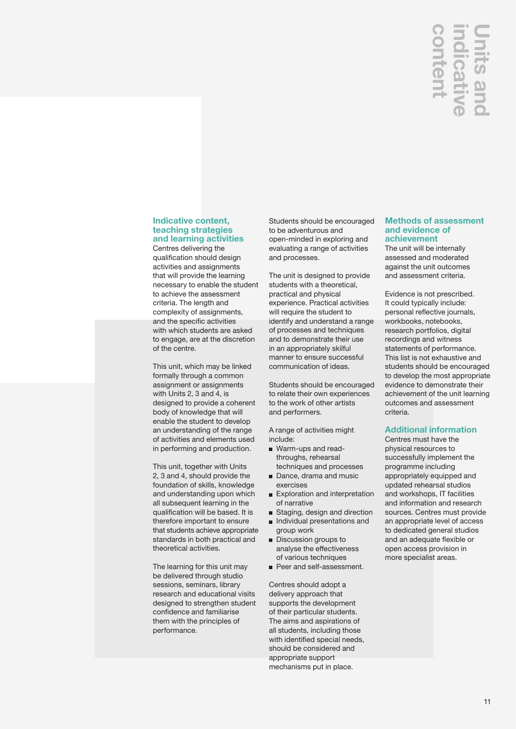# Units and indicative content

### Indicative content, teaching strategies and learning activities

Centres delivering the qualification should design activities and assignments that will provide the learning necessary to enable the student to achieve the assessment criteria. The length and complexity of assignments, and the specific activities with which students are asked to engage, are at the discretion of the centre.

This unit, which may be linked formally through a common assignment or assignments with Units 2, 3 and 4, is designed to provide a coherent body of knowledge that will enable the student to develop an understanding of the range of activities and elements used in performing and production.

This unit, together with Units 2, 3 and 4, should provide the foundation of skills, knowledge and understanding upon which all subsequent learning in the qualification will be based. It is therefore important to ensure that students achieve appropriate standards in both practical and theoretical activities.

The learning for this unit may be delivered through studio sessions, seminars, library research and educational visits designed to strengthen student confidence and familiarise them with the principles of performance.

Students should be encouraged to be adventurous and open-minded in exploring and evaluating a range of activities and processes.

The unit is designed to provide students with a theoretical, practical and physical experience. Practical activities will require the student to identify and understand a range of processes and techniques and to demonstrate their use in an appropriately skilful manner to ensure successful communication of ideas.

Students should be encouraged to relate their own experiences to the work of other artists and performers.

A range of activities might include:

- Warm-ups and read-throughs, rehearsal techniques and processes
- Dance, drama and music exercises
- Exploration and interpretation of narrative
- Staging, design and direction
- Individual presentations and group work
- Discussion groups to analyse the effectiveness of various techniques
- Peer and self-assessment.

Centres should adopt a delivery approach that supports the development of their particular students. The aims and aspirations of all students, including those with identified special needs, should be considered and appropriate support mechanisms put in place.

### Methods of assessment and evidence of achievement

The unit will be internally assessed and moderated against the unit outcomes and assessment criteria.

Evidence is not prescribed. It could typically include: personal reflective journals, workbooks, notebooks, research portfolios, digital recordings and witness statements of performance. This list is not exhaustive and students should be encouraged to develop the most appropriate evidence to demonstrate their achievement of the unit learning outcomes and assessment criteria.

### Additional information

Centres must have the physical resources to successfully implement the programme including appropriately equipped and updated rehearsal studios and workshops, IT facilities and information and research sources. Centres must provide an appropriate level of access to dedicated general studios and an adequate flexible or open access provision in more specialist areas.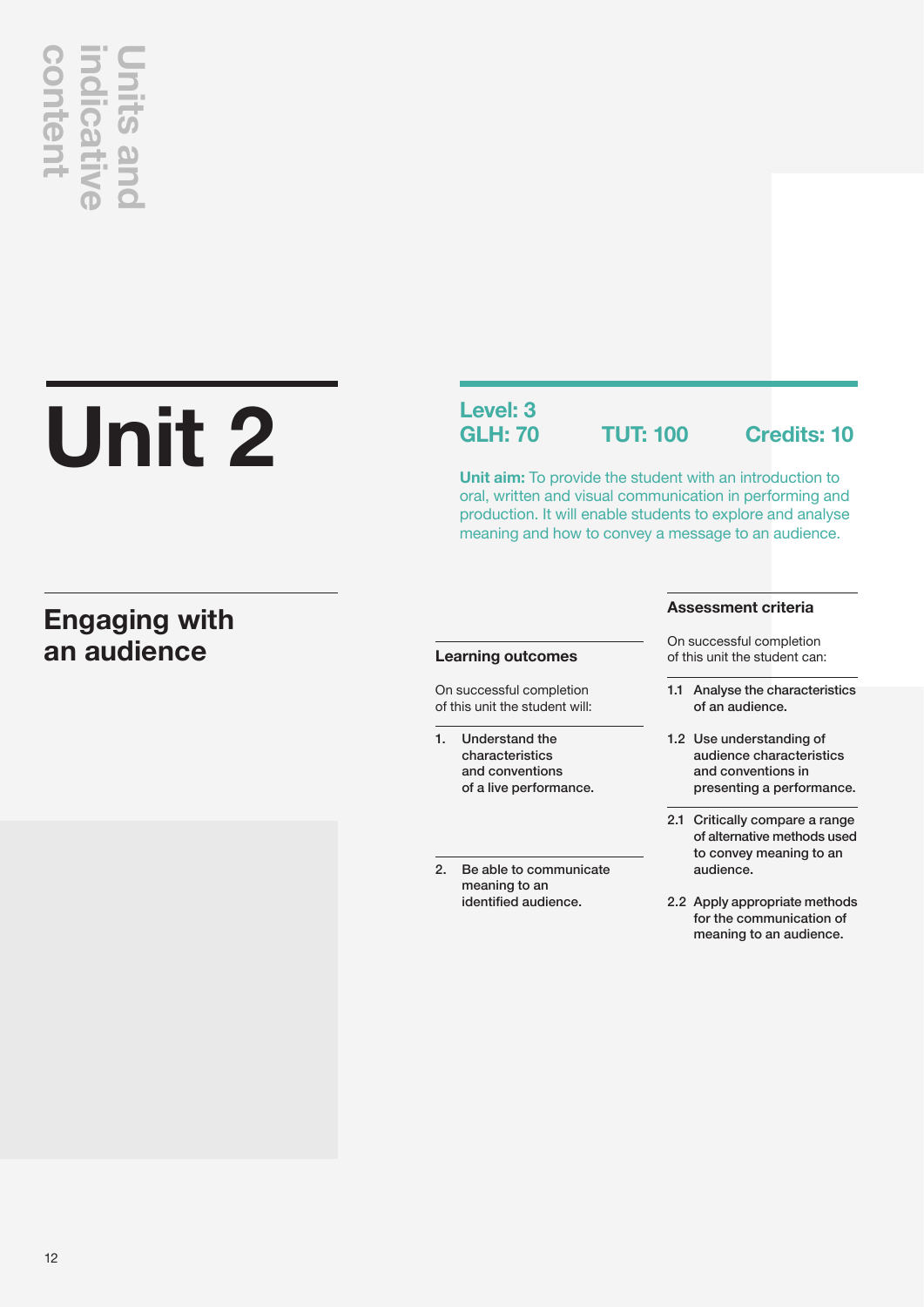# Unit 2

## Engaging with an audience

**Level: 3**

**GLH: 70** **TUT: 100** **Credits: 10**

**Unit aim:** To provide the student with an introduction to oral, written and visual communication in performing and production. It will enable students to explore and analyse meaning and how to convey a message to an audience.

| Learning outcomes<br>On successful completion of this unit the student will: | Assessment criteria<br>On successful completion of this unit the student can: |
|---|---|
| 1. Understand the characteristics and conventions of a live performance. | 1.1 Analyse the characteristics of an audience.<br>1.2 Use understanding of audience characteristics and conventions in presenting a performance. |
| 2. Be able to communicate meaning to an identified audience. | 2.1 Critically compare a range of alternative methods used to convey meaning to an audience.<br>2.2 Apply appropriate methods for the communication of meaning to an audience. |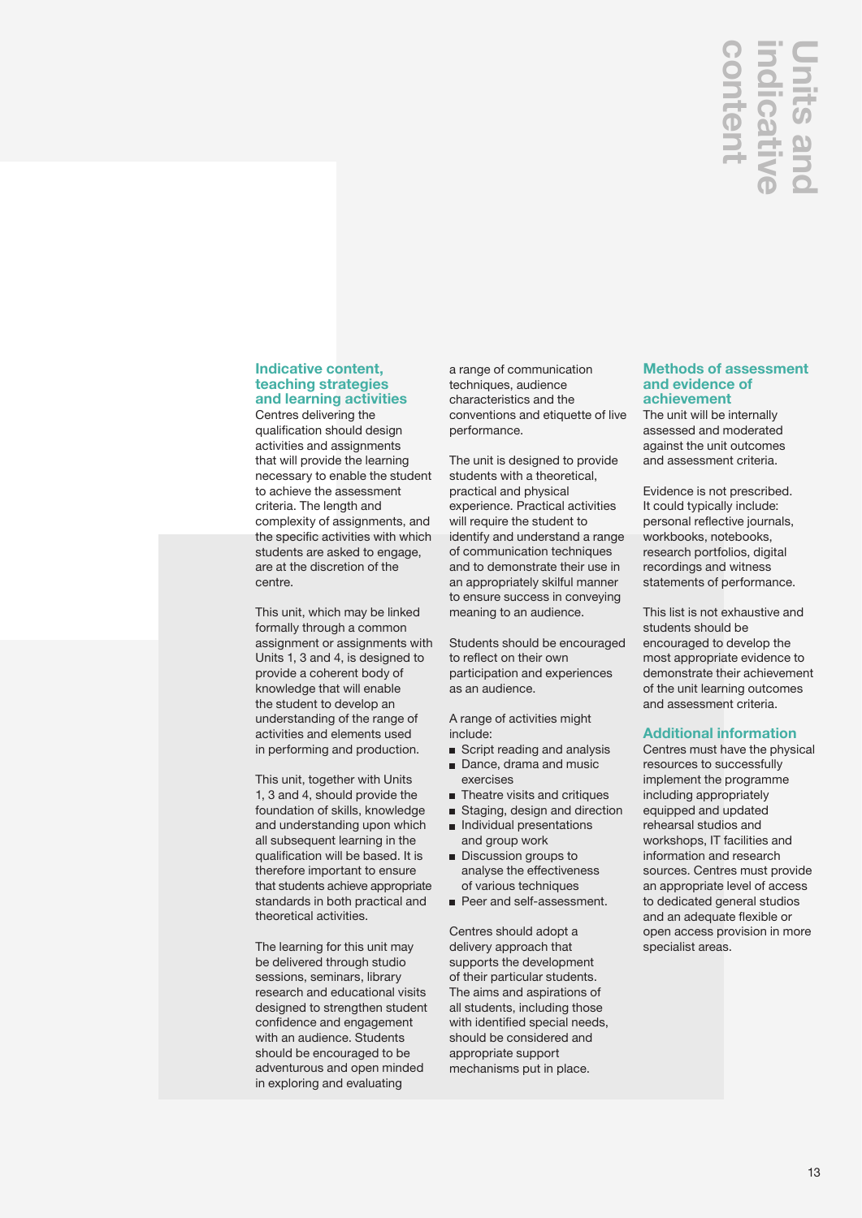# Units and indicative content

## Indicative content, teaching strategies and learning activities

Centres delivering the qualification should design activities and assignments that will provide the learning necessary to enable the student to achieve the assessment criteria. The length and complexity of assignments, and the specific activities with which students are asked to engage, are at the discretion of the centre.

This unit, which may be linked formally through a common assignment or assignments with Units 1, 3 and 4, is designed to provide a coherent body of knowledge that will enable the student to develop an understanding of the range of activities and elements used in performing and production.

This unit, together with Units 1, 3 and 4, should provide the foundation of skills, knowledge and understanding upon which all subsequent learning in the qualification will be based. It is therefore important to ensure that students achieve appropriate standards in both practical and theoretical activities.

The learning for this unit may be delivered through studio sessions, seminars, library research and educational visits designed to strengthen student confidence and engagement with an audience. Students should be encouraged to be adventurous and open minded in exploring and evaluating a range of communication techniques, audience characteristics and the conventions and etiquette of live performance.

The unit is designed to provide students with a theoretical, practical and physical experience. Practical activities will require the student to identify and understand a range of communication techniques and to demonstrate their use in an appropriately skilful manner to ensure success in conveying meaning to an audience.

Students should be encouraged to reflect on their own participation and experiences as an audience.

A range of activities might include:

- Script reading and analysis
- Dance, drama and music exercises
- Theatre visits and critiques
- Staging, design and direction
- Individual presentations and group work
- Discussion groups to analyse the effectiveness of various techniques
- Peer and self-assessment.

Centres should adopt a delivery approach that supports the development of their particular students. The aims and aspirations of all students, including those with identified special needs, should be considered and appropriate support mechanisms put in place.

## Methods of assessment and evidence of achievement

The unit will be internally assessed and moderated against the unit outcomes and assessment criteria.

Evidence is not prescribed. It could typically include: personal reflective journals, workbooks, notebooks, research portfolios, digital recordings and witness statements of performance.

This list is not exhaustive and students should be encouraged to develop the most appropriate evidence to demonstrate their achievement of the unit learning outcomes and assessment criteria.

## Additional information

Centres must have the physical resources to successfully implement the programme including appropriately equipped and updated rehearsal studios and workshops, IT facilities and information and research sources. Centres must provide an appropriate level of access to dedicated general studios and an adequate flexible or open access provision in more specialist areas.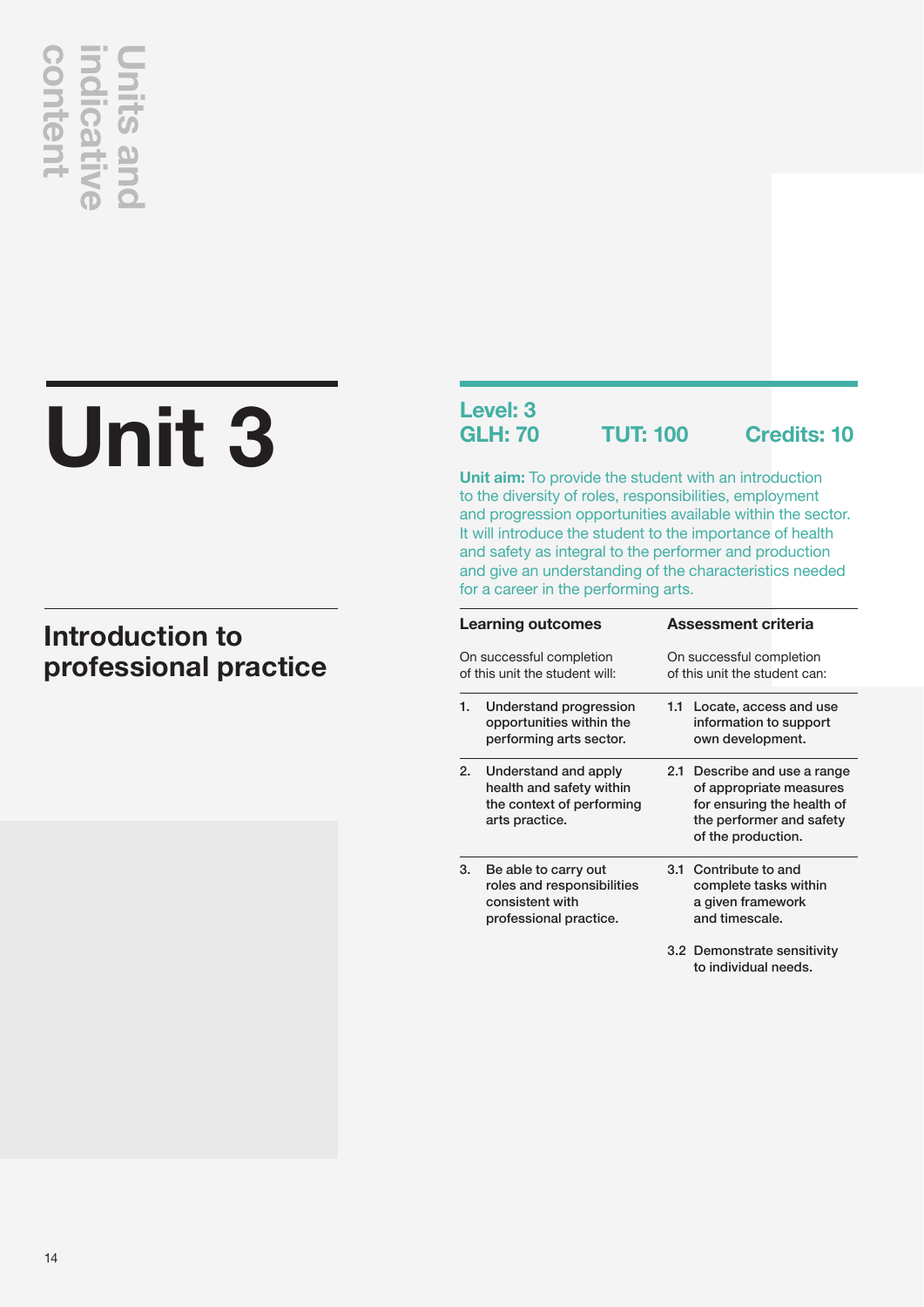# Unit 3

## Introduction to professional practice

**Level: 3**
**GLH: 70** **TUT: 100** **Credits: 10**

**Unit aim:** To provide the student with an introduction to the diversity of roles, responsibilities, employment and progression opportunities available within the sector. It will introduce the student to the importance of health and safety as integral to the performer and production and give an understanding of the characteristics needed for a career in the performing arts.

| **Learning outcomes**<br>On successful completion of this unit the student will: | **Assessment criteria**<br>On successful completion of this unit the student can: |
|---|---|
| **1. Understand progression opportunities within the performing arts sector.** | **1.1 Locate, access and use information to support own development.** |
| **2. Understand and apply health and safety within the context of performing arts practice.** | **2.1 Describe and use a range of appropriate measures for ensuring the health of the performer and safety of the production.** |
| **3. Be able to carry out roles and responsibilities consistent with professional practice.** | **3.1 Contribute to and complete tasks within a given framework and timescale.**<br><br>**3.2 Demonstrate sensitivity to individual needs.** |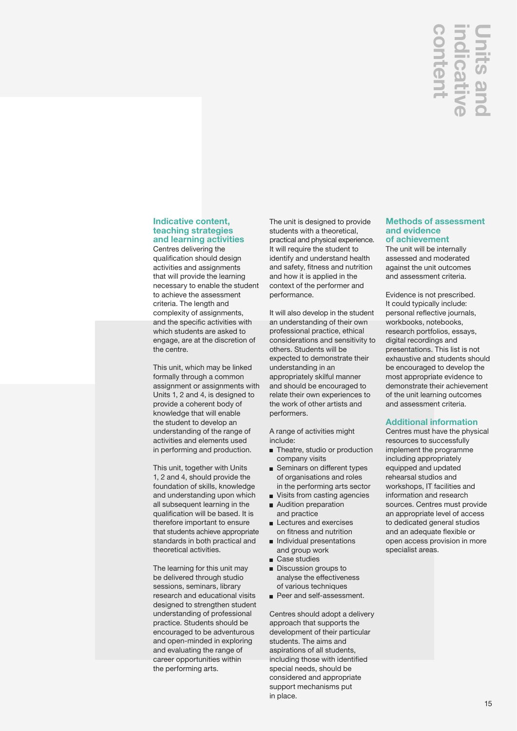# Units and indicative content

## Indicative content, teaching strategies and learning activities

Centres delivering the qualification should design activities and assignments that will provide the learning necessary to enable the student to achieve the assessment criteria. The length and complexity of assignments, and the specific activities with which students are asked to engage, are at the discretion of the centre.

This unit, which may be linked formally through a common assignment or assignments with Units 1, 2 and 4, is designed to provide a coherent body of knowledge that will enable the student to develop an understanding of the range of activities and elements used in performing and production.

This unit, together with Units 1, 2 and 4, should provide the foundation of skills, knowledge and understanding upon which all subsequent learning in the qualification will be based. It is therefore important to ensure that students achieve appropriate standards in both practical and theoretical activities.

The learning for this unit may be delivered through studio sessions, seminars, library research and educational visits designed to strengthen student understanding of professional practice. Students should be encouraged to be adventurous and open-minded in exploring and evaluating the range of career opportunities within the performing arts.

The unit is designed to provide students with a theoretical, practical and physical experience. It will require the student to identify and understand health and safety, fitness and nutrition and how it is applied in the context of the performer and performance.

It will also develop in the student an understanding of their own professional practice, ethical considerations and sensitivity to others. Students will be expected to demonstrate their understanding in an appropriately skilful manner and should be encouraged to relate their own experiences to the work of other artists and performers.

A range of activities might include:

- Theatre, studio or production company visits
- Seminars on different types of organisations and roles in the performing arts sector
- Visits from casting agencies
- Audition preparation and practice
- Lectures and exercises on fitness and nutrition
- Individual presentations and group work
- Case studies
- Discussion groups to analyse the effectiveness of various techniques
- Peer and self-assessment.

Centres should adopt a delivery approach that supports the development of their particular students. The aims and aspirations of all students, including those with identified special needs, should be considered and appropriate support mechanisms put in place.

## Methods of assessment and evidence of achievement

The unit will be internally assessed and moderated against the unit outcomes and assessment criteria.

Evidence is not prescribed. It could typically include: personal reflective journals, workbooks, notebooks, research portfolios, essays, digital recordings and presentations. This list is not exhaustive and students should be encouraged to develop the most appropriate evidence to demonstrate their achievement of the unit learning outcomes and assessment criteria.

## Additional information

Centres must have the physical resources to successfully implement the programme including appropriately equipped and updated rehearsal studios and workshops, IT facilities and information and research sources. Centres must provide an appropriate level of access to dedicated general studios and an adequate flexible or open access provision in more specialist areas.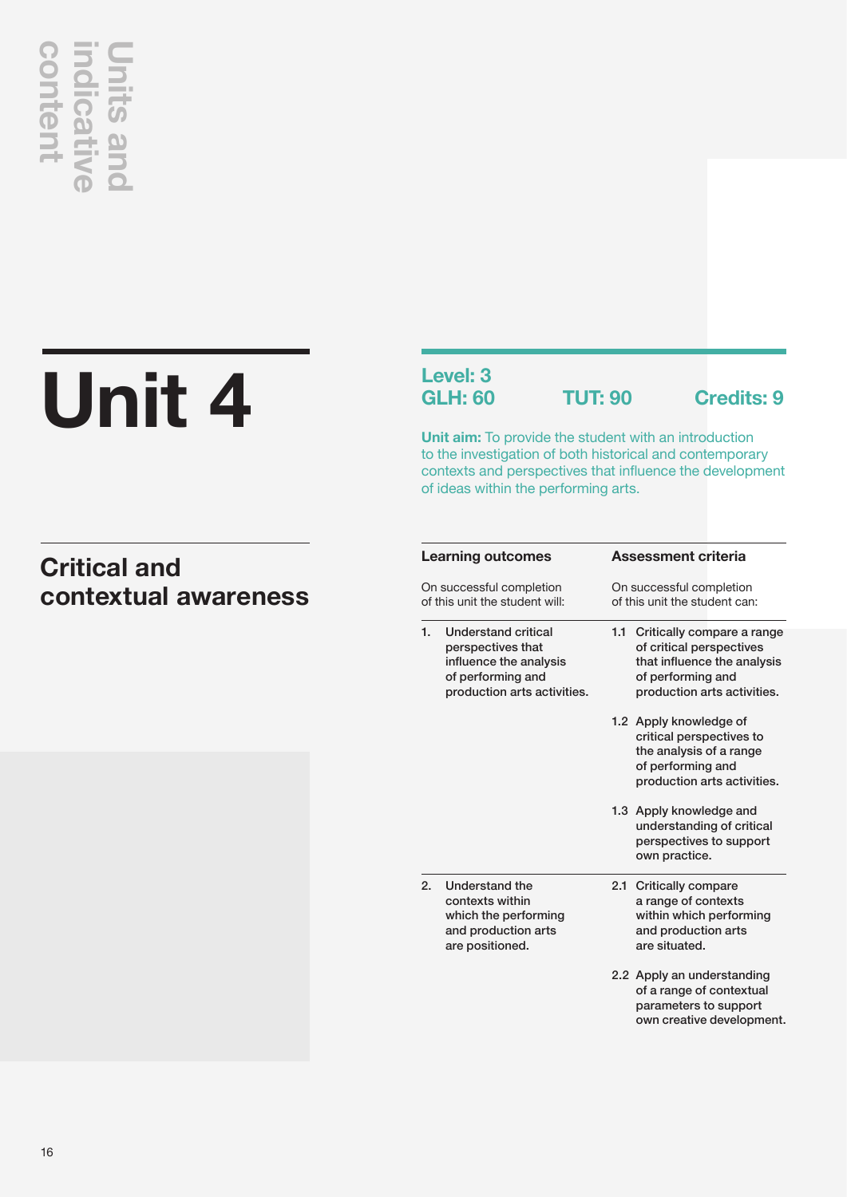Units and indicative content

# Unit 4

## Critical and contextual awareness

**Level: 3**
**GLH: 60** **TUT: 90** **Credits: 9**

**Unit aim:** To provide the student with an introduction to the investigation of both historical and contemporary contexts and perspectives that influence the development of ideas within the performing arts.

| Learning outcomes<br>On successful completion of this unit the student will: | Assessment criteria<br>On successful completion of this unit the student can: |
|---|---|
| 1. Understand critical perspectives that influence the analysis of performing and production arts activities. | 1.1 Critically compare a range of critical perspectives that influence the analysis of performing and production arts activities.<br>1.2 Apply knowledge of critical perspectives to the analysis of a range of performing and production arts activities.<br>1.3 Apply knowledge and understanding of critical perspectives to support own practice. |
| 2. Understand the contexts within which the performing and production arts are positioned. | 2.1 Critically compare a range of contexts within which performing and production arts are situated.<br>2.2 Apply an understanding of a range of contextual parameters to support own creative development. |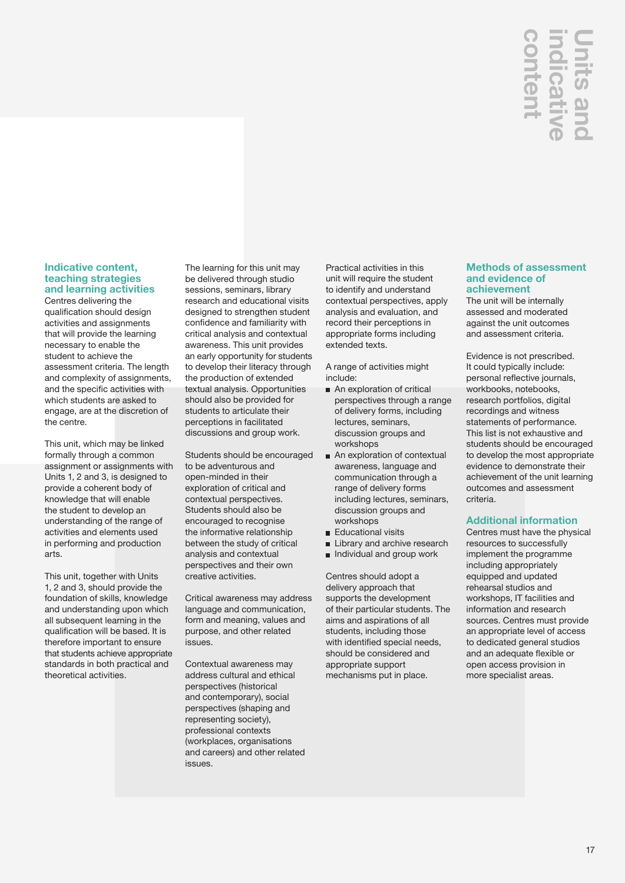## Indicative content, teaching strategies and learning activities

Centres delivering the qualification should design activities and assignments that will provide the learning necessary to enable the student to achieve the assessment criteria. The length and complexity of assignments, and the specific activities with which students are asked to engage, are at the discretion of the centre.

This unit, which may be linked formally through a common assignment or assignments with Units 1, 2 and 3, is designed to provide a coherent body of knowledge that will enable the student to develop an understanding of the range of activities and elements used in performing and production arts.

This unit, together with Units 1, 2 and 3, should provide the foundation of skills, knowledge and understanding upon which all subsequent learning in the qualification will be based. It is therefore important to ensure that students achieve appropriate standards in both practical and theoretical activities.

The learning for this unit may be delivered through studio sessions, seminars, library research and educational visits designed to strengthen student confidence and familiarity with critical analysis and contextual awareness. This unit provides an early opportunity for students to develop their literacy through the production of extended textual analysis. Opportunities should also be provided for students to articulate their perceptions in facilitated discussions and group work.

Students should be encouraged to be adventurous and open-minded in their exploration of critical and contextual perspectives. Students should also be encouraged to recognise the informative relationship between the study of critical analysis and contextual perspectives and their own creative activities.

Critical awareness may address language and communication, form and meaning, values and purpose, and other related issues.

Contextual awareness may address cultural and ethical perspectives (historical and contemporary), social perspectives (shaping and representing society), professional contexts (workplaces, organisations and careers) and other related issues.

Practical activities in this unit will require the student to identify and understand contextual perspectives, apply analysis and evaluation, and record their perceptions in appropriate forms including extended texts.

A range of activities might include:

- An exploration of critical perspectives through a range of delivery forms, including lectures, seminars, discussion groups and workshops
- An exploration of contextual awareness, language and communication through a range of delivery forms including lectures, seminars, discussion groups and workshops
- Educational visits
- Library and archive research
- Individual and group work

Centres should adopt a delivery approach that supports the development of their particular students. The aims and aspirations of all students, including those with identified special needs, should be considered and appropriate support mechanisms put in place.

## Methods of assessment and evidence of achievement

The unit will be internally assessed and moderated against the unit outcomes and assessment criteria.

Evidence is not prescribed. It could typically include: personal reflective journals, workbooks, notebooks, research portfolios, digital recordings and witness statements of performance. This list is not exhaustive and students should be encouraged to develop the most appropriate evidence to demonstrate their achievement of the unit learning outcomes and assessment criteria.

## Additional information

Centres must have the physical resources to successfully implement the programme including appropriately equipped and updated rehearsal studios and workshops, IT facilities and information and research sources. Centres must provide an appropriate level of access to dedicated general studios and an adequate flexible or open access provision in more specialist areas.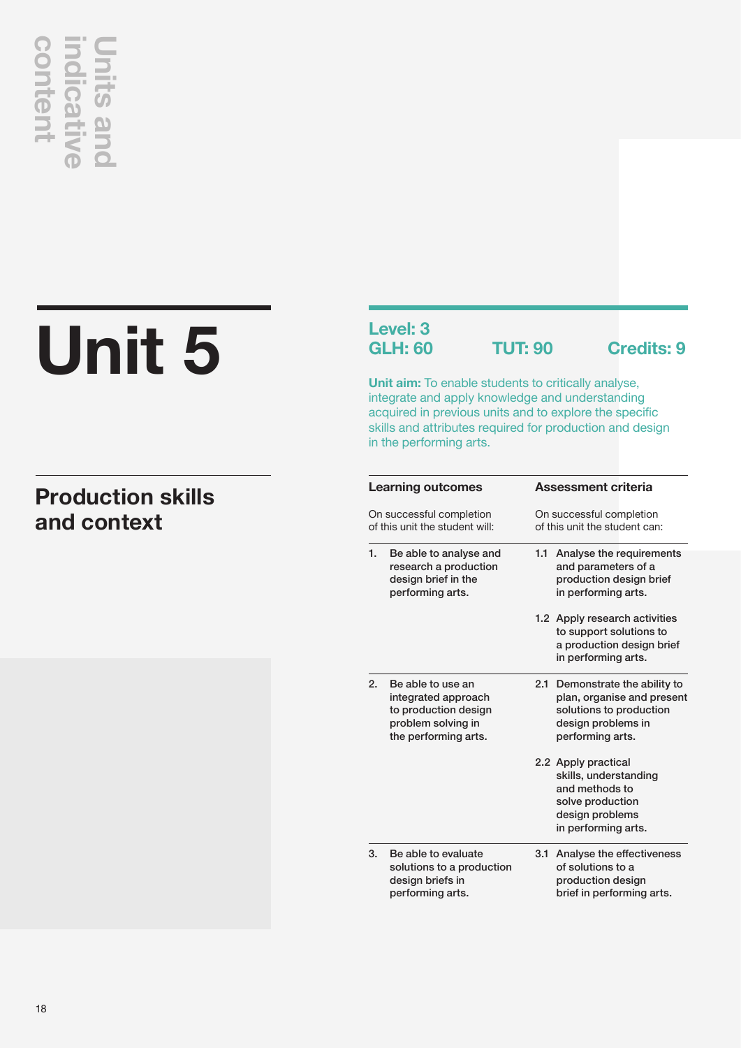Units and indicative content

# Unit 5

## Production skills and context

**Level: 3**
**GLH: 60** **TUT: 90** **Credits: 9**

**Unit aim:** To enable students to critically analyse, integrate and apply knowledge and understanding acquired in previous units and to explore the specific skills and attributes required for production and design in the performing arts.

| Learning outcomes<br>On successful completion of this unit the student will: | Assessment criteria<br>On successful completion of this unit the student can: |
|---|---|
| 1. Be able to analyse and research a production design brief in the performing arts. | 1.1 Analyse the requirements and parameters of a production design brief in performing arts. |
| | 1.2 Apply research activities to support solutions to a production design brief in performing arts. |
| 2. Be able to use an integrated approach to production design problem solving in the performing arts. | 2.1 Demonstrate the ability to plan, organise and present solutions to production design problems in performing arts. |
| | 2.2 Apply practical skills, understanding and methods to solve production design problems in performing arts. |
| 3. Be able to evaluate solutions to a production design briefs in performing arts. | 3.1 Analyse the effectiveness of solutions to a production design brief in performing arts. |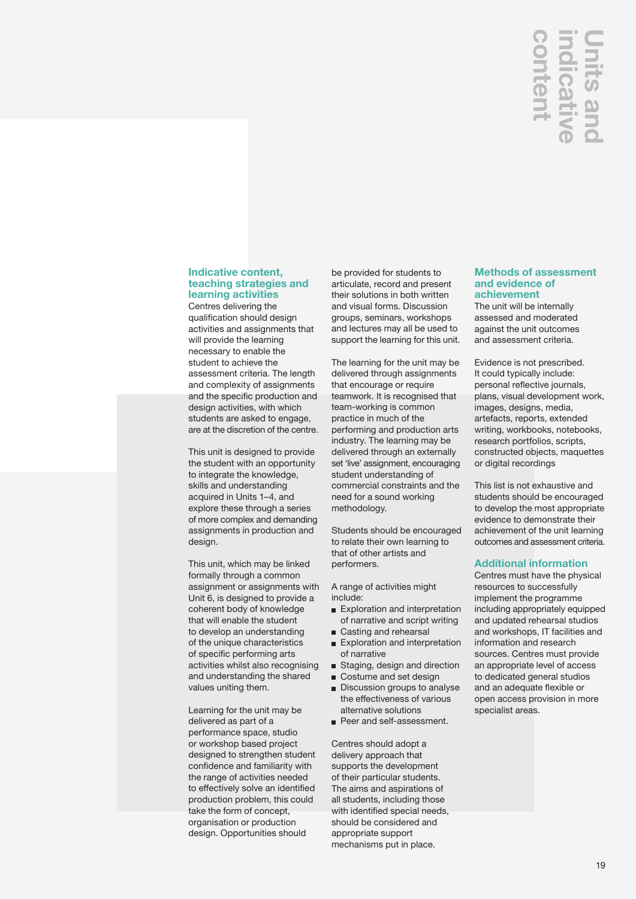# Units and indicative content

### Indicative content, teaching strategies and learning activities

Centres delivering the qualification should design activities and assignments that will provide the learning necessary to enable the student to achieve the assessment criteria. The length and complexity of assignments and the specific production and design activities, with which students are asked to engage, are at the discretion of the centre.

This unit is designed to provide the student with an opportunity to integrate the knowledge, skills and understanding acquired in Units 1–4, and explore these through a series of more complex and demanding assignments in production and design.

This unit, which may be linked formally through a common assignment or assignments with Unit 6, is designed to provide a coherent body of knowledge that will enable the student to develop an understanding of the unique characteristics of specific performing arts activities whilst also recognising and understanding the shared values uniting them.

Learning for the unit may be delivered as part of a performance space, studio or workshop based project designed to strengthen student confidence and familiarity with the range of activities needed to effectively solve an identified production problem, this could take the form of concept, organisation or production design. Opportunities should be provided for students to articulate, record and present their solutions in both written and visual forms. Discussion groups, seminars, workshops and lectures may all be used to support the learning for this unit.

The learning for the unit may be delivered through assignments that encourage or require teamwork. It is recognised that team-working is common practice in much of the performing and production arts industry. The learning may be delivered through an externally set 'live' assignment, encouraging student understanding of commercial constraints and the need for a sound working methodology.

Students should be encouraged to relate their own learning to that of other artists and performers.

A range of activities might include:

- Exploration and interpretation of narrative and script writing
- Casting and rehearsal
- Exploration and interpretation of narrative
- Staging, design and direction
- Costume and set design
- Discussion groups to analyse the effectiveness of various alternative solutions
- Peer and self-assessment.

Centres should adopt a delivery approach that supports the development of their particular students. The aims and aspirations of all students, including those with identified special needs, should be considered and appropriate support mechanisms put in place.

### Methods of assessment and evidence of achievement

The unit will be internally assessed and moderated against the unit outcomes and assessment criteria.

Evidence is not prescribed. It could typically include: personal reflective journals, plans, visual development work, images, designs, media, artefacts, reports, extended writing, workbooks, notebooks, research portfolios, scripts, constructed objects, maquettes or digital recordings

This list is not exhaustive and students should be encouraged to develop the most appropriate evidence to demonstrate their achievement of the unit learning outcomes and assessment criteria.

### Additional information

Centres must have the physical resources to successfully implement the programme including appropriately equipped and updated rehearsal studios and workshops, IT facilities and information and research sources. Centres must provide an appropriate level of access to dedicated general studios and an adequate flexible or open access provision in more specialist areas.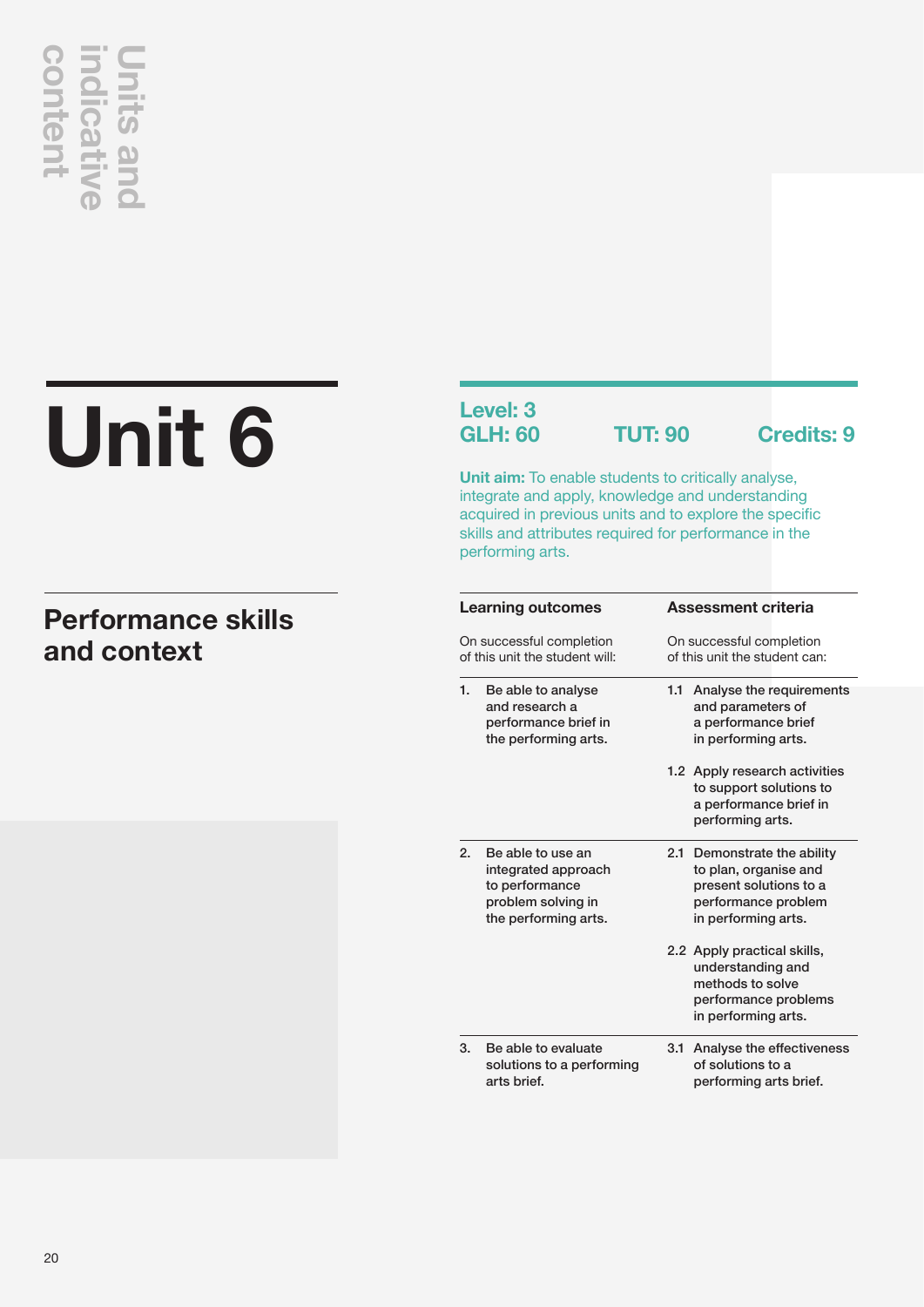Units and indicative content

# Unit 6

## Performance skills and context

**Level: 3**
**GLH: 60** **TUT: 90** **Credits: 9**

**Unit aim:** To enable students to critically analyse, integrate and apply, knowledge and understanding acquired in previous units and to explore the specific skills and attributes required for performance in the performing arts.

| **Learning outcomes**<br>On successful completion of this unit the student will: | **Assessment criteria**<br>On successful completion of this unit the student can: |
|---|---|
| 1. Be able to analyse and research a performance brief in the performing arts. | 1.1 Analyse the requirements and parameters of a performance brief in performing arts.<br><br>1.2 Apply research activities to support solutions to a performance brief in performing arts. |
| 2. Be able to use an integrated approach to performance problem solving in the performing arts. | 2.1 Demonstrate the ability to plan, organise and present solutions to a performance problem in performing arts.<br><br>2.2 Apply practical skills, understanding and methods to solve performance problems in performing arts. |
| 3. Be able to evaluate solutions to a performing arts brief. | 3.1 Analyse the effectiveness of solutions to a performing arts brief. |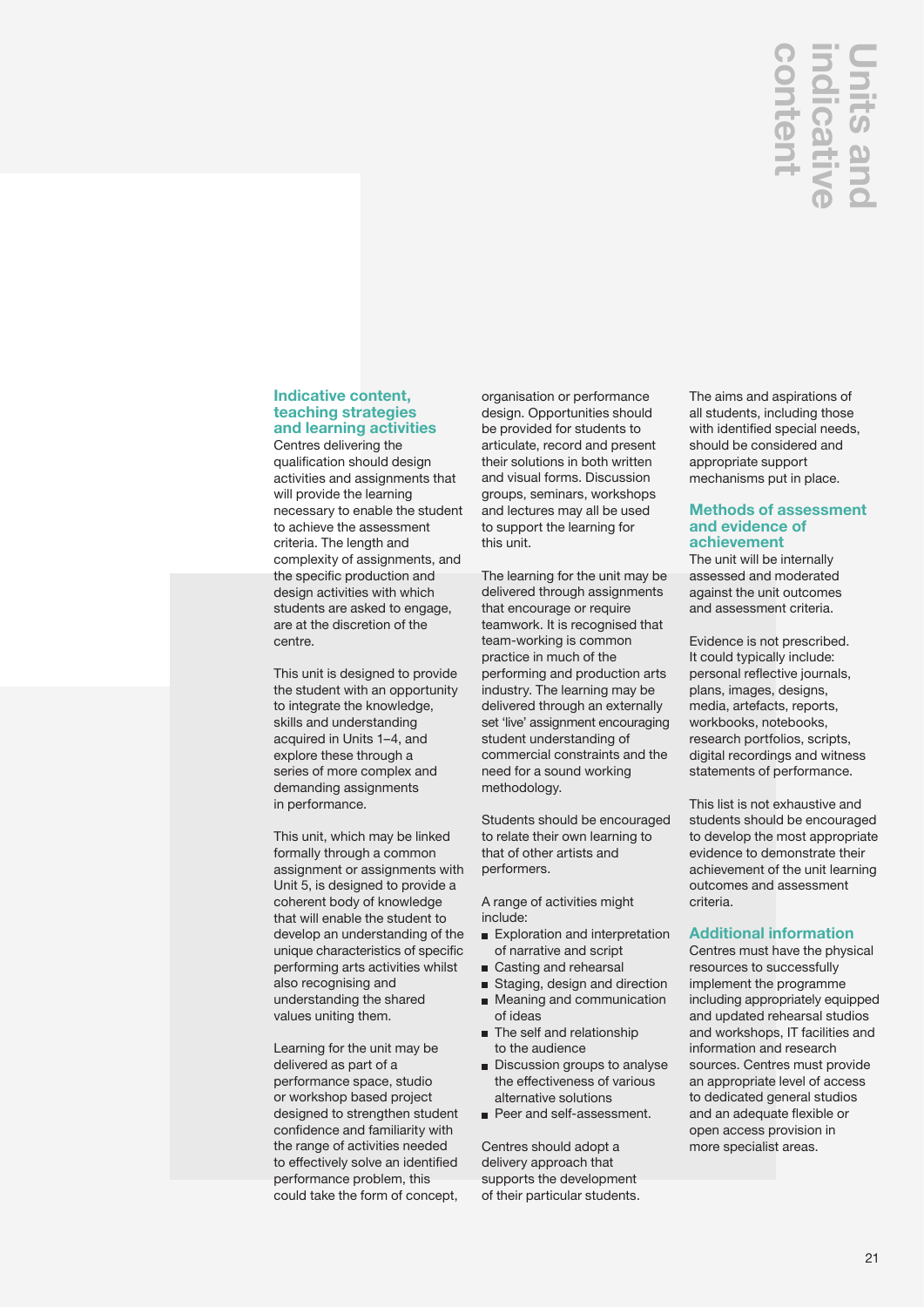# Units and indicative content

## Indicative content, teaching strategies and learning activities

Centres delivering the qualification should design activities and assignments that will provide the learning necessary to enable the student to achieve the assessment criteria. The length and complexity of assignments, and the specific production and design activities with which students are asked to engage, are at the discretion of the centre.

This unit is designed to provide the student with an opportunity to integrate the knowledge, skills and understanding acquired in Units 1–4, and explore these through a series of more complex and demanding assignments in performance.

This unit, which may be linked formally through a common assignment or assignments with Unit 5, is designed to provide a coherent body of knowledge that will enable the student to develop an understanding of the unique characteristics of specific performing arts activities whilst also recognising and understanding the shared values uniting them.

Learning for the unit may be delivered as part of a performance space, studio or workshop based project designed to strengthen student confidence and familiarity with the range of activities needed to effectively solve an identified performance problem, this could take the form of concept, organisation or performance design. Opportunities should be provided for students to articulate, record and present their solutions in both written and visual forms. Discussion groups, seminars, workshops and lectures may all be used to support the learning for this unit.

The learning for the unit may be delivered through assignments that encourage or require teamwork. It is recognised that team-working is common practice in much of the performing and production arts industry. The learning may be delivered through an externally set 'live' assignment encouraging student understanding of commercial constraints and the need for a sound working methodology.

Students should be encouraged to relate their own learning to that of other artists and performers.

A range of activities might include:

- Exploration and interpretation of narrative and script
- Casting and rehearsal
- Staging, design and direction
- Meaning and communication of ideas
- The self and relationship to the audience
- Discussion groups to analyse the effectiveness of various alternative solutions
- Peer and self-assessment.

Centres should adopt a delivery approach that supports the development of their particular students.

The aims and aspirations of all students, including those with identified special needs, should be considered and appropriate support mechanisms put in place.

## Methods of assessment and evidence of achievement

The unit will be internally assessed and moderated against the unit outcomes and assessment criteria.

Evidence is not prescribed. It could typically include: personal reflective journals, plans, images, designs, media, artefacts, reports, workbooks, notebooks, research portfolios, scripts, digital recordings and witness statements of performance.

This list is not exhaustive and students should be encouraged to develop the most appropriate evidence to demonstrate their achievement of the unit learning outcomes and assessment criteria.

## Additional information

Centres must have the physical resources to successfully implement the programme including appropriately equipped and updated rehearsal studios and workshops, IT facilities and information and research sources. Centres must provide an appropriate level of access to dedicated general studios and an adequate flexible or open access provision in more specialist areas.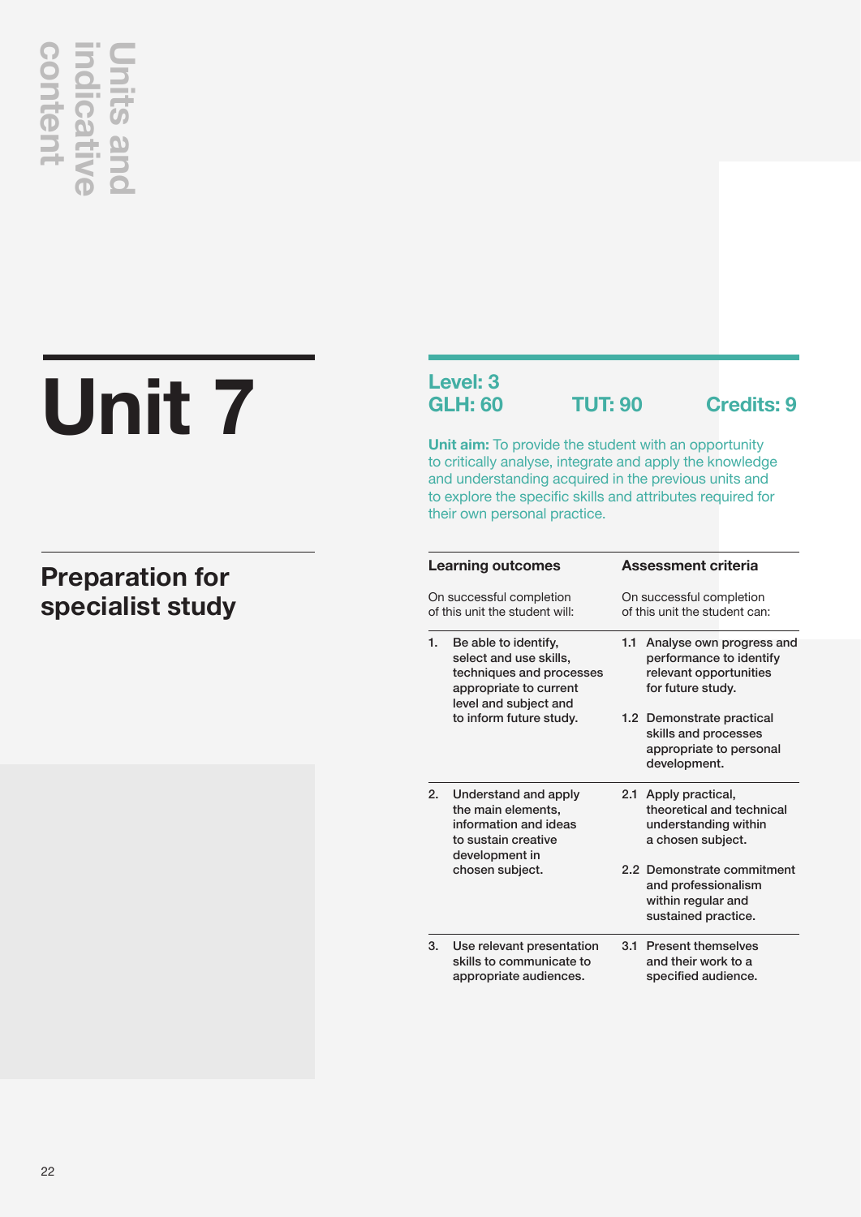Units and indicative content

# Unit 7

## Preparation for specialist study

**Level: 3**
**GLH: 60** **TUT: 90** **Credits: 9**

**Unit aim:** To provide the student with an opportunity to critically analyse, integrate and apply the knowledge and understanding acquired in the previous units and to explore the specific skills and attributes required for their own personal practice.

| **Learning outcomes**<br>On successful completion of this unit the student will: | **Assessment criteria**<br>On successful completion of this unit the student can: |
|---|---|
| 1. Be able to identify, select and use skills, techniques and processes appropriate to current level and subject and to inform future study. | 1.1 Analyse own progress and performance to identify relevant opportunities for future study.<br>1.2 Demonstrate practical skills and processes appropriate to personal development. |
| 2. Understand and apply the main elements, information and ideas to sustain creative development in chosen subject. | 2.1 Apply practical, theoretical and technical understanding within a chosen subject.<br>2.2 Demonstrate commitment and professionalism within regular and sustained practice. |
| 3. Use relevant presentation skills to communicate to appropriate audiences. | 3.1 Present themselves and their work to a specified audience. |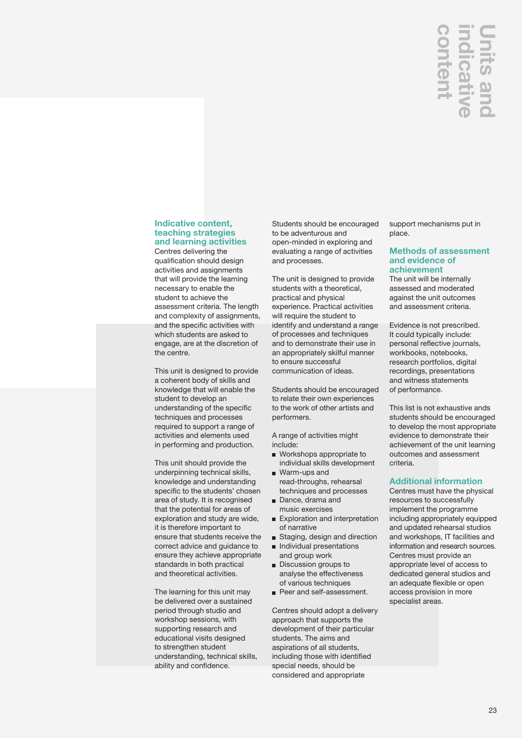# Units and indicative content

## Indicative content, teaching strategies and learning activities

Centres delivering the qualification should design activities and assignments that will provide the learning necessary to enable the student to achieve the assessment criteria. The length and complexity of assignments, and the specific activities with which students are asked to engage, are at the discretion of the centre.

This unit is designed to provide a coherent body of skills and knowledge that will enable the student to develop an understanding of the specific techniques and processes required to support a range of activities and elements used in performing and production.

This unit should provide the underpinning technical skills, knowledge and understanding specific to the students' chosen area of study. It is recognised that the potential for areas of exploration and study are wide, it is therefore important to ensure that students receive the correct advice and guidance to ensure they achieve appropriate standards in both practical and theoretical activities.

The learning for this unit may be delivered over a sustained period through studio and workshop sessions, with supporting research and educational visits designed to strengthen student understanding, technical skills, ability and confidence.

Students should be encouraged to be adventurous and open-minded in exploring and evaluating a range of activities and processes.

The unit is designed to provide students with a theoretical, practical and physical experience. Practical activities will require the student to identify and understand a range of processes and techniques and to demonstrate their use in an appropriately skilful manner to ensure successful communication of ideas.

Students should be encouraged to relate their own experiences to the work of other artists and performers.

A range of activities might include:

- Workshops appropriate to individual skills development
- Warm-ups and read-throughs, rehearsal techniques and processes
- Dance, drama and music exercises
- Exploration and interpretation of narrative
- Staging, design and direction
- Individual presentations and group work
- Discussion groups to analyse the effectiveness of various techniques
- Peer and self-assessment.

Centres should adopt a delivery approach that supports the development of their particular students. The aims and aspirations of all students, including those with identified special needs, should be considered and appropriate support mechanisms put in place.

## Methods of assessment and evidence of achievement

The unit will be internally assessed and moderated against the unit outcomes and assessment criteria.

Evidence is not prescribed. It could typically include: personal reflective journals, workbooks, notebooks, research portfolios, digital recordings, presentations and witness statements of performance.

This list is not exhaustive ands students should be encouraged to develop the most appropriate evidence to demonstrate their achievement of the unit learning outcomes and assessment criteria.

## Additional information

Centres must have the physical resources to successfully implement the programme including appropriately equipped and updated rehearsal studios and workshops, IT facilities and information and research sources. Centres must provide an appropriate level of access to dedicated general studios and an adequate flexible or open access provision in more specialist areas.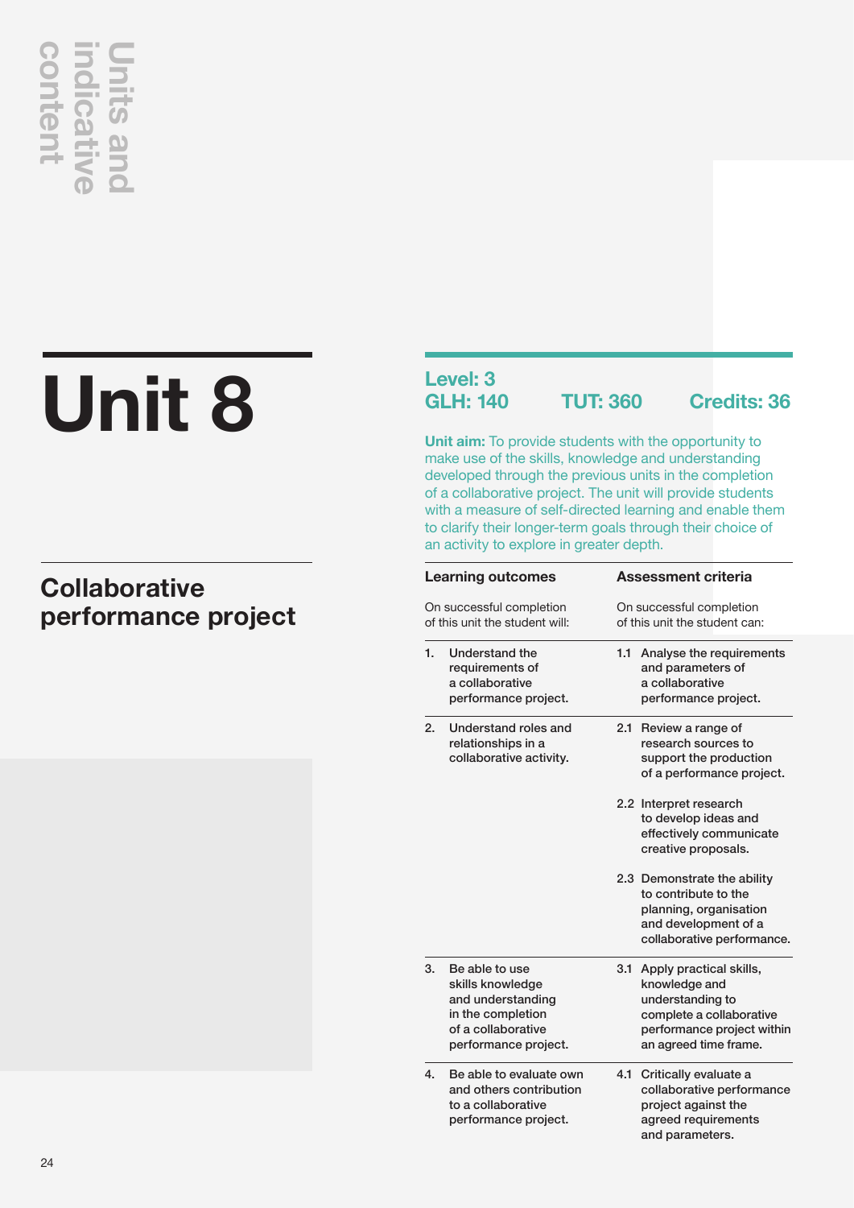# Unit 8

## Collaborative performance project

**Level: 3**
**GLH: 140** **TUT: 360** **Credits: 36**

**Unit aim:** To provide students with the opportunity to make use of the skills, knowledge and understanding developed through the previous units in the completion of a collaborative project. The unit will provide students with a measure of self-directed learning and enable them to clarify their longer-term goals through their choice of an activity to explore in greater depth.

| Learning outcomes<br>On successful completion of this unit the student will: | Assessment criteria<br>On successful completion of this unit the student can: |
| --- | --- |
| 1. Understand the requirements of a collaborative performance project. | 1.1 Analyse the requirements and parameters of a collaborative performance project. |
| 2. Understand roles and relationships in a collaborative activity. | 2.1 Review a range of research sources to support the production of a performance project. |
| | 2.2 Interpret research to develop ideas and effectively communicate creative proposals. |
| | 2.3 Demonstrate the ability to contribute to the planning, organisation and development of a collaborative performance. |
| 3. Be able to use skills knowledge and understanding in the completion of a collaborative performance project. | 3.1 Apply practical skills, knowledge and understanding to complete a collaborative performance project within an agreed time frame. |
| 4. Be able to evaluate own and others contribution to a collaborative performance project. | 4.1 Critically evaluate a collaborative performance project against the agreed requirements and parameters. |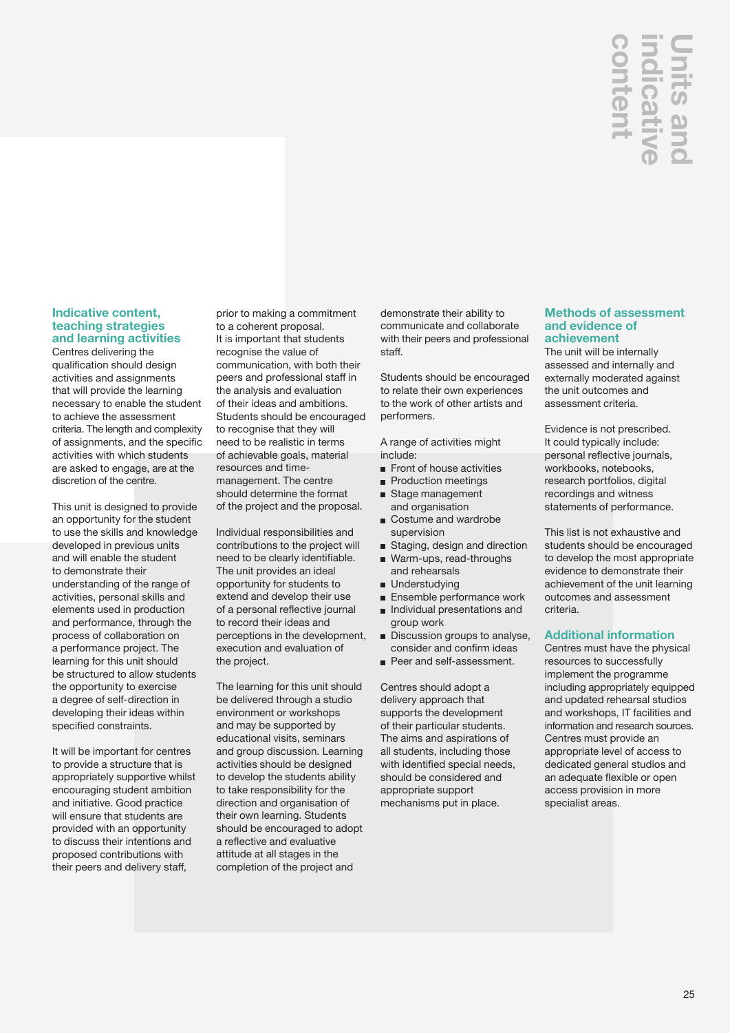# Units and indicative content

## Indicative content, teaching strategies and learning activities

Centres delivering the qualification should design activities and assignments that will provide the learning necessary to enable the student to achieve the assessment criteria. The length and complexity of assignments, and the specific activities with which students are asked to engage, are at the discretion of the centre.

This unit is designed to provide an opportunity for the student to use the skills and knowledge developed in previous units and will enable the student to demonstrate their understanding of the range of activities, personal skills and elements used in production and performance, through the process of collaboration on a performance project. The learning for this unit should be structured to allow students the opportunity to exercise a degree of self-direction in developing their ideas within specified constraints.

It will be important for centres to provide a structure that is appropriately supportive whilst encouraging student ambition and initiative. Good practice will ensure that students are provided with an opportunity to discuss their intentions and proposed contributions with their peers and delivery staff, prior to making a commitment to a coherent proposal.

It is important that students recognise the value of communication, with both their peers and professional staff in the analysis and evaluation of their ideas and ambitions. Students should be encouraged to recognise that they will need to be realistic in terms of achievable goals, material resources and time-management. The centre should determine the format of the project and the proposal.

Individual responsibilities and contributions to the project will need to be clearly identifiable. The unit provides an ideal opportunity for students to extend and develop their use of a personal reflective journal to record their ideas and perceptions in the development, execution and evaluation of the project.

The learning for this unit should be delivered through a studio environment or workshops and may be supported by educational visits, seminars and group discussion. Learning activities should be designed to develop the students ability to take responsibility for the direction and organisation of their own learning. Students should be encouraged to adopt a reflective and evaluative attitude at all stages in the completion of the project and demonstrate their ability to communicate and collaborate with their peers and professional staff.

Students should be encouraged to relate their own experiences to the work of other artists and performers.

A range of activities might include:

- Front of house activities
- Production meetings
- Stage management and organisation
- Costume and wardrobe supervision
- Staging, design and direction
- Warm-ups, read-throughs and rehearsals
- Understudying
- Ensemble performance work
- Individual presentations and group work
- Discussion groups to analyse, consider and confirm ideas
- Peer and self-assessment.

Centres should adopt a delivery approach that supports the development of their particular students. The aims and aspirations of all students, including those with identified special needs, should be considered and appropriate support mechanisms put in place.

## Methods of assessment and evidence of achievement

The unit will be internally assessed and internally and externally moderated against the unit outcomes and assessment criteria.

Evidence is not prescribed. It could typically include: personal reflective journals, workbooks, notebooks, research portfolios, digital recordings and witness statements of performance.

This list is not exhaustive and students should be encouraged to develop the most appropriate evidence to demonstrate their achievement of the unit learning outcomes and assessment criteria.

## Additional information

Centres must have the physical resources to successfully implement the programme including appropriately equipped and updated rehearsal studios and workshops, IT facilities and information and research sources. Centres must provide an appropriate level of access to dedicated general studios and an adequate flexible or open access provision in more specialist areas.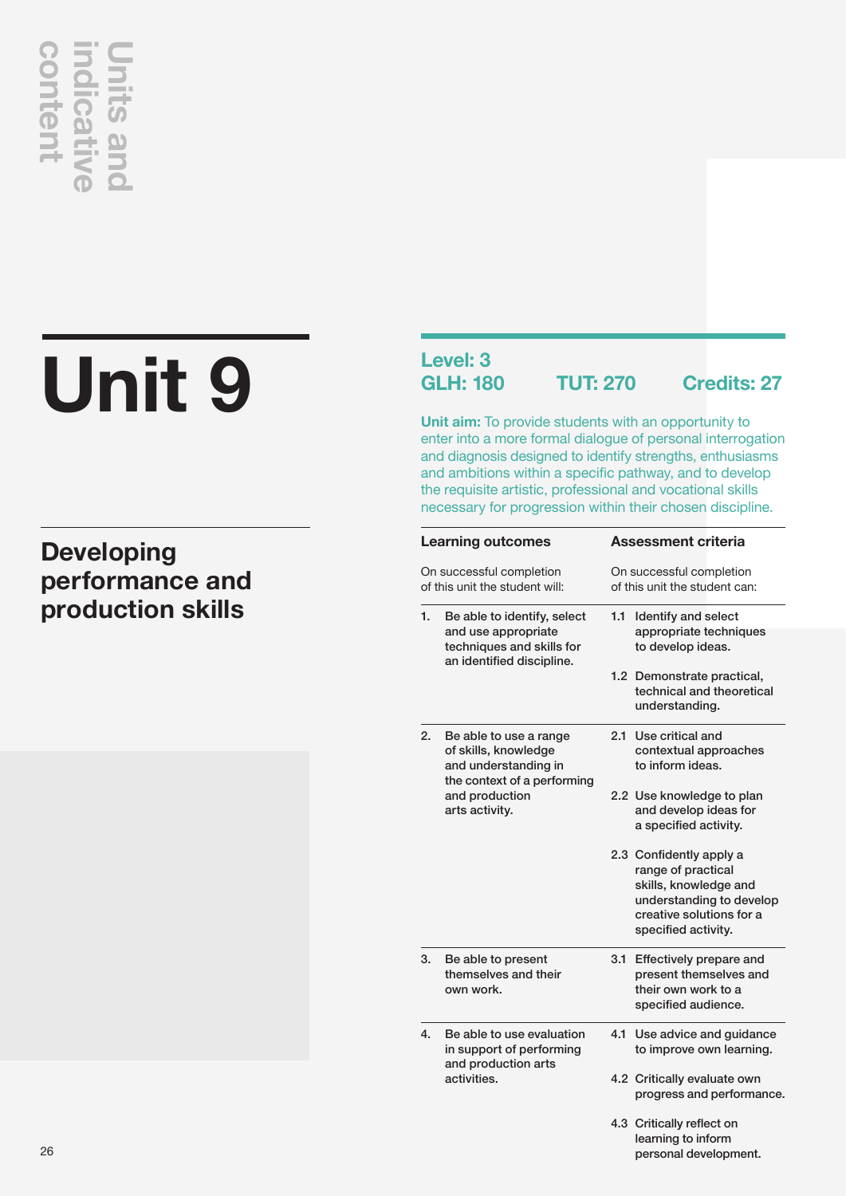# Unit 9

## Developing performance and production skills

**Level: 3**

**GLH: 180** **TUT: 270** **Credits: 27**

**Unit aim:** To provide students with an opportunity to enter into a more formal dialogue of personal interrogation and diagnosis designed to identify strengths, enthusiasms and ambitions within a specific pathway, and to develop the requisite artistic, professional and vocational skills necessary for progression within their chosen discipline.

| Learning outcomes<br>On successful completion of this unit the student will: | Assessment criteria<br>On successful completion of this unit the student can: |
|---|---|
| 1. Be able to identify, select and use appropriate techniques and skills for an identified discipline. | 1.1 Identify and select appropriate techniques to develop ideas.<br>1.2 Demonstrate practical, technical and theoretical understanding. |
| 2. Be able to use a range of skills, knowledge and understanding in the context of a performing and production arts activity. | 2.1 Use critical and contextual approaches to inform ideas.<br>2.2 Use knowledge to plan and develop ideas for a specified activity.<br>2.3 Confidently apply a range of practical skills, knowledge and understanding to develop creative solutions for a specified activity. |
| 3. Be able to present themselves and their own work. | 3.1 Effectively prepare and present themselves and their own work to a specified audience. |
| 4. Be able to use evaluation in support of performing and production arts activities. | 4.1 Use advice and guidance to improve own learning.<br>4.2 Critically evaluate own progress and performance.<br>4.3 Critically reflect on learning to inform personal development. |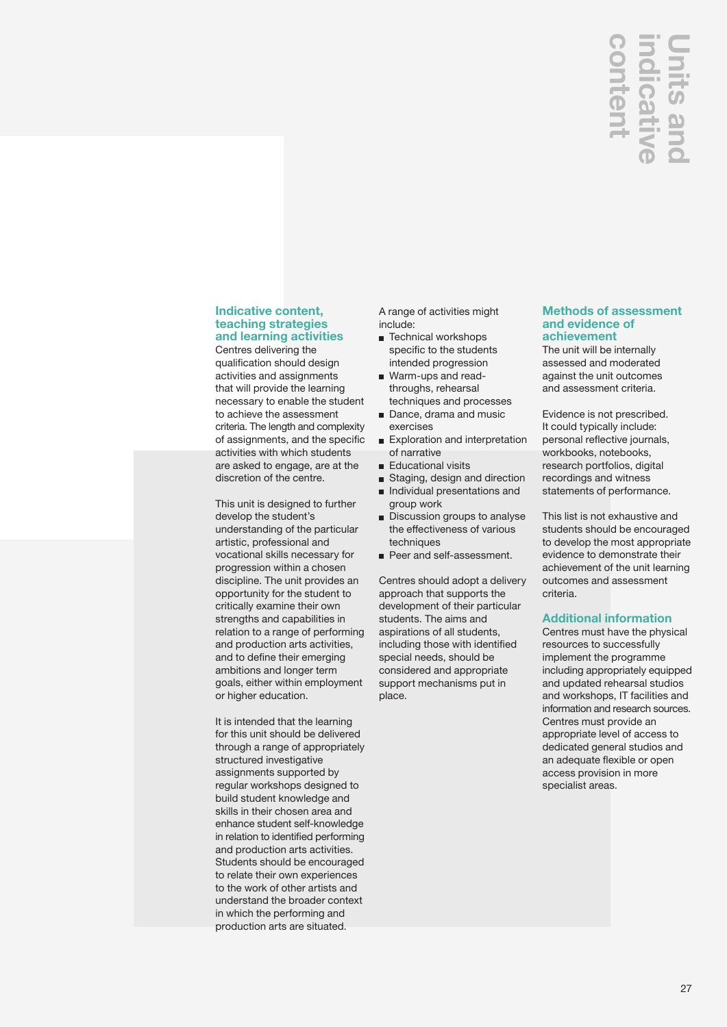# Units and indicative content

## Indicative content, teaching strategies and learning activities

Centres delivering the qualification should design activities and assignments that will provide the learning necessary to enable the student to achieve the assessment criteria. The length and complexity of assignments, and the specific activities with which students are asked to engage, are at the discretion of the centre.

This unit is designed to further develop the student's understanding of the particular artistic, professional and vocational skills necessary for progression within a chosen discipline. The unit provides an opportunity for the student to critically examine their own strengths and capabilities in relation to a range of performing and production arts activities, and to define their emerging ambitions and longer term goals, either within employment or higher education.

It is intended that the learning for this unit should be delivered through a range of appropriately structured investigative assignments supported by regular workshops designed to build student knowledge and skills in their chosen area and enhance student self-knowledge in relation to identified performing and production arts activities. Students should be encouraged to relate their own experiences to the work of other artists and understand the broader context in which the performing and production arts are situated.

A range of activities might include:

- Technical workshops specific to the students intended progression
- Warm-ups and read-throughs, rehearsal techniques and processes
- Dance, drama and music exercises
- Exploration and interpretation of narrative
- Educational visits
- Staging, design and direction
- Individual presentations and group work
- Discussion groups to analyse the effectiveness of various techniques
- Peer and self-assessment.

Centres should adopt a delivery approach that supports the development of their particular students. The aims and aspirations of all students, including those with identified special needs, should be considered and appropriate support mechanisms put in place.

## Methods of assessment and evidence of achievement

The unit will be internally assessed and moderated against the unit outcomes and assessment criteria.

Evidence is not prescribed. It could typically include: personal reflective journals, workbooks, notebooks, research portfolios, digital recordings and witness statements of performance.

This list is not exhaustive and students should be encouraged to develop the most appropriate evidence to demonstrate their achievement of the unit learning outcomes and assessment criteria.

## Additional information

Centres must have the physical resources to successfully implement the programme including appropriately equipped and updated rehearsal studios and workshops, IT facilities and information and research sources. Centres must provide an appropriate level of access to dedicated general studios and an adequate flexible or open access provision in more specialist areas.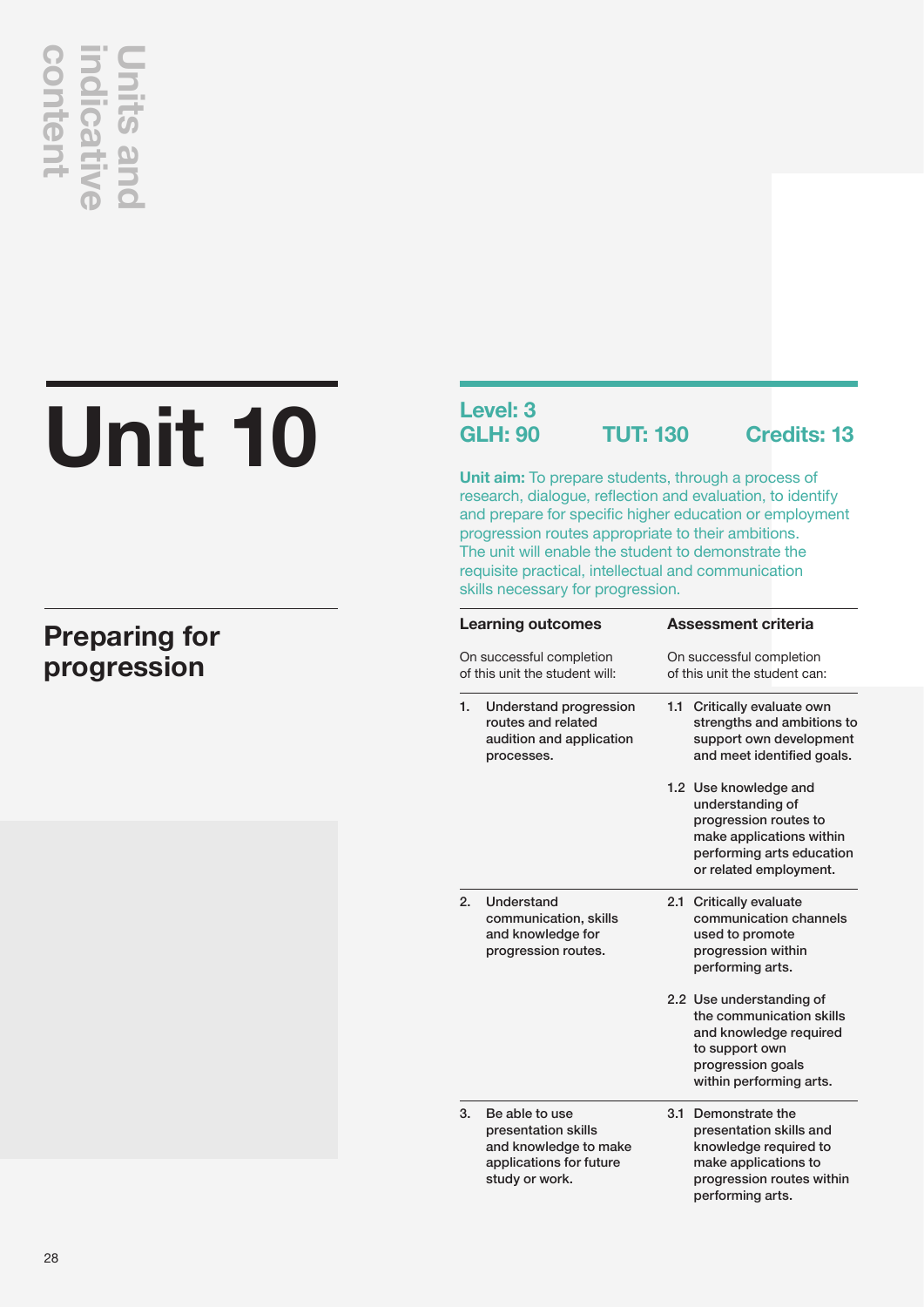# Unit 10

## Preparing for progression

**Level: 3**
**GLH: 90** **TUT: 130** **Credits: 13**

**Unit aim:** To prepare students, through a process of research, dialogue, reflection and evaluation, to identify and prepare for specific higher education or employment progression routes appropriate to their ambitions. The unit will enable the student to demonstrate the requisite practical, intellectual and communication skills necessary for progression.

| Learning outcomes<br>On successful completion of this unit the student will: | Assessment criteria<br>On successful completion of this unit the student can: |
|---|---|
| 1. Understand progression routes and related audition and application processes. | 1.1 Critically evaluate own strengths and ambitions to support own development and meet identified goals. |
| | 1.2 Use knowledge and understanding of progression routes to make applications within performing arts education or related employment. |
| 2. Understand communication, skills and knowledge for progression routes. | 2.1 Critically evaluate communication channels used to promote progression within performing arts. |
| | 2.2 Use understanding of the communication skills and knowledge required to support own progression goals within performing arts. |
| 3. Be able to use presentation skills and knowledge to make applications for future study or work. | 3.1 Demonstrate the presentation skills and knowledge required to make applications to progression routes within performing arts. |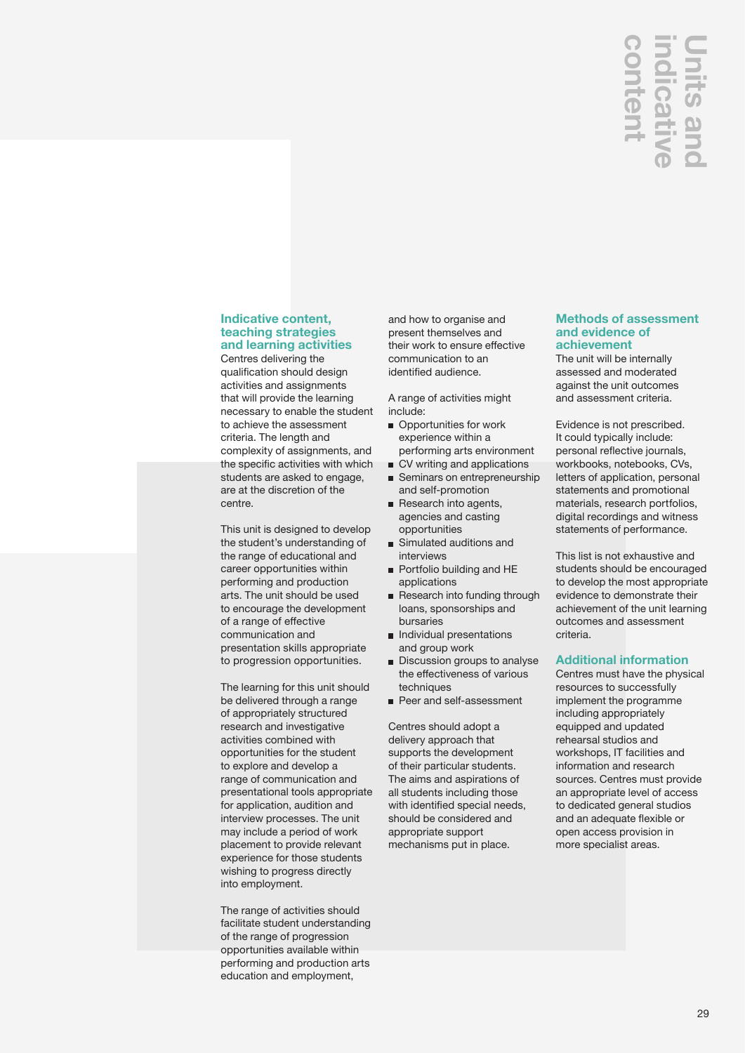# Units and indicative content

### Indicative content, teaching strategies and learning activities

Centres delivering the qualification should design activities and assignments that will provide the learning necessary to enable the student to achieve the assessment criteria. The length and complexity of assignments, and the specific activities with which students are asked to engage, are at the discretion of the centre.

This unit is designed to develop the student's understanding of the range of educational and career opportunities within performing and production arts. The unit should be used to encourage the development of a range of effective communication and presentation skills appropriate to progression opportunities.

The learning for this unit should be delivered through a range of appropriately structured research and investigative activities combined with opportunities for the student to explore and develop a range of communication and presentational tools appropriate for application, audition and interview processes. The unit may include a period of work placement to provide relevant experience for those students wishing to progress directly into employment.

The range of activities should facilitate student understanding of the range of progression opportunities available within performing and production arts education and employment, and how to organise and present themselves and their work to ensure effective communication to an identified audience.

A range of activities might include:

- Opportunities for work experience within a performing arts environment
- CV writing and applications
- Seminars on entrepreneurship and self-promotion
- Research into agents, agencies and casting opportunities
- Simulated auditions and interviews
- Portfolio building and HE applications
- Research into funding through loans, sponsorships and bursaries
- Individual presentations and group work
- Discussion groups to analyse the effectiveness of various techniques
- Peer and self-assessment

Centres should adopt a delivery approach that supports the development of their particular students. The aims and aspirations of all students including those with identified special needs, should be considered and appropriate support mechanisms put in place.

### Methods of assessment and evidence of achievement

The unit will be internally assessed and moderated against the unit outcomes and assessment criteria.

Evidence is not prescribed. It could typically include: personal reflective journals, workbooks, notebooks, CVs, letters of application, personal statements and promotional materials, research portfolios, digital recordings and witness statements of performance.

This list is not exhaustive and students should be encouraged to develop the most appropriate evidence to demonstrate their achievement of the unit learning outcomes and assessment criteria.

### Additional information

Centres must have the physical resources to successfully implement the programme including appropriately equipped and updated rehearsal studios and workshops, IT facilities and information and research sources. Centres must provide an appropriate level of access to dedicated general studios and an adequate flexible or open access provision in more specialist areas.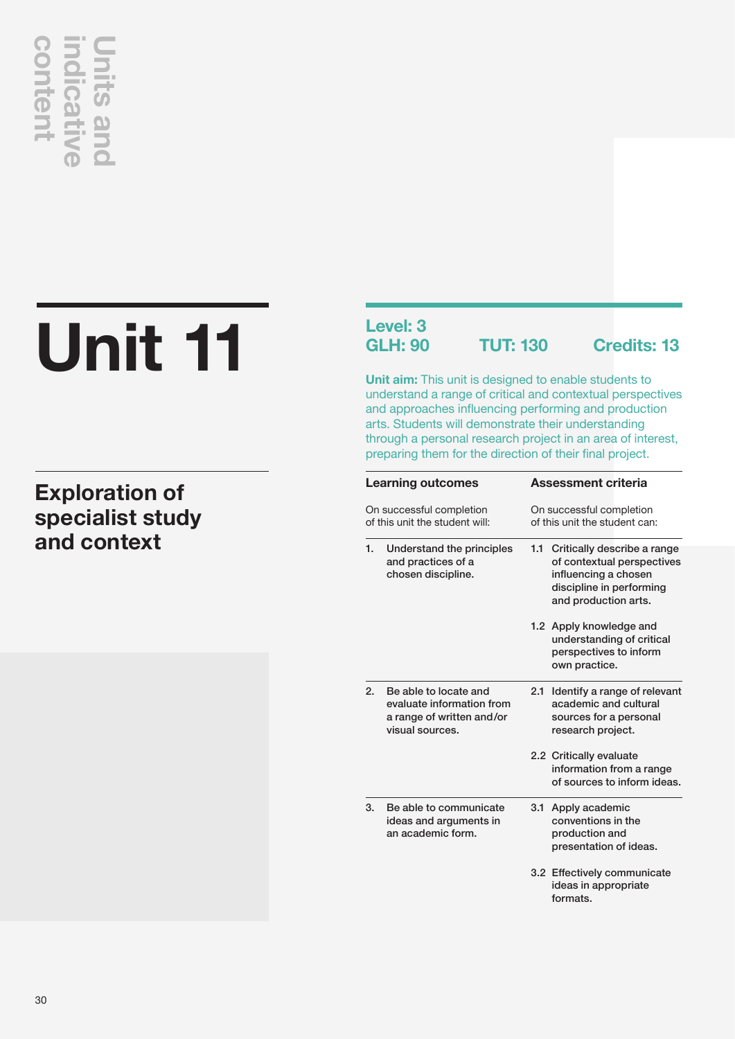# Unit 11

## Exploration of specialist study and context

**Level: 3**
**GLH: 90** **TUT: 130** **Credits: 13**

**Unit aim:** This unit is designed to enable students to understand a range of critical and contextual perspectives and approaches influencing performing and production arts. Students will demonstrate their understanding through a personal research project in an area of interest, preparing them for the direction of their final project.

| Learning outcomes<br>On successful completion of this unit the student will: | Assessment criteria<br>On successful completion of this unit the student can: |
|---|---|
| **1. Understand the principles and practices of a chosen discipline.** | **1.1 Critically describe a range of contextual perspectives influencing a chosen discipline in performing and production arts.** |
| | **1.2 Apply knowledge and understanding of critical perspectives to inform own practice.** |
| **2. Be able to locate and evaluate information from a range of written and/or visual sources.** | **2.1 Identify a range of relevant academic and cultural sources for a personal research project.** |
| | **2.2 Critically evaluate information from a range of sources to inform ideas.** |
| **3. Be able to communicate ideas and arguments in an academic form.** | **3.1 Apply academic conventions in the production and presentation of ideas.** |
| | **3.2 Effectively communicate ideas in appropriate formats.** |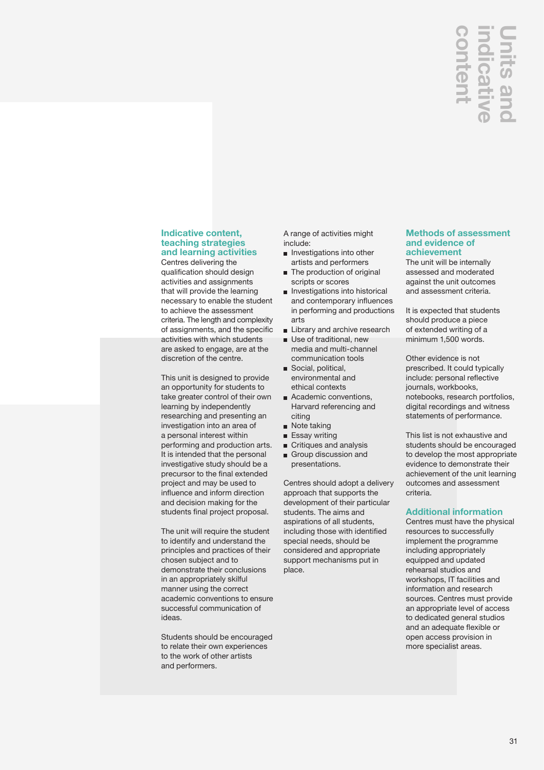# Units and indicative content

### Indicative content, teaching strategies and learning activities

Centres delivering the qualification should design activities and assignments that will provide the learning necessary to enable the student to achieve the assessment criteria. The length and complexity of assignments, and the specific activities with which students are asked to engage, are at the discretion of the centre.

This unit is designed to provide an opportunity for students to take greater control of their own learning by independently researching and presenting an investigation into an area of a personal interest within performing and production arts. It is intended that the personal investigative study should be a precursor to the final extended project and may be used to influence and inform direction and decision making for the students final project proposal.

The unit will require the student to identify and understand the principles and practices of their chosen subject and to demonstrate their conclusions in an appropriately skilful manner using the correct academic conventions to ensure successful communication of ideas.

Students should be encouraged to relate their own experiences to the work of other artists and performers.

A range of activities might include:

- Investigations into other artists and performers
- The production of original scripts or scores
- Investigations into historical and contemporary influences in performing and productions arts
- Library and archive research
- Use of traditional, new media and multi-channel communication tools
- Social, political, environmental and ethical contexts
- Academic conventions, Harvard referencing and citing
- Note taking
- Essay writing
- Critiques and analysis
- Group discussion and presentations.

Centres should adopt a delivery approach that supports the development of their particular students. The aims and aspirations of all students, including those with identified special needs, should be considered and appropriate support mechanisms put in place.

### Methods of assessment and evidence of achievement

The unit will be internally assessed and moderated against the unit outcomes and assessment criteria.

It is expected that students should produce a piece of extended writing of a minimum 1,500 words.

Other evidence is not prescribed. It could typically include: personal reflective journals, workbooks, notebooks, research portfolios, digital recordings and witness statements of performance.

This list is not exhaustive and students should be encouraged to develop the most appropriate evidence to demonstrate their achievement of the unit learning outcomes and assessment criteria.

### Additional information

Centres must have the physical resources to successfully implement the programme including appropriately equipped and updated rehearsal studios and workshops, IT facilities and information and research sources. Centres must provide an appropriate level of access to dedicated general studios and an adequate flexible or open access provision in more specialist areas.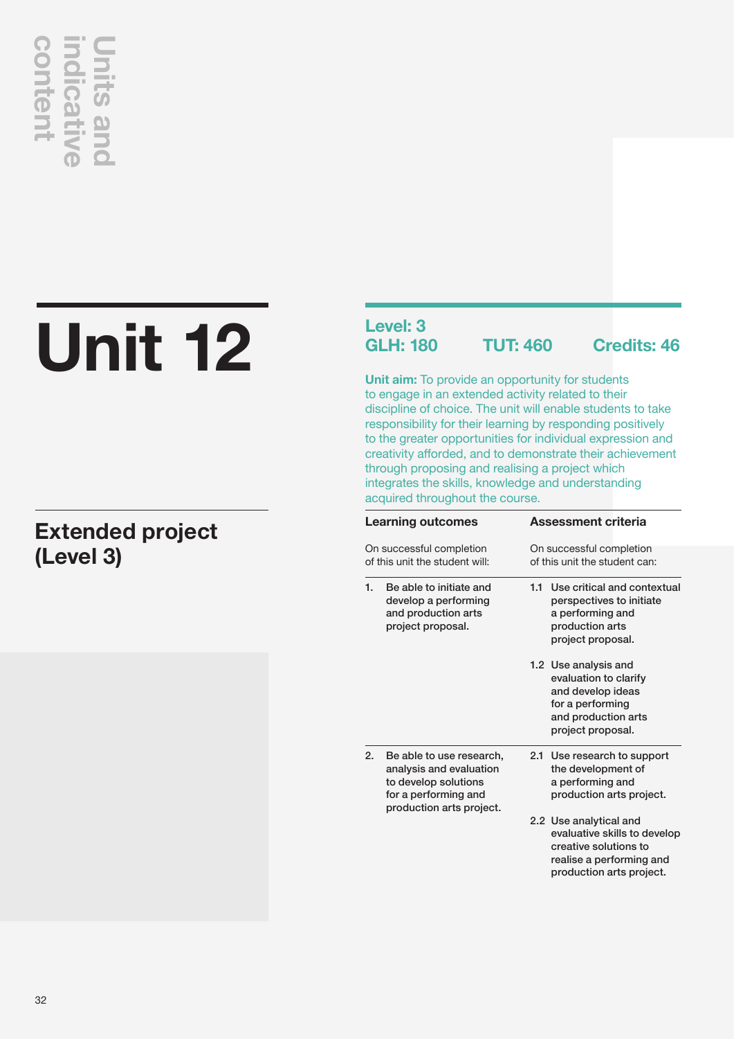# Unit 12

## Extended project (Level 3)

**Level: 3**
**GLH: 180** **TUT: 460** **Credits: 46**

**Unit aim:** To provide an opportunity for students to engage in an extended activity related to their discipline of choice. The unit will enable students to take responsibility for their learning by responding positively to the greater opportunities for individual expression and creativity afforded, and to demonstrate their achievement through proposing and realising a project which integrates the skills, knowledge and understanding acquired throughout the course.

| Learning outcomes | Assessment criteria |
|---|---|
| On successful completion of this unit the student will: | On successful completion of this unit the student can: |
| **1. Be able to initiate and develop a performing and production arts project proposal.** | **1.1 Use critical and contextual perspectives to initiate a performing and production arts project proposal.** |
| | **1.2 Use analysis and evaluation to clarify and develop ideas for a performing and production arts project proposal.** |
| **2. Be able to use research, analysis and evaluation to develop solutions for a performing and production arts project.** | **2.1 Use research to support the development of a performing and production arts project.** |
| | **2.2 Use analytical and evaluative skills to develop creative solutions to realise a performing and production arts project.** |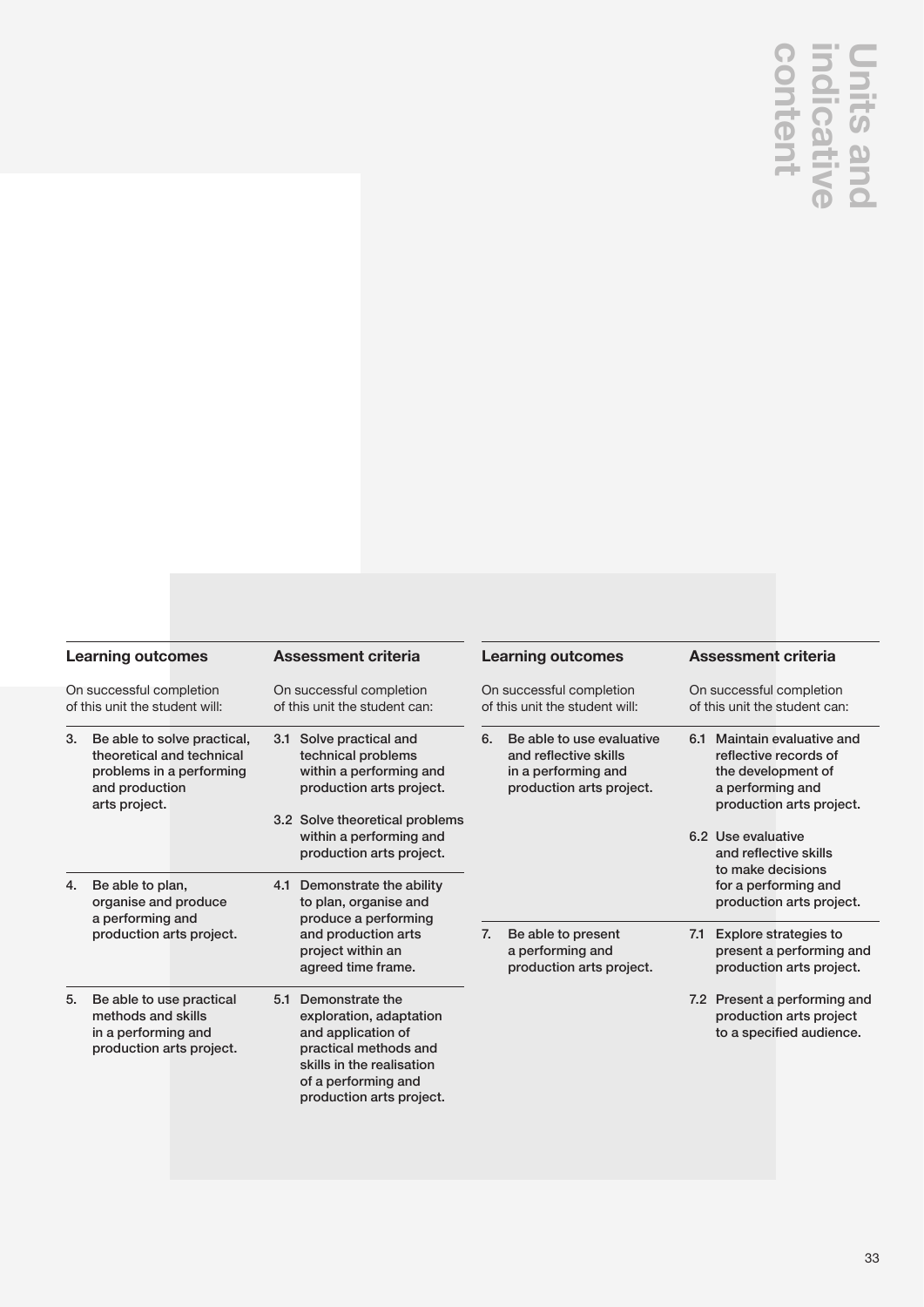# Units and indicative content

| Learning outcomes | Assessment criteria |
|---|---|
| On successful completion of this unit the student will: | On successful completion of this unit the student can: |
| 3. Be able to solve practical, theoretical and technical problems in a performing and production arts project. | 3.1 Solve practical and technical problems within a performing and production arts project.<br><br>3.2 Solve theoretical problems within a performing and production arts project. |
| 4. Be able to plan, organise and produce a performing and production arts project. | 4.1 Demonstrate the ability to plan, organise and produce a performing and production arts project within an agreed time frame. |
| 5. Be able to use practical methods and skills in a performing and production arts project. | 5.1 Demonstrate the exploration, adaptation and application of practical methods and skills in the realisation of a performing and production arts project. |
| 6. Be able to use evaluative and reflective skills in a performing and production arts project. | 6.1 Maintain evaluative and reflective records of the development of a performing and production arts project.<br><br>6.2 Use evaluative and reflective skills to make decisions for a performing and production arts project. |
| 7. Be able to present a performing and production arts project. | 7.1 Explore strategies to present a performing and production arts project.<br><br>7.2 Present a performing and production arts project to a specified audience. |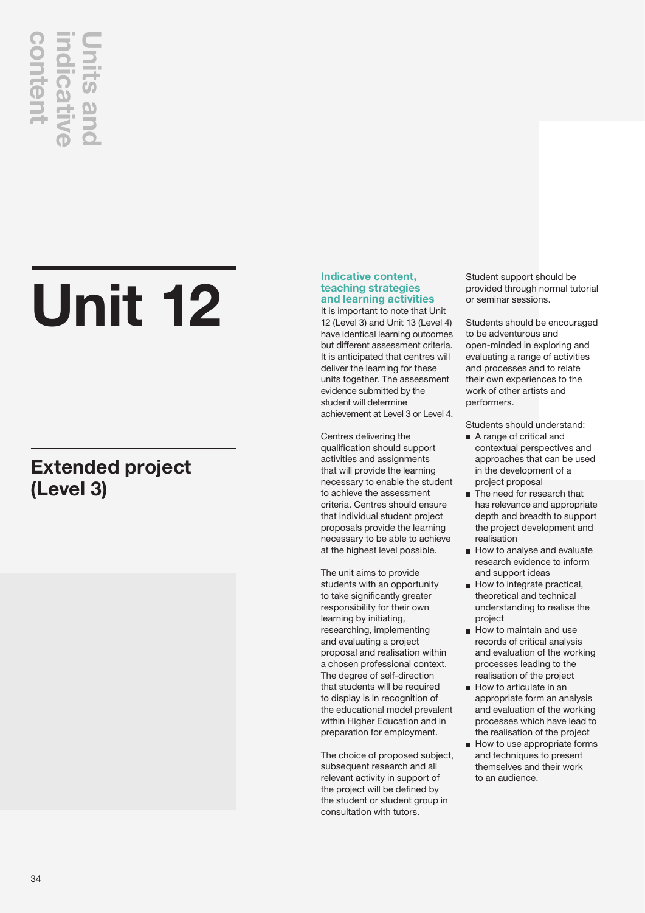# Unit 12

## Extended project (Level 3)

### Indicative content, teaching strategies and learning activities

It is important to note that Unit 12 (Level 3) and Unit 13 (Level 4) have identical learning outcomes but different assessment criteria. It is anticipated that centres will deliver the learning for these units together. The assessment evidence submitted by the student will determine achievement at Level 3 or Level 4.

Centres delivering the qualification should support activities and assignments that will provide the learning necessary to enable the student to achieve the assessment criteria. Centres should ensure that individual student project proposals provide the learning necessary to be able to achieve at the highest level possible.

The unit aims to provide students with an opportunity to take significantly greater responsibility for their own learning by initiating, researching, implementing and evaluating a project proposal and realisation within a chosen professional context. The degree of self-direction that students will be required to display is in recognition of the educational model prevalent within Higher Education and in preparation for employment.

The choice of proposed subject, subsequent research and all relevant activity in support of the project will be defined by the student or student group in consultation with tutors.

Student support should be provided through normal tutorial or seminar sessions.

Students should be encouraged to be adventurous and open-minded in exploring and evaluating a range of activities and processes and to relate their own experiences to the work of other artists and performers.

Students should understand:

- A range of critical and contextual perspectives and approaches that can be used in the development of a project proposal
- The need for research that has relevance and appropriate depth and breadth to support the project development and realisation
- How to analyse and evaluate research evidence to inform and support ideas
- How to integrate practical, theoretical and technical understanding to realise the project
- How to maintain and use records of critical analysis and evaluation of the working processes leading to the realisation of the project
- How to articulate in an appropriate form an analysis and evaluation of the working processes which have lead to the realisation of the project
- How to use appropriate forms and techniques to present themselves and their work to an audience.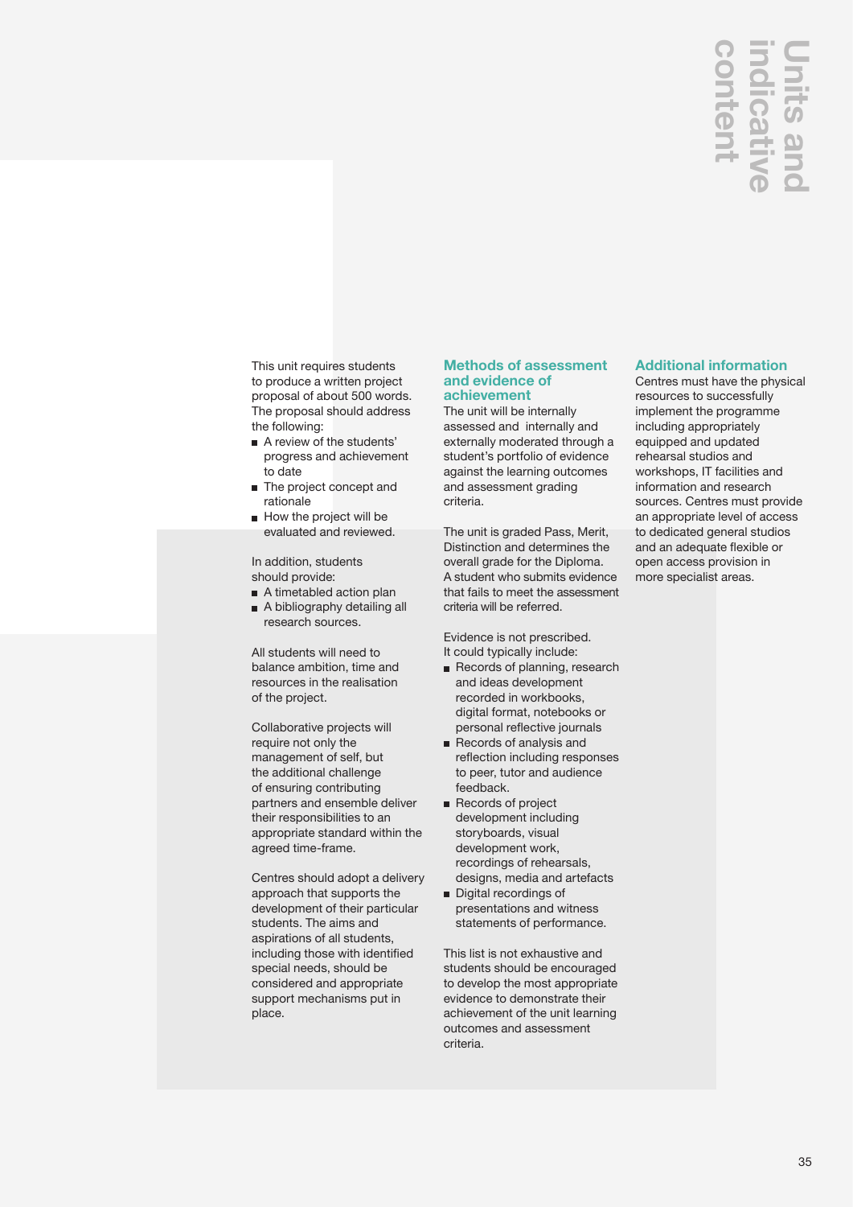This unit requires students to produce a written project proposal of about 500 words. The proposal should address the following:

- A review of the students' progress and achievement to date
- The project concept and rationale
- How the project will be evaluated and reviewed.

In addition, students should provide:

- A timetabled action plan
- A bibliography detailing all research sources.

All students will need to balance ambition, time and resources in the realisation of the project.

Collaborative projects will require not only the management of self, but the additional challenge of ensuring contributing partners and ensemble deliver their responsibilities to an appropriate standard within the agreed time-frame.

Centres should adopt a delivery approach that supports the development of their particular students. The aims and aspirations of all students, including those with identified special needs, should be considered and appropriate support mechanisms put in place.

### Methods of assessment and evidence of achievement

The unit will be internally assessed and internally and externally moderated through a student's portfolio of evidence against the learning outcomes and assessment grading criteria.

The unit is graded Pass, Merit, Distinction and determines the overall grade for the Diploma. A student who submits evidence that fails to meet the assessment criteria will be referred.

Evidence is not prescribed. It could typically include:

- Records of planning, research and ideas development recorded in workbooks, digital format, notebooks or personal reflective journals
- Records of analysis and reflection including responses to peer, tutor and audience feedback.
- Records of project development including storyboards, visual development work, recordings of rehearsals, designs, media and artefacts
- Digital recordings of presentations and witness statements of performance.

This list is not exhaustive and students should be encouraged to develop the most appropriate evidence to demonstrate their achievement of the unit learning outcomes and assessment criteria.

### Additional information

Centres must have the physical resources to successfully implement the programme including appropriately equipped and updated rehearsal studios and workshops, IT facilities and information and research sources. Centres must provide an appropriate level of access to dedicated general studios and an adequate flexible or open access provision in more specialist areas.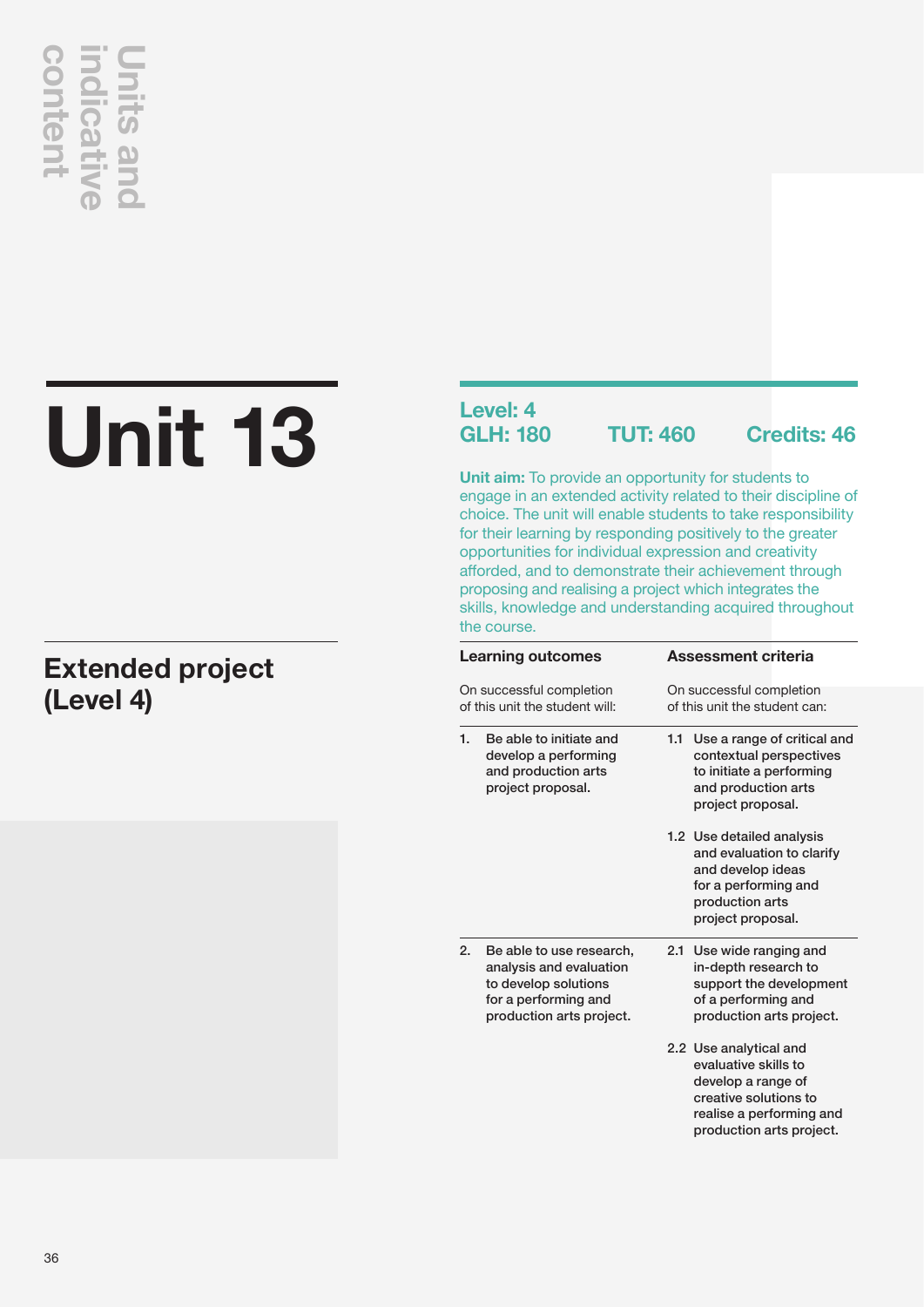# Unit 13

## Extended project (Level 4)

**Level: 4**
**GLH: 180** **TUT: 460** **Credits: 46**

**Unit aim:** To provide an opportunity for students to engage in an extended activity related to their discipline of choice. The unit will enable students to take responsibility for their learning by responding positively to the greater opportunities for individual expression and creativity afforded, and to demonstrate their achievement through proposing and realising a project which integrates the skills, knowledge and understanding acquired throughout the course.

| Learning outcomes | Assessment criteria |
|---|---|
| On successful completion of this unit the student will: | On successful completion of this unit the student can: |
| **1. Be able to initiate and develop a performing and production arts project proposal.** | **1.1 Use a range of critical and contextual perspectives to initiate a performing and production arts project proposal.** |
| | **1.2 Use detailed analysis and evaluation to clarify and develop ideas for a performing and production arts project proposal.** |
| **2. Be able to use research, analysis and evaluation to develop solutions for a performing and production arts project.** | **2.1 Use wide ranging and in-depth research to support the development of a performing and production arts project.** |
| | **2.2 Use analytical and evaluative skills to develop a range of creative solutions to realise a performing and production arts project.** |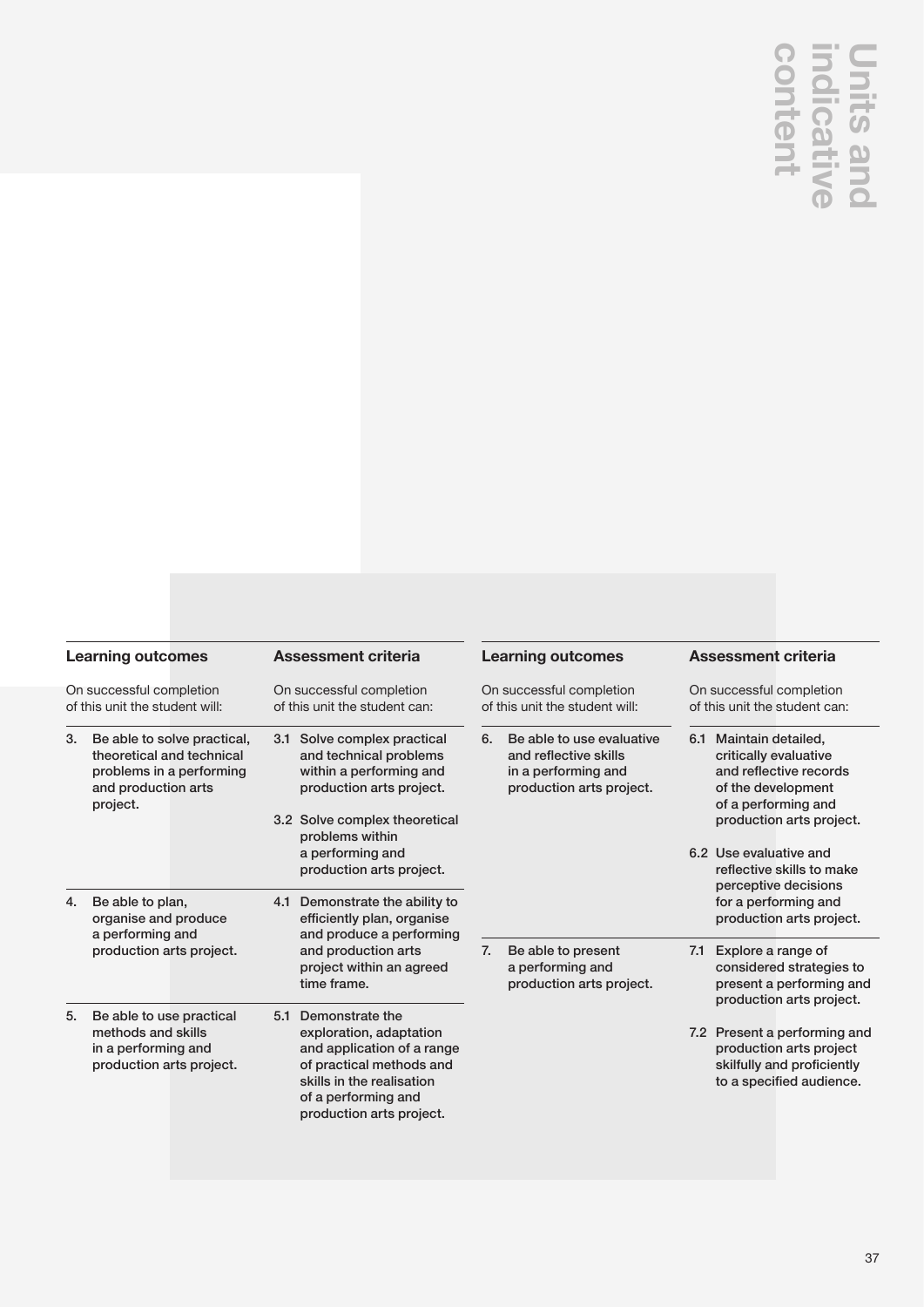# Units and indicative content

| Learning outcomes | Assessment criteria |
| --- | --- |
| On successful completion of this unit the student will: | On successful completion of this unit the student can: |
| 3. Be able to solve practical, theoretical and technical problems in a performing and production arts project. | 3.1 Solve complex practical and technical problems within a performing and production arts project.<br><br>3.2 Solve complex theoretical problems within a performing and production arts project. |
| 4. Be able to plan, organise and produce a performing and production arts project. | 4.1 Demonstrate the ability to efficiently plan, organise and produce a performing and production arts project within an agreed time frame. |
| 5. Be able to use practical methods and skills in a performing and production arts project. | 5.1 Demonstrate the exploration, adaptation and application of a range of practical methods and skills in the realisation of a performing and production arts project. |
| 6. Be able to use evaluative and reflective skills in a performing and production arts project. | 6.1 Maintain detailed, critically evaluative and reflective records of the development of a performing and production arts project.<br><br>6.2 Use evaluative and reflective skills to make perceptive decisions for a performing and production arts project. |
| 7. Be able to present a performing and production arts project. | 7.1 Explore a range of considered strategies to present a performing and production arts project.<br><br>7.2 Present a performing and production arts project skilfully and proficiently to a specified audience. |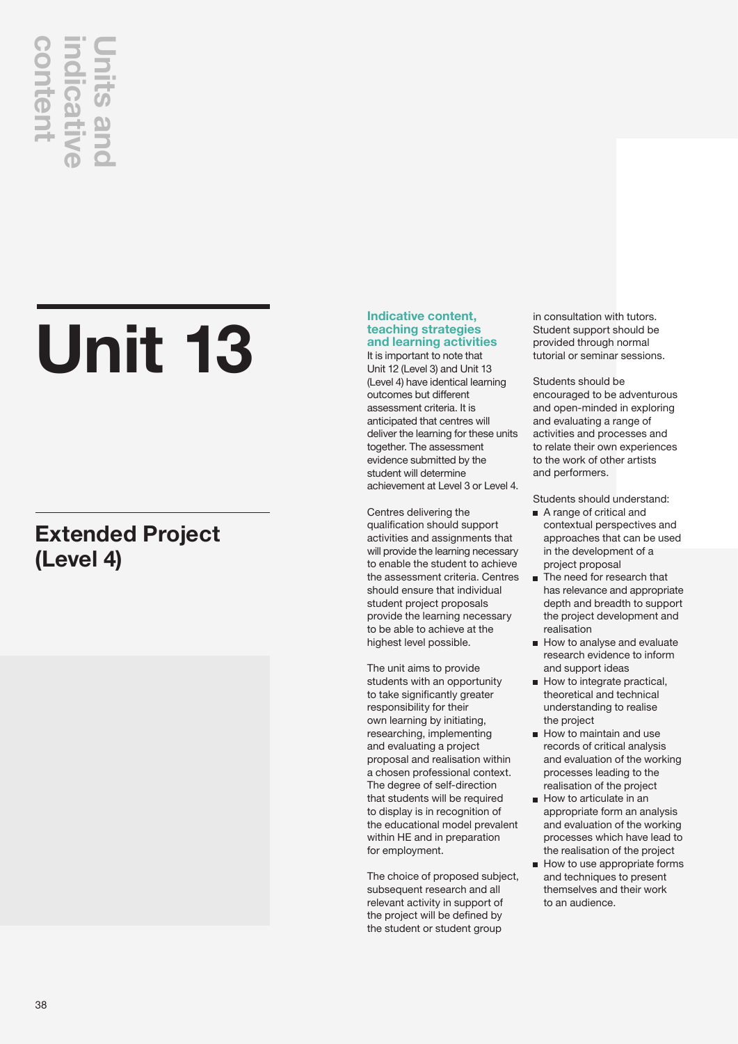# Unit 13

## Extended Project (Level 4)

### Indicative content, teaching strategies and learning activities

It is important to note that Unit 12 (Level 3) and Unit 13 (Level 4) have identical learning outcomes but different assessment criteria. It is anticipated that centres will deliver the learning for these units together. The assessment evidence submitted by the student will determine achievement at Level 3 or Level 4.

Centres delivering the qualification should support activities and assignments that will provide the learning necessary to enable the student to achieve the assessment criteria. Centres should ensure that individual student project proposals provide the learning necessary to be able to achieve at the highest level possible.

The unit aims to provide students with an opportunity to take significantly greater responsibility for their own learning by initiating, researching, implementing and evaluating a project proposal and realisation within a chosen professional context. The degree of self-direction that students will be required to display is in recognition of the educational model prevalent within HE and in preparation for employment.

The choice of proposed subject, subsequent research and all relevant activity in support of the project will be defined by the student or student group in consultation with tutors. Student support should be provided through normal tutorial or seminar sessions.

Students should be encouraged to be adventurous and open-minded in exploring and evaluating a range of activities and processes and to relate their own experiences to the work of other artists and performers.

Students should understand:

- A range of critical and contextual perspectives and approaches that can be used in the development of a project proposal
- The need for research that has relevance and appropriate depth and breadth to support the project development and realisation
- How to analyse and evaluate research evidence to inform and support ideas
- How to integrate practical, theoretical and technical understanding to realise the project
- How to maintain and use records of critical analysis and evaluation of the working processes leading to the realisation of the project
- How to articulate in an appropriate form an analysis and evaluation of the working processes which have lead to the realisation of the project
- How to use appropriate forms and techniques to present themselves and their work to an audience.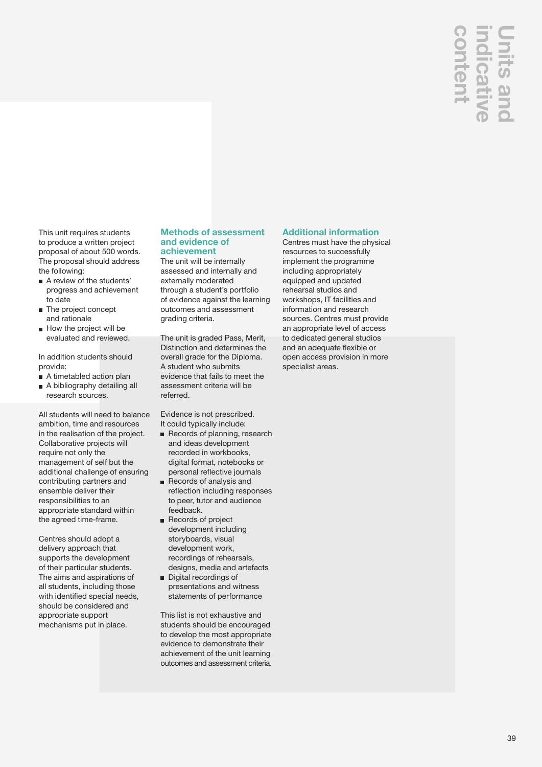This unit requires students to produce a written project proposal of about 500 words. The proposal should address the following:

- A review of the students' progress and achievement to date
- The project concept and rationale
- How the project will be evaluated and reviewed.

In addition students should provide:

- A timetabled action plan
- A bibliography detailing all research sources.

All students will need to balance ambition, time and resources in the realisation of the project. Collaborative projects will require not only the management of self but the additional challenge of ensuring contributing partners and ensemble deliver their responsibilities to an appropriate standard within the agreed time-frame.

Centres should adopt a delivery approach that supports the development of their particular students. The aims and aspirations of all students, including those with identified special needs, should be considered and appropriate support mechanisms put in place.

## Methods of assessment and evidence of achievement

The unit will be internally assessed and internally and externally moderated through a student's portfolio of evidence against the learning outcomes and assessment grading criteria.

The unit is graded Pass, Merit, Distinction and determines the overall grade for the Diploma. A student who submits evidence that fails to meet the assessment criteria will be referred.

Evidence is not prescribed. It could typically include:

- Records of planning, research and ideas development recorded in workbooks, digital format, notebooks or personal reflective journals
- Records of analysis and reflection including responses to peer, tutor and audience feedback.
- Records of project development including storyboards, visual development work, recordings of rehearsals, designs, media and artefacts
- Digital recordings of presentations and witness statements of performance

This list is not exhaustive and students should be encouraged to develop the most appropriate evidence to demonstrate their achievement of the unit learning outcomes and assessment criteria.

## Additional information

Centres must have the physical resources to successfully implement the programme including appropriately equipped and updated rehearsal studios and workshops, IT facilities and information and research sources. Centres must provide an appropriate level of access to dedicated general studios and an adequate flexible or open access provision in more specialist areas.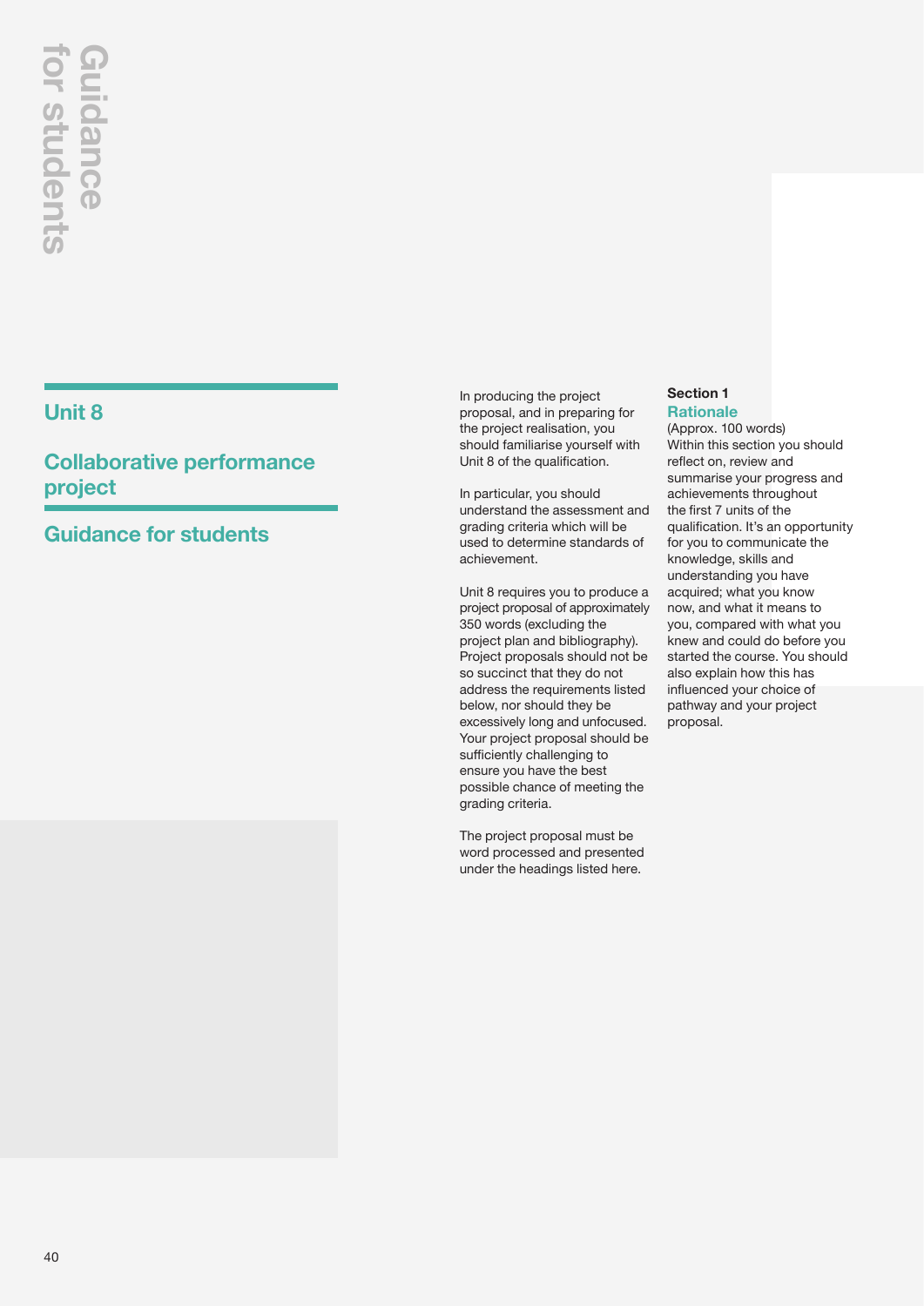## Unit 8

## Collaborative performance project

## Guidance for students

In producing the project proposal, and in preparing for the project realisation, you should familiarise yourself with Unit 8 of the qualification.

In particular, you should understand the assessment and grading criteria which will be used to determine standards of achievement.

Unit 8 requires you to produce a project proposal of approximately 350 words (excluding the project plan and bibliography). Project proposals should not be so succinct that they do not address the requirements listed below, nor should they be excessively long and unfocused. Your project proposal should be sufficiently challenging to ensure you have the best possible chance of meeting the grading criteria.

The project proposal must be word processed and presented under the headings listed here.

**Section 1**

### Rationale

(Approx. 100 words)

Within this section you should reflect on, review and summarise your progress and achievements throughout the first 7 units of the qualification. It's an opportunity for you to communicate the knowledge, skills and understanding you have acquired; what you know now, and what it means to you, compared with what you knew and could do before you started the course. You should also explain how this has influenced your choice of pathway and your project proposal.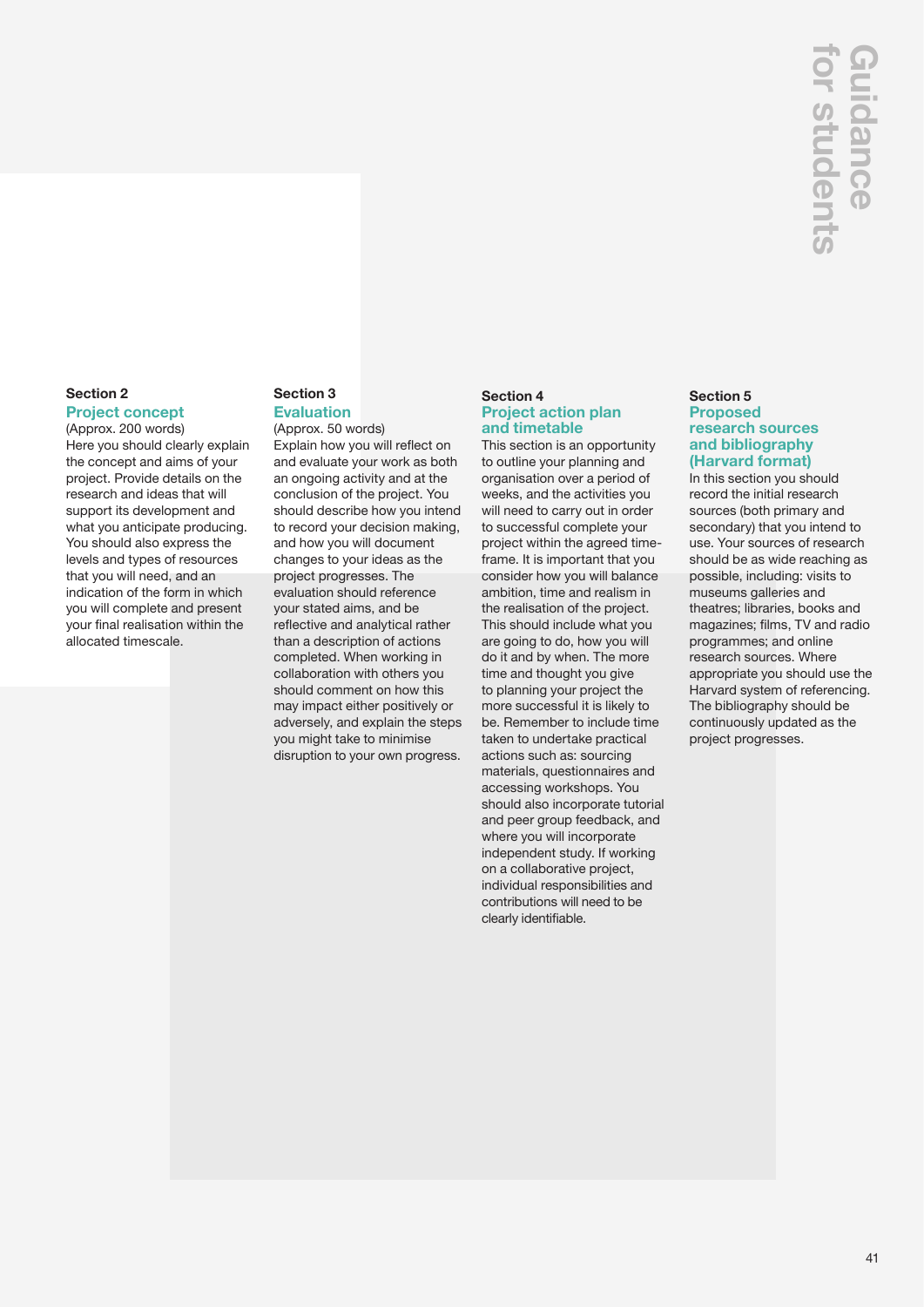# Guidance for students

## Section 2
### Project concept

(Approx. 200 words)
Here you should clearly explain the concept and aims of your project. Provide details on the research and ideas that will support its development and what you anticipate producing. You should also express the levels and types of resources that you will need, and an indication of the form in which you will complete and present your final realisation within the allocated timescale.

## Section 3
### Evaluation

(Approx. 50 words)
Explain how you will reflect on and evaluate your work as both an ongoing activity and at the conclusion of the project. You should describe how you intend to record your decision making, and how you will document changes to your ideas as the project progresses. The evaluation should reference your stated aims, and be reflective and analytical rather than a description of actions completed. When working in collaboration with others you should comment on how this may impact either positively or adversely, and explain the steps you might take to minimise disruption to your own progress.

## Section 4
### Project action plan and timetable

This section is an opportunity to outline your planning and organisation over a period of weeks, and the activities you will need to carry out in order to successful complete your project within the agreed time-frame. It is important that you consider how you will balance ambition, time and realism in the realisation of the project. This should include what you are going to do, how you will do it and by when. The more time and thought you give to planning your project the more successful it is likely to be. Remember to include time taken to undertake practical actions such as: sourcing materials, questionnaires and accessing workshops. You should also incorporate tutorial and peer group feedback, and where you will incorporate independent study. If working on a collaborative project, individual responsibilities and contributions will need to be clearly identifiable.

## Section 5
### Proposed research sources and bibliography (Harvard format)

In this section you should record the initial research sources (both primary and secondary) that you intend to use. Your sources of research should be as wide reaching as possible, including: visits to museums galleries and theatres; libraries, books and magazines; films, TV and radio programmes; and online research sources. Where appropriate you should use the Harvard system of referencing. The bibliography should be continuously updated as the project progresses.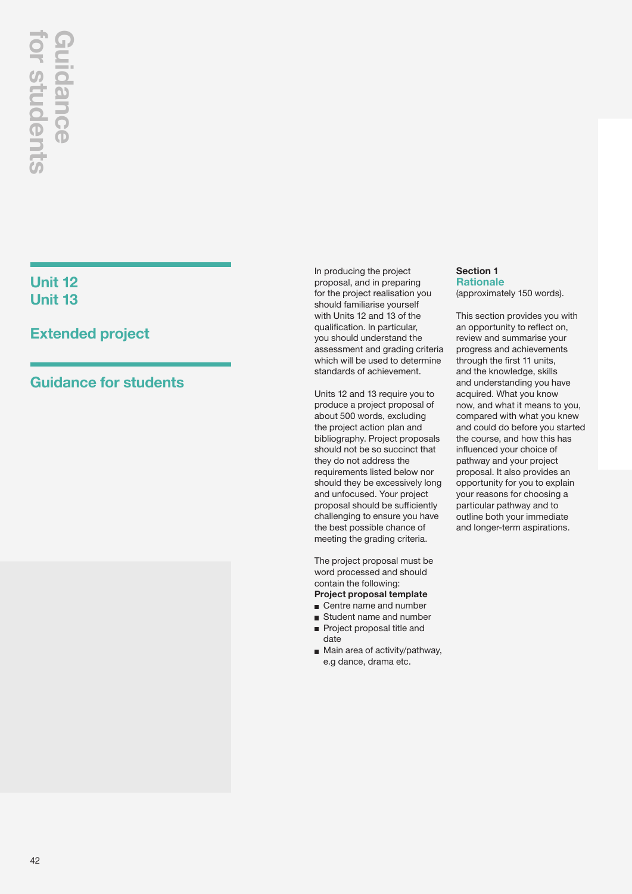## Unit 12
## Unit 13

## Extended project

## Guidance for students

In producing the project proposal, and in preparing for the project realisation you should familiarise yourself with Units 12 and 13 of the qualification. In particular, you should understand the assessment and grading criteria which will be used to determine standards of achievement.

Units 12 and 13 require you to produce a project proposal of about 500 words, excluding the project action plan and bibliography. Project proposals should not be so succinct that they do not address the requirements listed below nor should they be excessively long and unfocused. Your project proposal should be sufficiently challenging to ensure you have the best possible chance of meeting the grading criteria.

The project proposal must be word processed and should contain the following:

**Project proposal template**

- Centre name and number
- Student name and number
- Project proposal title and date
- Main area of activity/pathway, e.g dance, drama etc.

**Section 1**
### Rationale
(approximately 150 words).

This section provides you with an opportunity to reflect on, review and summarise your progress and achievements through the first 11 units, and the knowledge, skills and understanding you have acquired. What you know now, and what it means to you, compared with what you knew and could do before you started the course, and how this has influenced your choice of pathway and your project proposal. It also provides an opportunity for you to explain your reasons for choosing a particular pathway and to outline both your immediate and longer-term aspirations.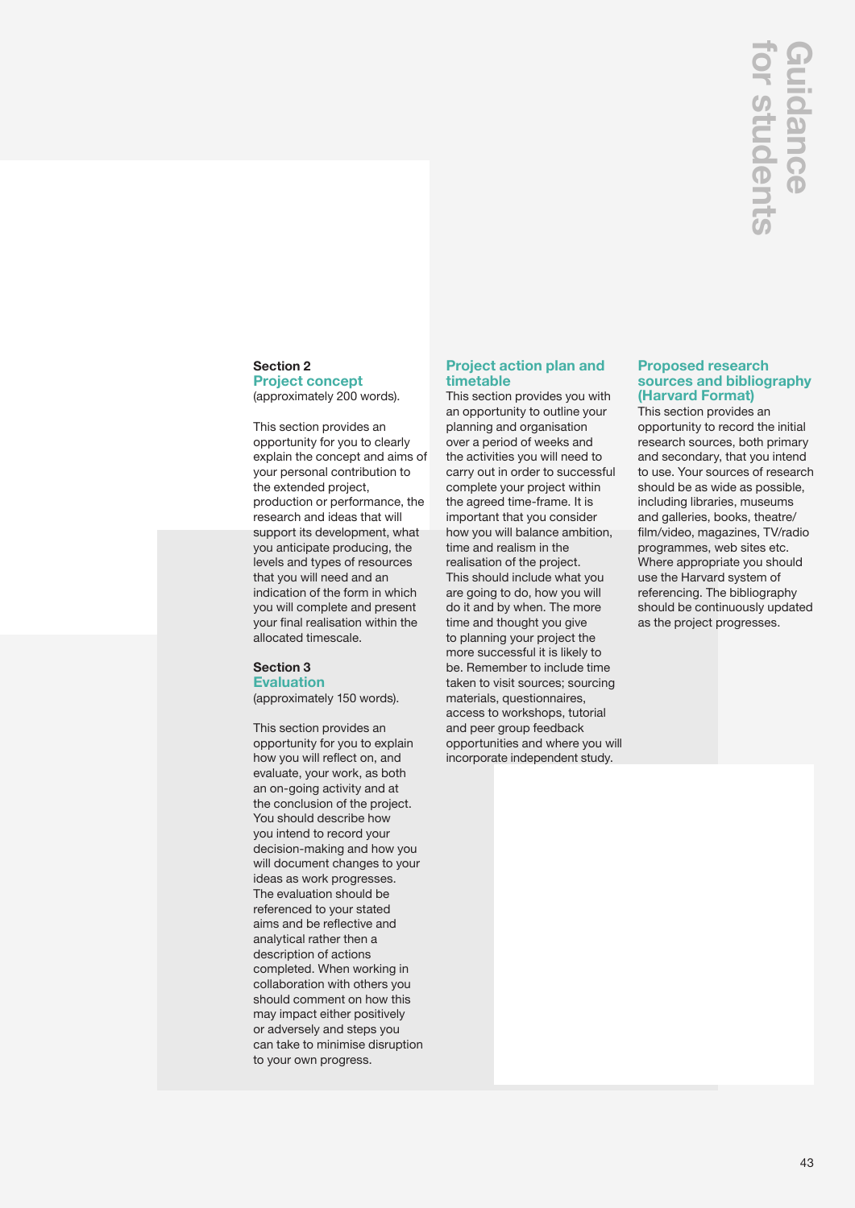# Guidance for students

## Section 2
### Project concept

(approximately 200 words).

This section provides an opportunity for you to clearly explain the concept and aims of your personal contribution to the extended project, production or performance, the research and ideas that will support its development, what you anticipate producing, the levels and types of resources that you will need and an indication of the form in which you will complete and present your final realisation within the allocated timescale.

## Section 3
### Evaluation

(approximately 150 words).

This section provides an opportunity for you to explain how you will reflect on, and evaluate, your work, as both an on-going activity and at the conclusion of the project. You should describe how you intend to record your decision-making and how you will document changes to your ideas as work progresses. The evaluation should be referenced to your stated aims and be reflective and analytical rather then a description of actions completed. When working in collaboration with others you should comment on how this may impact either positively or adversely and steps you can take to minimise disruption to your own progress.

### Project action plan and timetable

This section provides you with an opportunity to outline your planning and organisation over a period of weeks and the activities you will need to carry out in order to successful complete your project within the agreed time-frame. It is important that you consider how you will balance ambition, time and realism in the realisation of the project. This should include what you are going to do, how you will do it and by when. The more time and thought you give to planning your project the more successful it is likely to be. Remember to include time taken to visit sources; sourcing materials, questionnaires, access to workshops, tutorial and peer group feedback opportunities and where you will incorporate independent study.

### Proposed research sources and bibliography (Harvard Format)

This section provides an opportunity to record the initial research sources, both primary and secondary, that you intend to use. Your sources of research should be as wide as possible, including libraries, museums and galleries, books, theatre/film/video, magazines, TV/radio programmes, web sites etc. Where appropriate you should use the Harvard system of referencing. The bibliography should be continuously updated as the project progresses.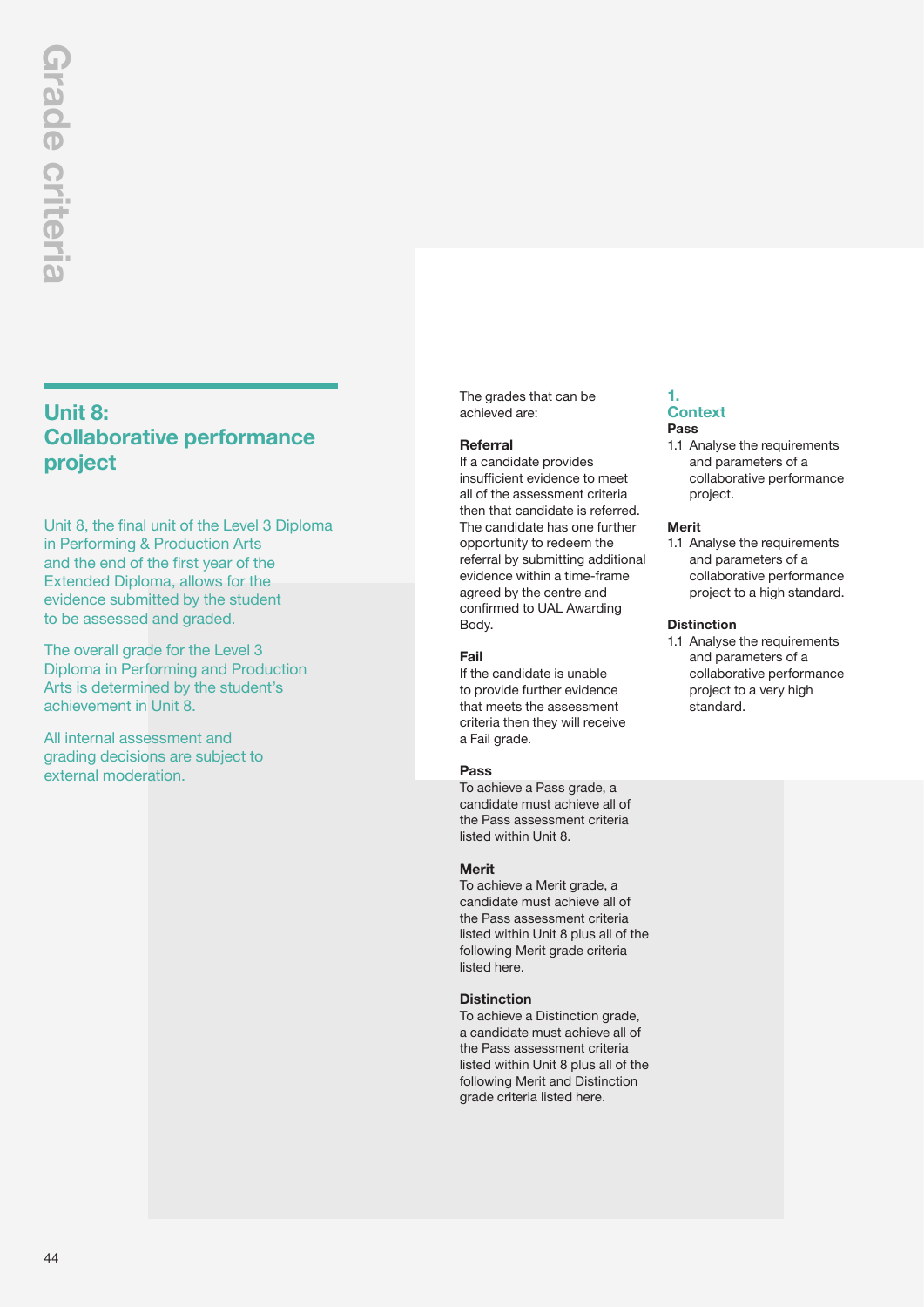# Grade criteria

## Unit 8: Collaborative performance project

Unit 8, the final unit of the Level 3 Diploma in Performing & Production Arts and the end of the first year of the Extended Diploma, allows for the evidence submitted by the student to be assessed and graded.

The overall grade for the Level 3 Diploma in Performing and Production Arts is determined by the student's achievement in Unit 8.

All internal assessment and grading decisions are subject to external moderation.

The grades that can be achieved are:

**Referral**
If a candidate provides insufficient evidence to meet all of the assessment criteria then that candidate is referred. The candidate has one further opportunity to redeem the referral by submitting additional evidence within a time-frame agreed by the centre and confirmed to UAL Awarding Body.

**Fail**
If the candidate is unable to provide further evidence that meets the assessment criteria then they will receive a Fail grade.

**Pass**
To achieve a Pass grade, a candidate must achieve all of the Pass assessment criteria listed within Unit 8.

**Merit**
To achieve a Merit grade, a candidate must achieve all of the Pass assessment criteria listed within Unit 8 plus all of the following Merit grade criteria listed here.

**Distinction**
To achieve a Distinction grade, a candidate must achieve all of the Pass assessment criteria listed within Unit 8 plus all of the following Merit and Distinction grade criteria listed here.

### 1. Context

**Pass**

1.1 Analyse the requirements and parameters of a collaborative performance project.

**Merit**

1.1 Analyse the requirements and parameters of a collaborative performance project to a high standard.

**Distinction**

1.1 Analyse the requirements and parameters of a collaborative performance project to a very high standard.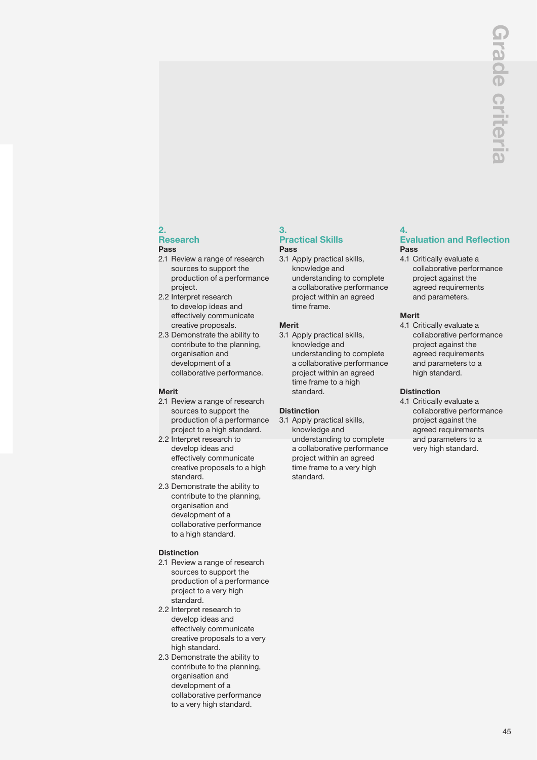# Grade criteria

## 2. Research

**Pass**

2.1 Review a range of research sources to support the production of a performance project.

2.2 Interpret research to develop ideas and effectively communicate creative proposals.

2.3 Demonstrate the ability to contribute to the planning, organisation and development of a collaborative performance.

**Merit**

2.1 Review a range of research sources to support the production of a performance project to a high standard.

2.2 Interpret research to develop ideas and effectively communicate creative proposals to a high standard.

2.3 Demonstrate the ability to contribute to the planning, organisation and development of a collaborative performance to a high standard.

**Distinction**

2.1 Review a range of research sources to support the production of a performance project to a very high standard.

2.2 Interpret research to develop ideas and effectively communicate creative proposals to a very high standard.

2.3 Demonstrate the ability to contribute to the planning, organisation and development of a collaborative performance to a very high standard.

## 3. Practical Skills

**Pass**

3.1 Apply practical skills, knowledge and understanding to complete a collaborative performance project within an agreed time frame.

**Merit**

3.1 Apply practical skills, knowledge and understanding to complete a collaborative performance project within an agreed time frame to a high standard.

**Distinction**

3.1 Apply practical skills, knowledge and understanding to complete a collaborative performance project within an agreed time frame to a very high standard.

## 4. Evaluation and Reflection

**Pass**

4.1 Critically evaluate a collaborative performance project against the agreed requirements and parameters.

**Merit**

4.1 Critically evaluate a collaborative performance project against the agreed requirements and parameters to a high standard.

**Distinction**

4.1 Critically evaluate a collaborative performance project against the agreed requirements and parameters to a very high standard.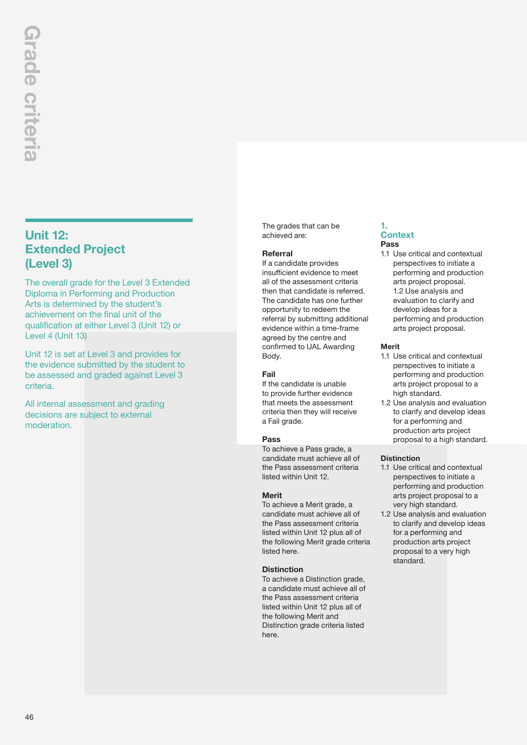# Grade criteria

## Unit 12: Extended Project (Level 3)

The overall grade for the Level 3 Extended Diploma in Performing and Production Arts is determined by the student's achievement on the final unit of the qualification at either Level 3 (Unit 12) or Level 4 (Unit 13)

Unit 12 is set at Level 3 and provides for the evidence submitted by the student to be assessed and graded against Level 3 criteria.

All internal assessment and grading decisions are subject to external moderation.

The grades that can be achieved are:

**Referral**
If a candidate provides insufficient evidence to meet all of the assessment criteria then that candidate is referred. The candidate has one further opportunity to redeem the referral by submitting additional evidence within a time-frame agreed by the centre and confirmed to UAL Awarding Body.

**Fail**
If the candidate is unable to provide further evidence that meets the assessment criteria then they will receive a Fail grade.

**Pass**
To achieve a Pass grade, a candidate must achieve all of the Pass assessment criteria listed within Unit 12.

**Merit**
To achieve a Merit grade, a candidate must achieve all of the Pass assessment criteria listed within Unit 12 plus all of the following Merit grade criteria listed here.

**Distinction**
To achieve a Distinction grade, a candidate must achieve all of the Pass assessment criteria listed within Unit 12 plus all of the following Merit and Distinction grade criteria listed here.

### 1. Context

**Pass**

1.1 Use critical and contextual perspectives to initiate a performing and production arts project proposal.

1.2 Use analysis and evaluation to clarify and develop ideas for a performing and production arts project proposal.

**Merit**

1.1 Use critical and contextual perspectives to initiate a performing and production arts project proposal to a high standard.

1.2 Use analysis and evaluation to clarify and develop ideas for a performing and production arts project proposal to a high standard.

**Distinction**

1.1 Use critical and contextual perspectives to initiate a performing and production arts project proposal to a very high standard.

1.2 Use analysis and evaluation to clarify and develop ideas for a performing and production arts project proposal to a very high standard.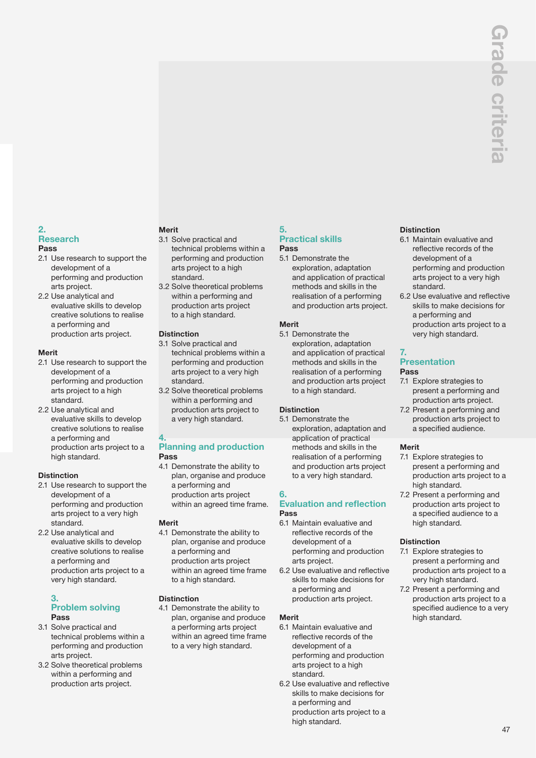# Grade criteria

## 2. Research

### Pass

2.1 Use research to support the development of a performing and production arts project.

2.2 Use analytical and evaluative skills to develop creative solutions to realise a performing and production arts project.

### Merit

2.1 Use research to support the development of a performing and production arts project to a high standard.

2.2 Use analytical and evaluative skills to develop creative solutions to realise a performing and production arts project to a high standard.

### Distinction

2.1 Use research to support the development of a performing and production arts project to a very high standard.

2.2 Use analytical and evaluative skills to develop creative solutions to realise a performing and production arts project to a very high standard.

## 3. Problem solving

### Pass

3.1 Solve practical and technical problems within a performing and production arts project.

3.2 Solve theoretical problems within a performing and production arts project.

### Merit

3.1 Solve practical and technical problems within a performing and production arts project to a high standard.

3.2 Solve theoretical problems within a performing and production arts project to a high standard.

### Distinction

3.1 Solve practical and technical problems within a performing and production arts project to a very high standard.

3.2 Solve theoretical problems within a performing and production arts project to a very high standard.

## 4. Planning and production

### Pass

4.1 Demonstrate the ability to plan, organise and produce a performing and production arts project within an agreed time frame.

### Merit

4.1 Demonstrate the ability to plan, organise and produce a performing and production arts project within an agreed time frame to a high standard.

### Distinction

4.1 Demonstrate the ability to plan, organise and produce a performing arts project within an agreed time frame to a very high standard.

## 5. Practical skills

### Pass

5.1 Demonstrate the exploration, adaptation and application of practical methods and skills in the realisation of a performing and production arts project.

### Merit

5.1 Demonstrate the exploration, adaptation and application of practical methods and skills in the realisation of a performing and production arts project to a high standard.

### Distinction

5.1 Demonstrate the exploration, adaptation and application of practical methods and skills in the realisation of a performing and production arts project to a very high standard.

## 6. Evaluation and reflection

### Pass

6.1 Maintain evaluative and reflective records of the development of a performing and production arts project.

6.2 Use evaluative and reflective skills to make decisions for a performing and production arts project.

### Merit

6.1 Maintain evaluative and reflective records of the development of a performing and production arts project to a high standard.

6.2 Use evaluative and reflective skills to make decisions for a performing and production arts project to a high standard.

### Distinction

6.1 Maintain evaluative and reflective records of the development of a performing and production arts project to a very high standard.

6.2 Use evaluative and reflective skills to make decisions for a performing and production arts project to a very high standard.

## 7. Presentation

### Pass

7.1 Explore strategies to present a performing and production arts project.

7.2 Present a performing and production arts project to a specified audience.

### Merit

7.1 Explore strategies to present a performing and production arts project to a high standard.

7.2 Present a performing and production arts project to a specified audience to a high standard.

### Distinction

7.1 Explore strategies to present a performing and production arts project to a very high standard.

7.2 Present a performing and production arts project to a specified audience to a very high standard.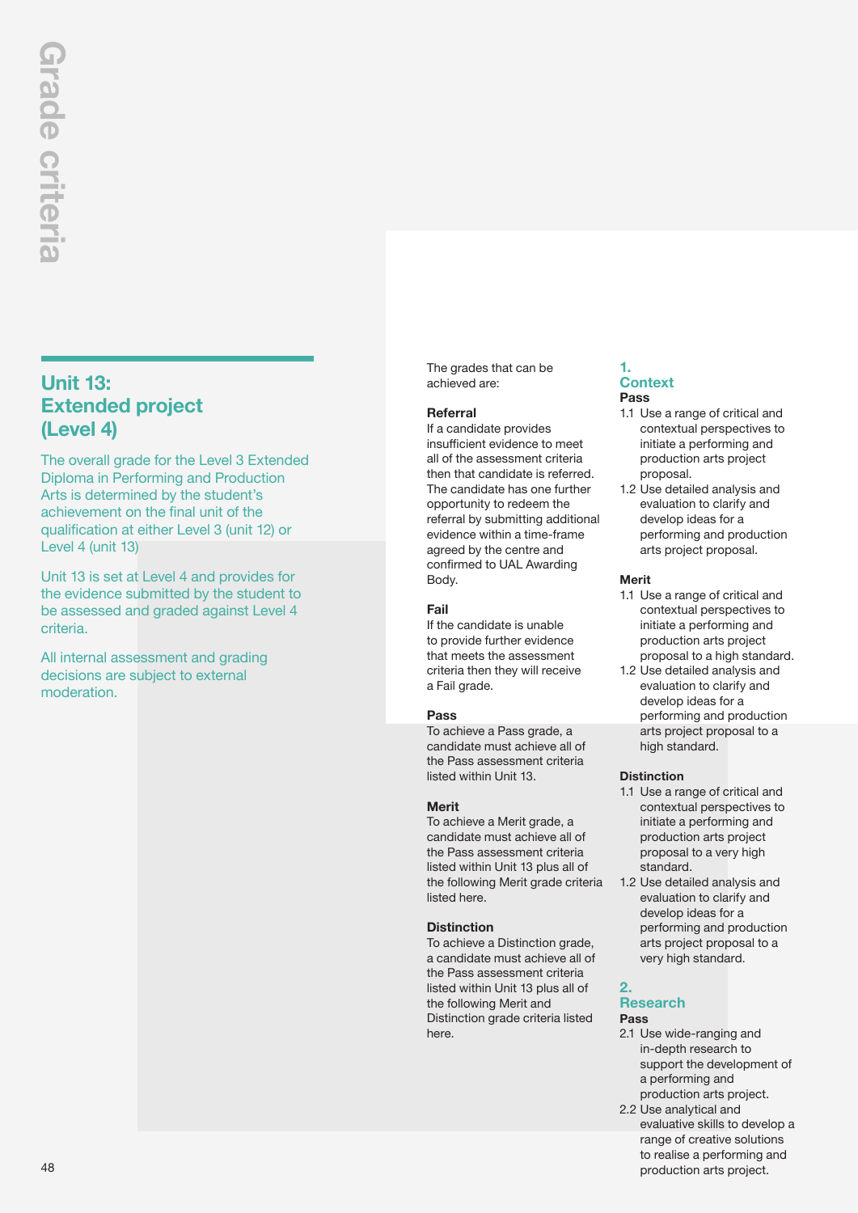# Grade criteria

## Unit 13: Extended project (Level 4)

The overall grade for the Level 3 Extended Diploma in Performing and Production Arts is determined by the student's achievement on the final unit of the qualification at either Level 3 (unit 12) or Level 4 (unit 13)

Unit 13 is set at Level 4 and provides for the evidence submitted by the student to be assessed and graded against Level 4 criteria.

All internal assessment and grading decisions are subject to external moderation.

The grades that can be achieved are:

**Referral**
If a candidate provides insufficient evidence to meet all of the assessment criteria then that candidate is referred. The candidate has one further opportunity to redeem the referral by submitting additional evidence within a time-frame agreed by the centre and confirmed to UAL Awarding Body.

**Fail**
If the candidate is unable to provide further evidence that meets the assessment criteria then they will receive a Fail grade.

**Pass**
To achieve a Pass grade, a candidate must achieve all of the Pass assessment criteria listed within Unit 13.

**Merit**
To achieve a Merit grade, a candidate must achieve all of the Pass assessment criteria listed within Unit 13 plus all of the following Merit grade criteria listed here.

**Distinction**
To achieve a Distinction grade, a candidate must achieve all of the Pass assessment criteria listed within Unit 13 plus all of the following Merit and Distinction grade criteria listed here.

### 1. Context

**Pass**

1.1 Use a range of critical and contextual perspectives to initiate a performing and production arts project proposal.

1.2 Use detailed analysis and evaluation to clarify and develop ideas for a performing and production arts project proposal.

**Merit**

1.1 Use a range of critical and contextual perspectives to initiate a performing and production arts project proposal to a high standard.

1.2 Use detailed analysis and evaluation to clarify and develop ideas for a performing and production arts project proposal to a high standard.

**Distinction**

1.1 Use a range of critical and contextual perspectives to initiate a performing and production arts project proposal to a very high standard.

1.2 Use detailed analysis and evaluation to clarify and develop ideas for a performing and production arts project proposal to a very high standard.

### 2. Research

**Pass**

2.1 Use wide-ranging and in-depth research to support the development of a performing and production arts project.

2.2 Use analytical and evaluative skills to develop a range of creative solutions to realise a performing and production arts project.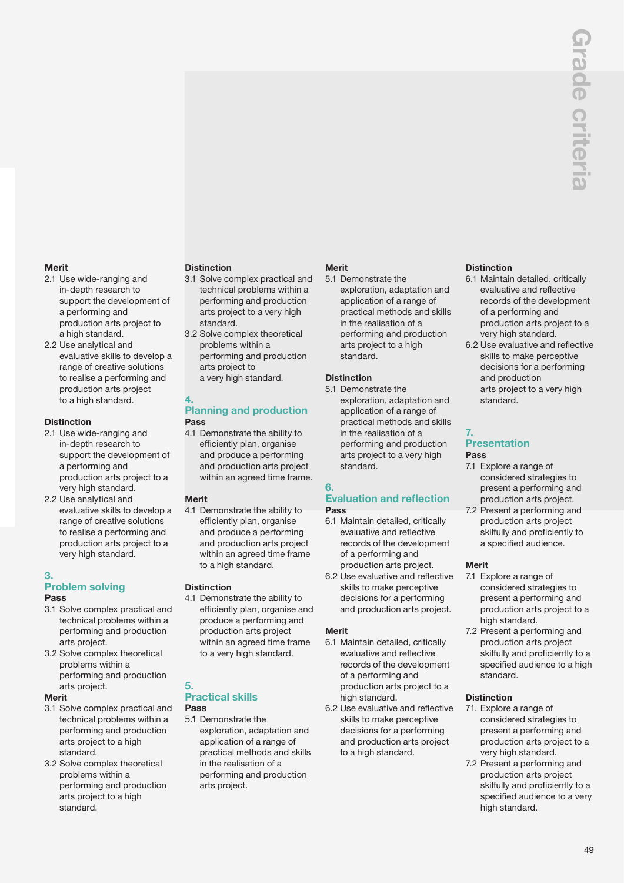**Merit**

2.1 Use wide-ranging and in-depth research to support the development of a performing and production arts project to a high standard.

2.2 Use analytical and evaluative skills to develop a range of creative solutions to realise a performing and production arts project to a high standard.

**Distinction**

2.1 Use wide-ranging and in-depth research to support the development of a performing and production arts project to a very high standard.

2.2 Use analytical and evaluative skills to develop a range of creative solutions to realise a performing and production arts project to a very high standard.

## 3. Problem solving

**Pass**

3.1 Solve complex practical and technical problems within a performing and production arts project.

3.2 Solve complex theoretical problems within a performing and production arts project.

**Merit**

3.1 Solve complex practical and technical problems within a performing and production arts project to a high standard.

3.2 Solve complex theoretical problems within a performing and production arts project to a high standard.

**Distinction**

3.1 Solve complex practical and technical problems within a performing and production arts project to a very high standard.

3.2 Solve complex theoretical problems within a performing and production arts project to a very high standard.

## 4. Planning and production

**Pass**

4.1 Demonstrate the ability to efficiently plan, organise and produce a performing and production arts project within an agreed time frame.

**Merit**

4.1 Demonstrate the ability to efficiently plan, organise and produce a performing and production arts project within an agreed time frame to a high standard.

**Distinction**

4.1 Demonstrate the ability to efficiently plan, organise and produce a performing and production arts project within an agreed time frame to a very high standard.

## 5. Practical skills

**Pass**

5.1 Demonstrate the exploration, adaptation and application of a range of practical methods and skills in the realisation of a performing and production arts project.

**Merit**

5.1 Demonstrate the exploration, adaptation and application of a range of practical methods and skills in the realisation of a performing and production arts project to a high standard.

**Distinction**

5.1 Demonstrate the exploration, adaptation and application of a range of practical methods and skills in the realisation of a performing and production arts project to a very high standard.

## 6. Evaluation and reflection

**Pass**

6.1 Maintain detailed, critically evaluative and reflective records of the development of a performing and production arts project.

6.2 Use evaluative and reflective skills to make perceptive decisions for a performing and production arts project.

**Merit**

6.1 Maintain detailed, critically evaluative and reflective records of the development of a performing and production arts project to a high standard.

6.2 Use evaluative and reflective skills to make perceptive decisions for a performing and production arts project to a high standard.

**Distinction**

6.1 Maintain detailed, critically evaluative and reflective records of the development of a performing and production arts project to a very high standard.

6.2 Use evaluative and reflective skills to make perceptive decisions for a performing and production arts project to a very high standard.

## 7. Presentation

**Pass**

7.1 Explore a range of considered strategies to present a performing and production arts project.

7.2 Present a performing and production arts project skilfully and proficiently to a specified audience.

**Merit**

7.1 Explore a range of considered strategies to present a performing and production arts project to a high standard.

7.2 Present a performing and production arts project skilfully and proficiently to a specified audience to a high standard.

**Distinction**

71. Explore a range of considered strategies to present a performing and production arts project to a very high standard.

7.2 Present a performing and production arts project skilfully and proficiently to a specified audience to a very high standard.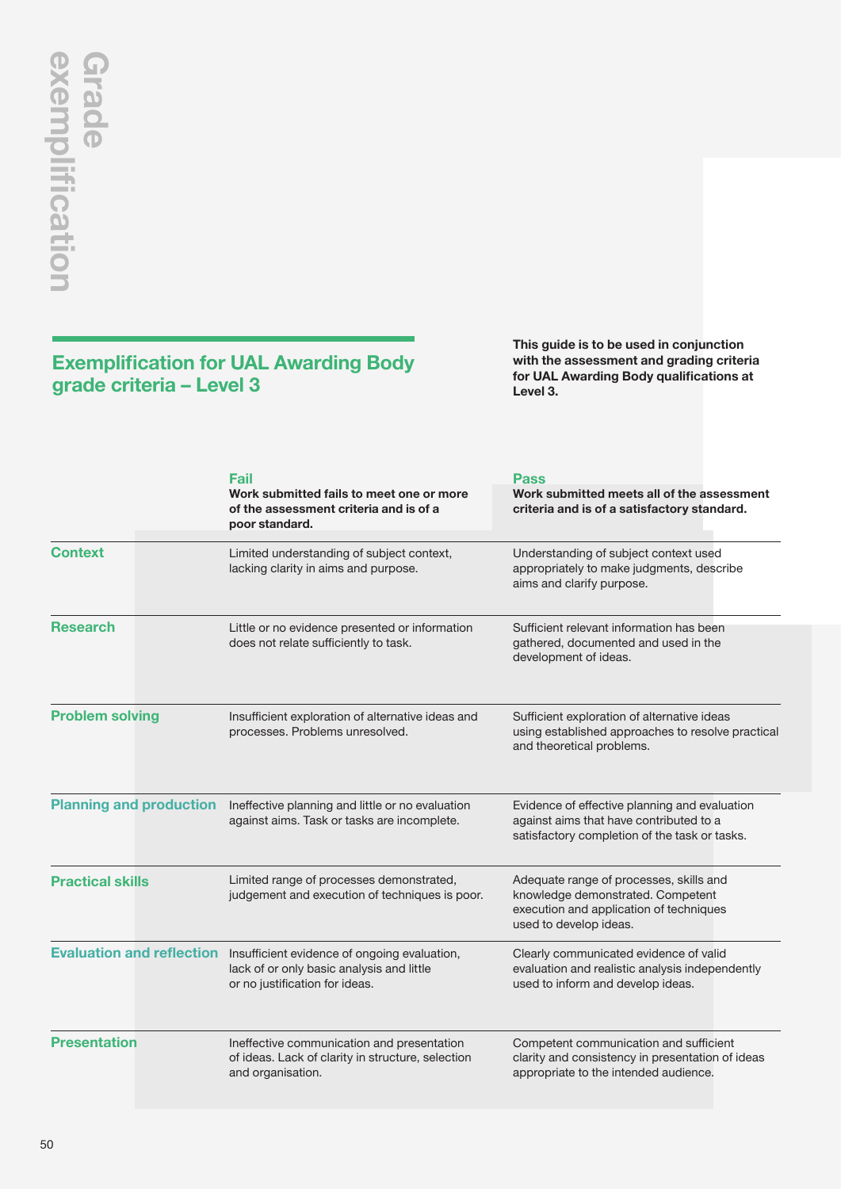# Grade exemplification

## Exemplification for UAL Awarding Body grade criteria – Level 3

**This guide is to be used in conjunction with the assessment and grading criteria for UAL Awarding Body qualifications at Level 3.**

| | Fail<br>**Work submitted fails to meet one or more of the assessment criteria and is of a poor standard.** | Pass<br>**Work submitted meets all of the assessment criteria and is of a satisfactory standard.** |
|---|---|---|
| **Context** | Limited understanding of subject context, lacking clarity in aims and purpose. | Understanding of subject context used appropriately to make judgments, describe aims and clarify purpose. |
| **Research** | Little or no evidence presented or information does not relate sufficiently to task. | Sufficient relevant information has been gathered, documented and used in the development of ideas. |
| **Problem solving** | Insufficient exploration of alternative ideas and processes. Problems unresolved. | Sufficient exploration of alternative ideas using established approaches to resolve practical and theoretical problems. |
| **Planning and production** | Ineffective planning and little or no evaluation against aims. Task or tasks are incomplete. | Evidence of effective planning and evaluation against aims that have contributed to a satisfactory completion of the task or tasks. |
| **Practical skills** | Limited range of processes demonstrated, judgement and execution of techniques is poor. | Adequate range of processes, skills and knowledge demonstrated. Competent execution and application of techniques used to develop ideas. |
| **Evaluation and reflection** | Insufficient evidence of ongoing evaluation, lack of or only basic analysis and little or no justification for ideas. | Clearly communicated evidence of valid evaluation and realistic analysis independently used to inform and develop ideas. |
| **Presentation** | Ineffective communication and presentation of ideas. Lack of clarity in structure, selection and organisation. | Competent communication and sufficient clarity and consistency in presentation of ideas appropriate to the intended audience. |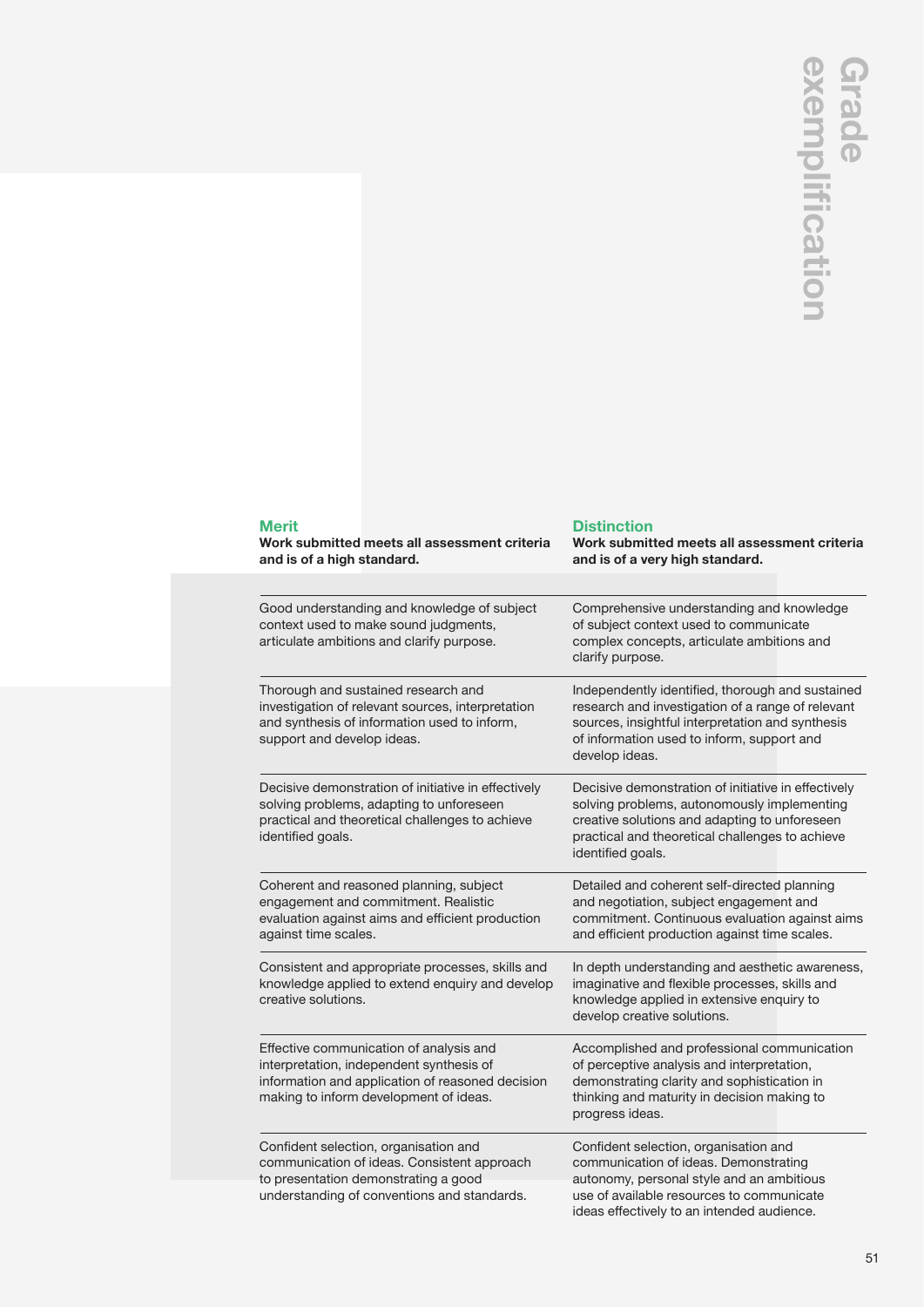# Grade exemplification

| Merit<br>**Work submitted meets all assessment criteria and is of a high standard.** | Distinction<br>**Work submitted meets all assessment criteria and is of a very high standard.** |
| --- | --- |
| Good understanding and knowledge of subject context used to make sound judgments, articulate ambitions and clarify purpose. | Comprehensive understanding and knowledge of subject context used to communicate complex concepts, articulate ambitions and clarify purpose. |
| Thorough and sustained research and investigation of relevant sources, interpretation and synthesis of information used to inform, support and develop ideas. | Independently identified, thorough and sustained research and investigation of a range of relevant sources, insightful interpretation and synthesis of information used to inform, support and develop ideas. |
| Decisive demonstration of initiative in effectively solving problems, adapting to unforeseen practical and theoretical challenges to achieve identified goals. | Decisive demonstration of initiative in effectively solving problems, autonomously implementing creative solutions and adapting to unforeseen practical and theoretical challenges to achieve identified goals. |
| Coherent and reasoned planning, subject engagement and commitment. Realistic evaluation against aims and efficient production against time scales. | Detailed and coherent self-directed planning and negotiation, subject engagement and commitment. Continuous evaluation against aims and efficient production against time scales. |
| Consistent and appropriate processes, skills and knowledge applied to extend enquiry and develop creative solutions. | In depth understanding and aesthetic awareness, imaginative and flexible processes, skills and knowledge applied in extensive enquiry to develop creative solutions. |
| Effective communication of analysis and interpretation, independent synthesis of information and application of reasoned decision making to inform development of ideas. | Accomplished and professional communication of perceptive analysis and interpretation, demonstrating clarity and sophistication in thinking and maturity in decision making to progress ideas. |
| Confident selection, organisation and communication of ideas. Consistent approach to presentation demonstrating a good understanding of conventions and standards. | Confident selection, organisation and communication of ideas. Demonstrating autonomy, personal style and an ambitious use of available resources to communicate ideas effectively to an intended audience. |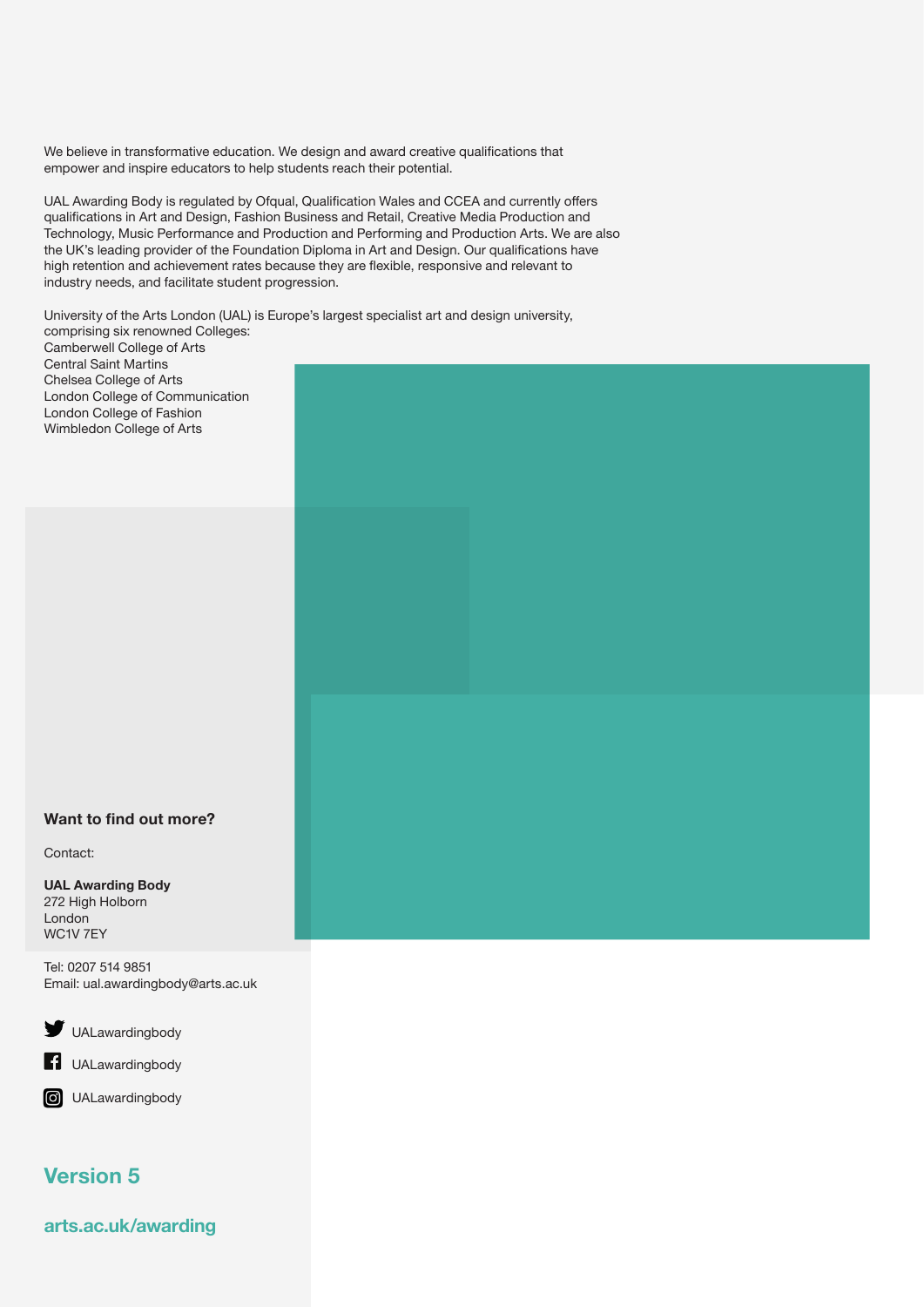We believe in transformative education. We design and award creative qualifications that empower and inspire educators to help students reach their potential.

UAL Awarding Body is regulated by Ofqual, Qualification Wales and CCEA and currently offers qualifications in Art and Design, Fashion Business and Retail, Creative Media Production and Technology, Music Performance and Production and Performing and Production Arts. We are also the UK's leading provider of the Foundation Diploma in Art and Design. Our qualifications have high retention and achievement rates because they are flexible, responsive and relevant to industry needs, and facilitate student progression.

University of the Arts London (UAL) is Europe's largest specialist art and design university, comprising six renowned Colleges:
Camberwell College of Arts
Central Saint Martins
Chelsea College of Arts
London College of Communication
London College of Fashion
Wimbledon College of Arts

**Want to find out more?**

Contact:

**UAL Awarding Body**
272 High Holborn
London
WC1V 7EY

Tel: 0207 514 9851
Email: ual.awardingbody@arts.ac.uk

UALawardingbody

UALawardingbody

UALawardingbody

## Version 5

**arts.ac.uk/awarding**